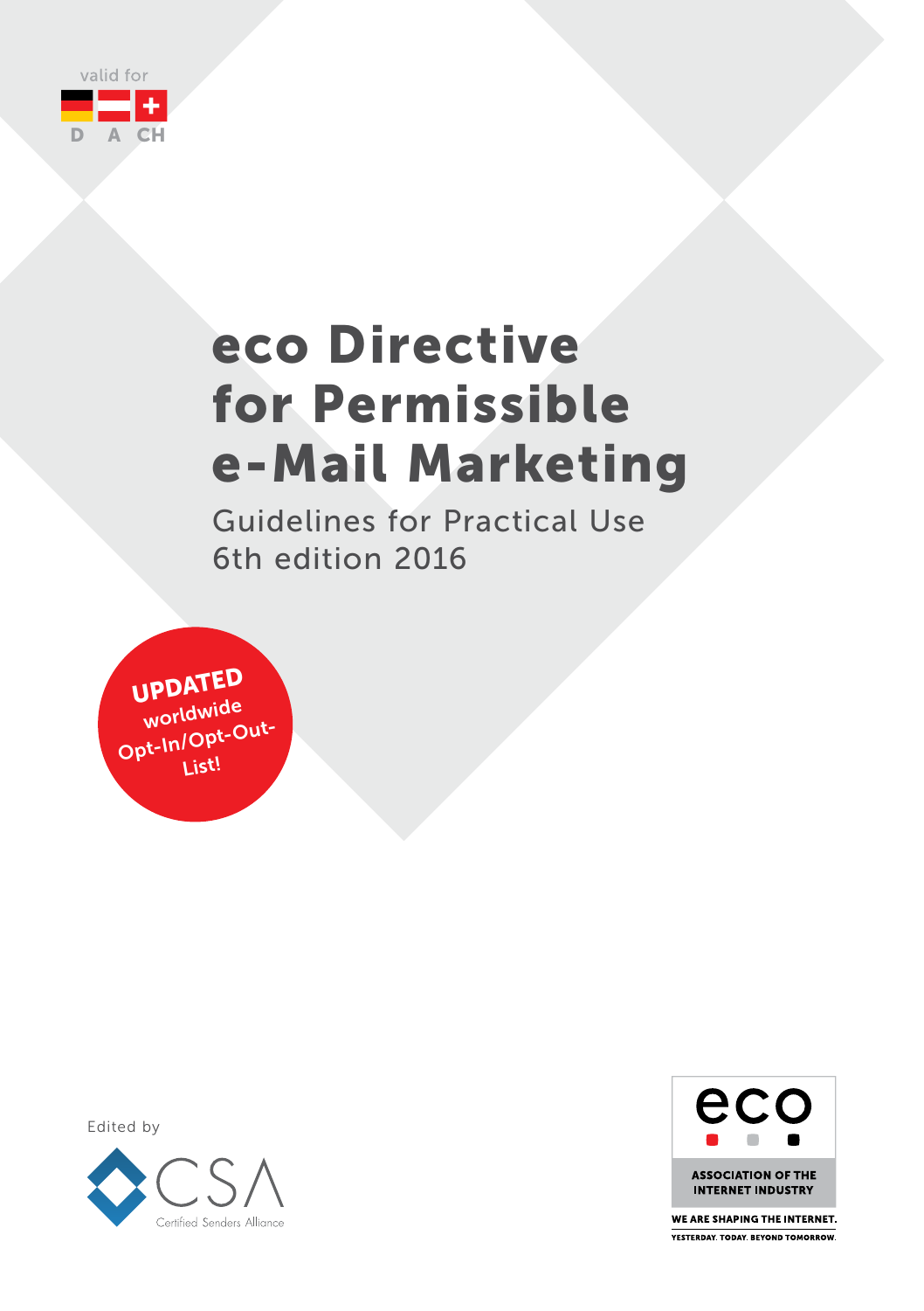valid for

D A CH

# eco Directive for Permissible e-Mail Marketing

## Guidelines for Practical Use
6th edition 2016

UPDATED worldwide Opt-In/Opt-Out-List!

Edited by

CSA
Certified Senders Alliance

eco

ASSOCIATION OF THE INTERNET INDUSTRY

WE ARE SHAPING THE INTERNET.
YESTERDAY. TODAY. BEYOND TOMORROW.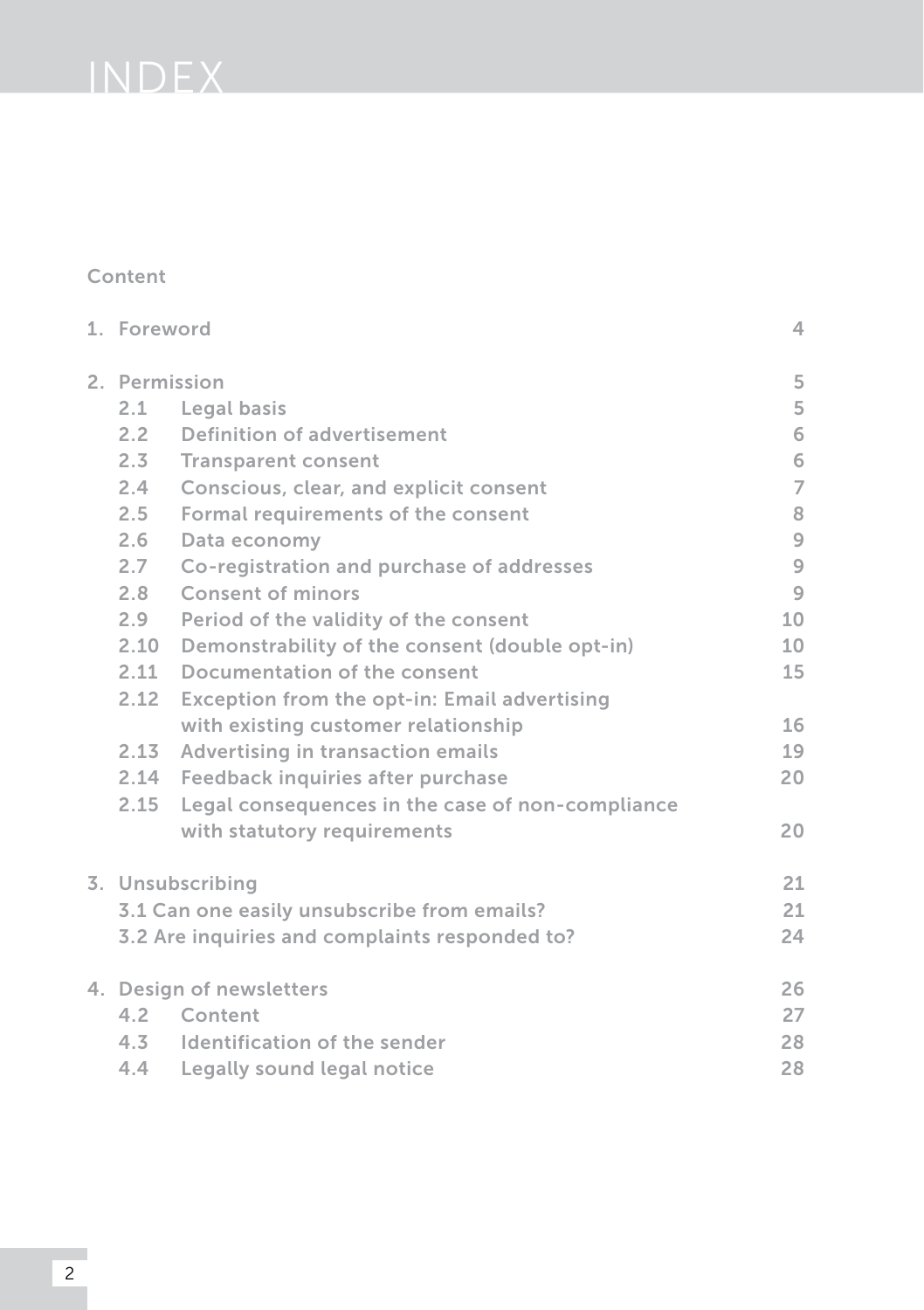# INDEX

Content

| | | |
|---|---|---|
| 1. | Foreword | 4 |
| 2. | Permission | 5 |
| 2.1 | Legal basis | 5 |
| 2.2 | Definition of advertisement | 6 |
| 2.3 | Transparent consent | 6 |
| 2.4 | Conscious, clear, and explicit consent | 7 |
| 2.5 | Formal requirements of the consent | 8 |
| 2.6 | Data economy | 9 |
| 2.7 | Co-registration and purchase of addresses | 9 |
| 2.8 | Consent of minors | 9 |
| 2.9 | Period of the validity of the consent | 10 |
| 2.10 | Demonstrability of the consent (double opt-in) | 10 |
| 2.11 | Documentation of the consent | 15 |
| 2.12 | Exception from the opt-in: Email advertising with existing customer relationship | 16 |
| 2.13 | Advertising in transaction emails | 19 |
| 2.14 | Feedback inquiries after purchase | 20 |
| 2.15 | Legal consequences in the case of non-compliance with statutory requirements | 20 |
| 3. | Unsubscribing | 21 |
| 3.1 | Can one easily unsubscribe from emails? | 21 |
| 3.2 | Are inquiries and complaints responded to? | 24 |
| 4. | Design of newsletters | 26 |
| 4.2 | Content | 27 |
| 4.3 | Identification of the sender | 28 |
| 4.4 | Legally sound legal notice | 28 |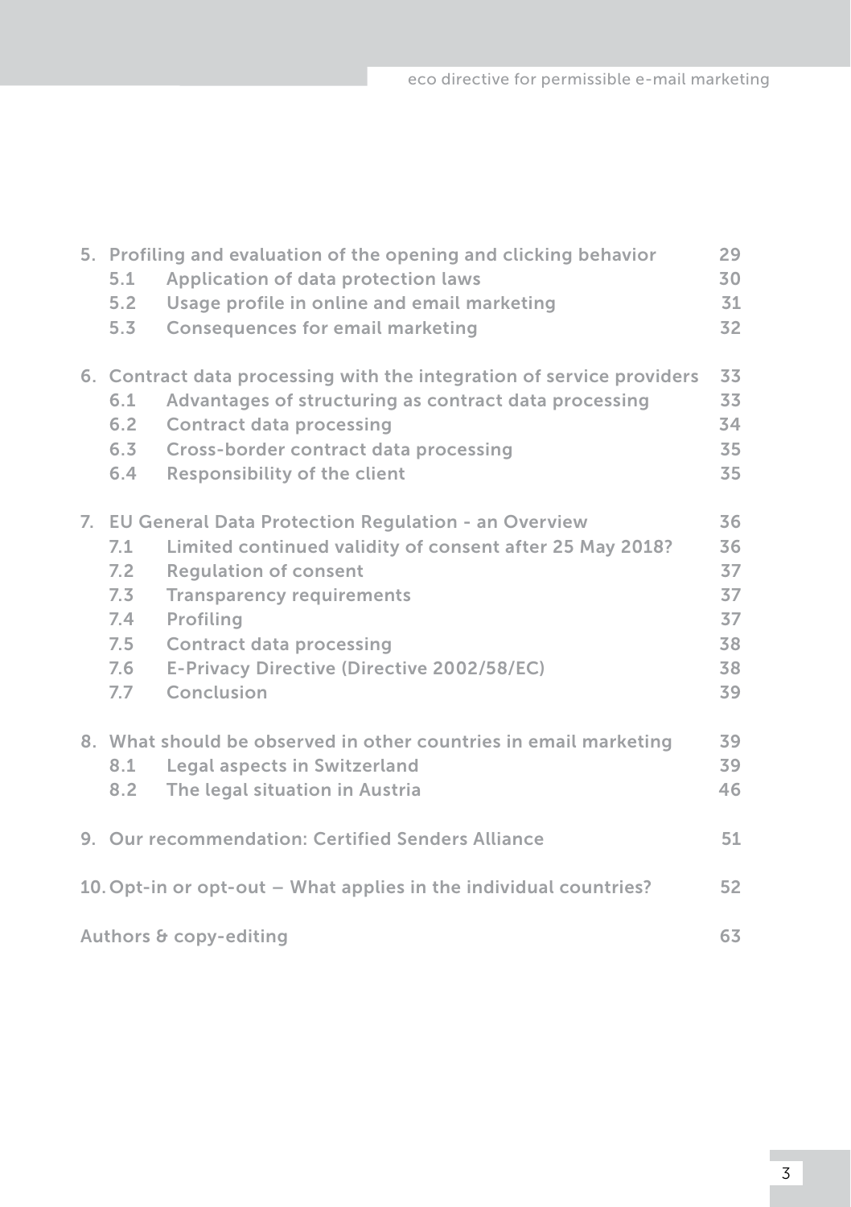| | | |
|---|---|---|
| 5. | Profiling and evaluation of the opening and clicking behavior | 29 |
| 5.1 | Application of data protection laws | 30 |
| 5.2 | Usage profile in online and email marketing | 31 |
| 5.3 | Consequences for email marketing | 32 |
| 6. | Contract data processing with the integration of service providers | 33 |
| 6.1 | Advantages of structuring as contract data processing | 33 |
| 6.2 | Contract data processing | 34 |
| 6.3 | Cross-border contract data processing | 35 |
| 6.4 | Responsibility of the client | 35 |
| 7. | EU General Data Protection Regulation - an Overview | 36 |
| 7.1 | Limited continued validity of consent after 25 May 2018? | 36 |
| 7.2 | Regulation of consent | 37 |
| 7.3 | Transparency requirements | 37 |
| 7.4 | Profiling | 37 |
| 7.5 | Contract data processing | 38 |
| 7.6 | E-Privacy Directive (Directive 2002/58/EC) | 38 |
| 7.7 | Conclusion | 39 |
| 8. | What should be observed in other countries in email marketing | 39 |
| 8.1 | Legal aspects in Switzerland | 39 |
| 8.2 | The legal situation in Austria | 46 |
| 9. | Our recommendation: Certified Senders Alliance | 51 |
| 10. | Opt-in or opt-out – What applies in the individual countries? | 52 |
| | Authors & copy-editing | 63 |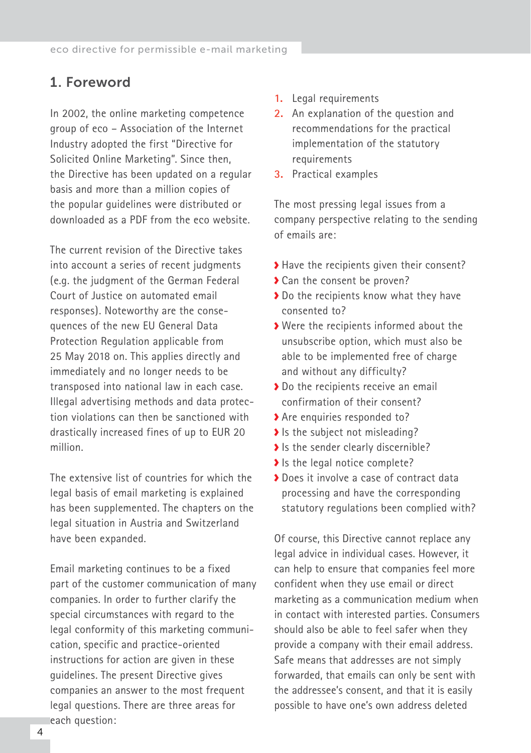## 1. Foreword

In 2002, the online marketing competence group of eco – Association of the Internet Industry adopted the first "Directive for Solicited Online Marketing". Since then, the Directive has been updated on a regular basis and more than a million copies of the popular guidelines were distributed or downloaded as a PDF from the eco website.

The current revision of the Directive takes into account a series of recent judgments (e.g. the judgment of the German Federal Court of Justice on automated email responses). Noteworthy are the consequences of the new EU General Data Protection Regulation applicable from 25 May 2018 on. This applies directly and immediately and no longer needs to be transposed into national law in each case. Illegal advertising methods and data protection violations can then be sanctioned with drastically increased fines of up to EUR 20 million.

The extensive list of countries for which the legal basis of email marketing is explained has been supplemented. The chapters on the legal situation in Austria and Switzerland have been expanded.

Email marketing continues to be a fixed part of the customer communication of many companies. In order to further clarify the special circumstances with regard to the legal conformity of this marketing communication, specific and practice-oriented instructions for action are given in these guidelines. The present Directive gives companies an answer to the most frequent legal questions. There are three areas for each question:

1. Legal requirements
2. An explanation of the question and recommendations for the practical implementation of the statutory requirements
3. Practical examples

The most pressing legal issues from a company perspective relating to the sending of emails are:

- Have the recipients given their consent?
- Can the consent be proven?
- Do the recipients know what they have consented to?
- Were the recipients informed about the unsubscribe option, which must also be able to be implemented free of charge and without any difficulty?
- Do the recipients receive an email confirmation of their consent?
- Are enquiries responded to?
- Is the subject not misleading?
- Is the sender clearly discernible?
- Is the legal notice complete?
- Does it involve a case of contract data processing and have the corresponding statutory regulations been complied with?

Of course, this Directive cannot replace any legal advice in individual cases. However, it can help to ensure that companies feel more confident when they use email or direct marketing as a communication medium when in contact with interested parties. Consumers should also be able to feel safer when they provide a company with their email address. Safe means that addresses are not simply forwarded, that emails can only be sent with the addressee's consent, and that it is easily possible to have one's own address deleted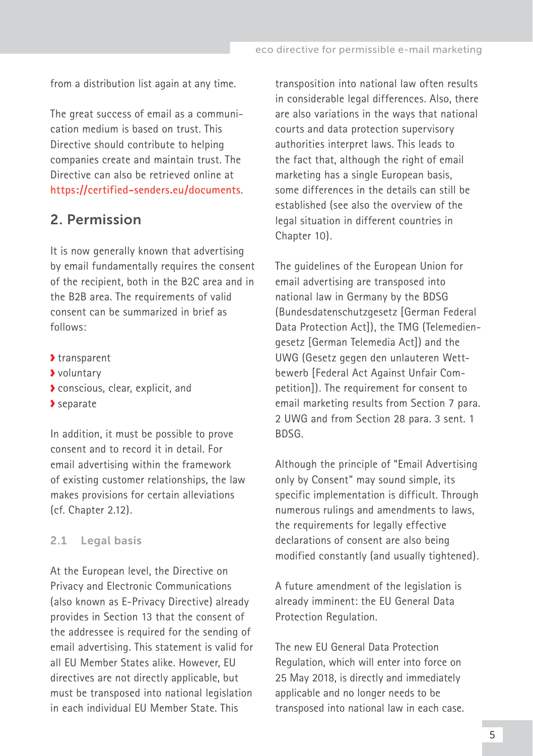from a distribution list again at any time.

The great success of email as a communication medium is based on trust. This Directive should contribute to helping companies create and maintain trust. The Directive can also be retrieved online at **https://certified-senders.eu/documents**.

## 2. Permission

It is now generally known that advertising by email fundamentally requires the consent of the recipient, both in the B2C area and in the B2B area. The requirements of valid consent can be summarized in brief as follows:

- transparent
- voluntary
- conscious, clear, explicit, and
- separate

In addition, it must be possible to prove consent and to record it in detail. For email advertising within the framework of existing customer relationships, the law makes provisions for certain alleviations (cf. Chapter 2.12).

### 2.1 Legal basis

At the European level, the Directive on Privacy and Electronic Communications (also known as E-Privacy Directive) already provides in Section 13 that the consent of the addressee is required for the sending of email advertising. This statement is valid for all EU Member States alike. However, EU directives are not directly applicable, but must be transposed into national legislation in each individual EU Member State. This transposition into national law often results in considerable legal differences. Also, there are also variations in the ways that national courts and data protection supervisory authorities interpret laws. This leads to the fact that, although the right of email marketing has a single European basis, some differences in the details can still be established (see also the overview of the legal situation in different countries in Chapter 10).

The guidelines of the European Union for email advertising are transposed into national law in Germany by the BDSG (Bundesdatenschutzgesetz [German Federal Data Protection Act]), the TMG (Telemediengesetz [German Telemedia Act]) and the UWG (Gesetz gegen den unlauteren Wettbewerb [Federal Act Against Unfair Competition]). The requirement for consent to email marketing results from Section 7 para. 2 UWG and from Section 28 para. 3 sent. 1 BDSG.

Although the principle of "Email Advertising only by Consent" may sound simple, its specific implementation is difficult. Through numerous rulings and amendments to laws, the requirements for legally effective declarations of consent are also being modified constantly (and usually tightened).

A future amendment of the legislation is already imminent: the EU General Data Protection Regulation.

The new EU General Data Protection Regulation, which will enter into force on 25 May 2018, is directly and immediately applicable and no longer needs to be transposed into national law in each case.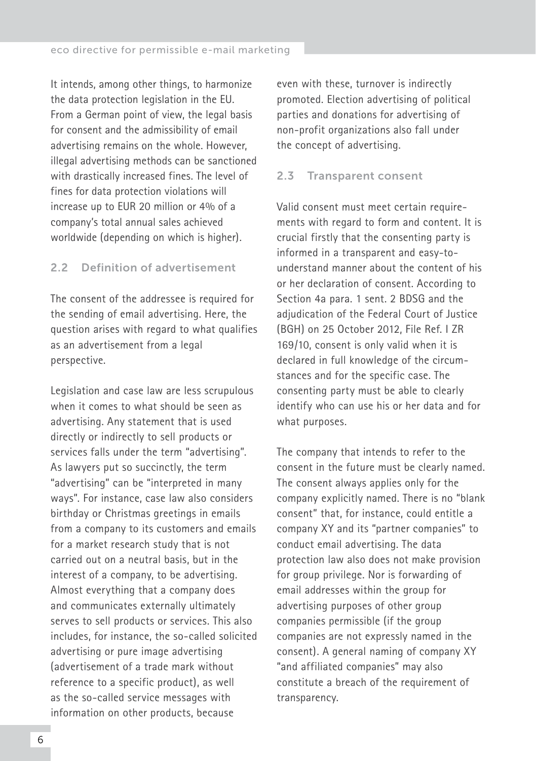It intends, among other things, to harmonize the data protection legislation in the EU. From a German point of view, the legal basis for consent and the admissibility of email advertising remains on the whole. However, illegal advertising methods can be sanctioned with drastically increased fines. The level of fines for data protection violations will increase up to EUR 20 million or 4% of a company's total annual sales achieved worldwide (depending on which is higher).

## 2.2 Definition of advertisement

The consent of the addressee is required for the sending of email advertising. Here, the question arises with regard to what qualifies as an advertisement from a legal perspective.

Legislation and case law are less scrupulous when it comes to what should be seen as advertising. Any statement that is used directly or indirectly to sell products or services falls under the term "advertising". As lawyers put so succinctly, the term "advertising" can be "interpreted in many ways". For instance, case law also considers birthday or Christmas greetings in emails from a company to its customers and emails for a market research study that is not carried out on a neutral basis, but in the interest of a company, to be advertising. Almost everything that a company does and communicates externally ultimately serves to sell products or services. This also includes, for instance, the so-called solicited advertising or pure image advertising (advertisement of a trade mark without reference to a specific product), as well as the so-called service messages with information on other products, because even with these, turnover is indirectly promoted. Election advertising of political parties and donations for advertising of non-profit organizations also fall under the concept of advertising.

## 2.3 Transparent consent

Valid consent must meet certain requirements with regard to form and content. It is crucial firstly that the consenting party is informed in a transparent and easy-to-understand manner about the content of his or her declaration of consent. According to Section 4a para. 1 sent. 2 BDSG and the adjudication of the Federal Court of Justice (BGH) on 25 October 2012, File Ref. I ZR 169/10, consent is only valid when it is declared in full knowledge of the circumstances and for the specific case. The consenting party must be able to clearly identify who can use his or her data and for what purposes.

The company that intends to refer to the consent in the future must be clearly named. The consent always applies only for the company explicitly named. There is no "blank consent" that, for instance, could entitle a company XY and its "partner companies" to conduct email advertising. The data protection law also does not make provision for group privilege. Nor is forwarding of email addresses within the group for advertising purposes of other group companies permissible (if the group companies are not expressly named in the consent). A general naming of company XY "and affiliated companies" may also constitute a breach of the requirement of transparency.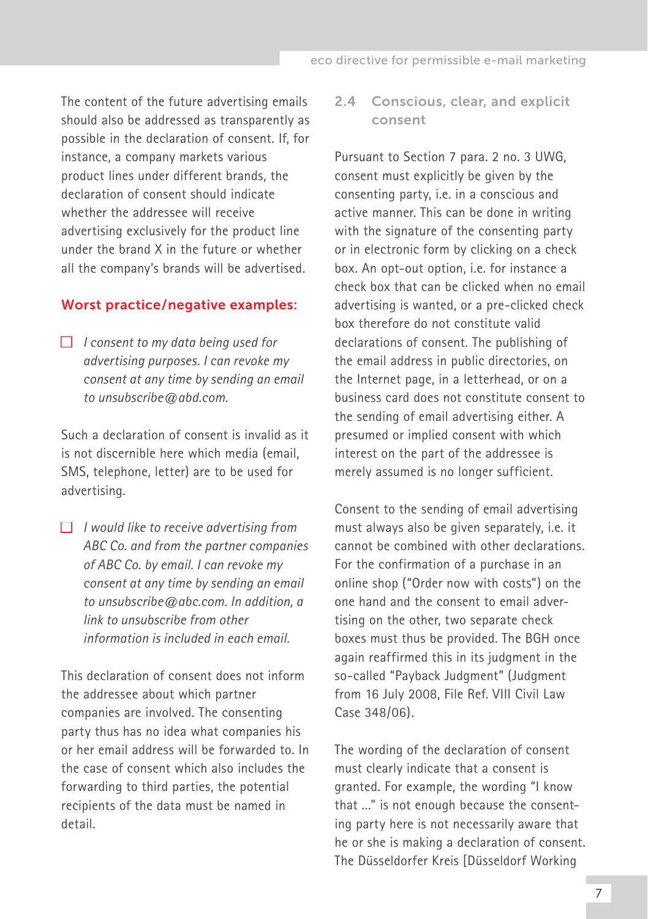The content of the future advertising emails should also be addressed as transparently as possible in the declaration of consent. If, for instance, a company markets various product lines under different brands, the declaration of consent should indicate whether the addressee will receive advertising exclusively for the product line under the brand X in the future or whether all the company's brands will be advertised.

**Worst practice/negative examples:**

- ☐ *I consent to my data being used for advertising purposes. I can revoke my consent at any time by sending an email to unsubscribe@abd.com.*

Such a declaration of consent is invalid as it is not discernible here which media (email, SMS, telephone, letter) are to be used for advertising.

- ☐ *I would like to receive advertising from ABC Co. and from the partner companies of ABC Co. by email. I can revoke my consent at any time by sending an email to unsubscribe@abc.com. In addition, a link to unsubscribe from other information is included in each email.*

This declaration of consent does not inform the addressee about which partner companies are involved. The consenting party thus has no idea what companies his or her email address will be forwarded to. In the case of consent which also includes the forwarding to third parties, the potential recipients of the data must be named in detail.

## 2.4 Conscious, clear, and explicit consent

Pursuant to Section 7 para. 2 no. 3 UWG, consent must explicitly be given by the consenting party, i.e. in a conscious and active manner. This can be done in writing with the signature of the consenting party or in electronic form by clicking on a check box. An opt-out option, i.e. for instance a check box that can be clicked when no email advertising is wanted, or a pre-clicked check box therefore do not constitute valid declarations of consent. The publishing of the email address in public directories, on the Internet page, in a letterhead, or on a business card does not constitute consent to the sending of email advertising either. A presumed or implied consent with which interest on the part of the addressee is merely assumed is no longer sufficient.

Consent to the sending of email advertising must always also be given separately, i.e. it cannot be combined with other declarations. For the confirmation of a purchase in an online shop ("Order now with costs") on the one hand and the consent to email advertising on the other, two separate check boxes must thus be provided. The BGH once again reaffirmed this in its judgment in the so-called "Payback Judgment" (Judgment from 16 July 2008, File Ref. VIII Civil Law Case 348/06).

The wording of the declaration of consent must clearly indicate that a consent is granted. For example, the wording "I know that ..." is not enough because the consenting party here is not necessarily aware that he or she is making a declaration of consent. The Düsseldorfer Kreis [Düsseldorf Working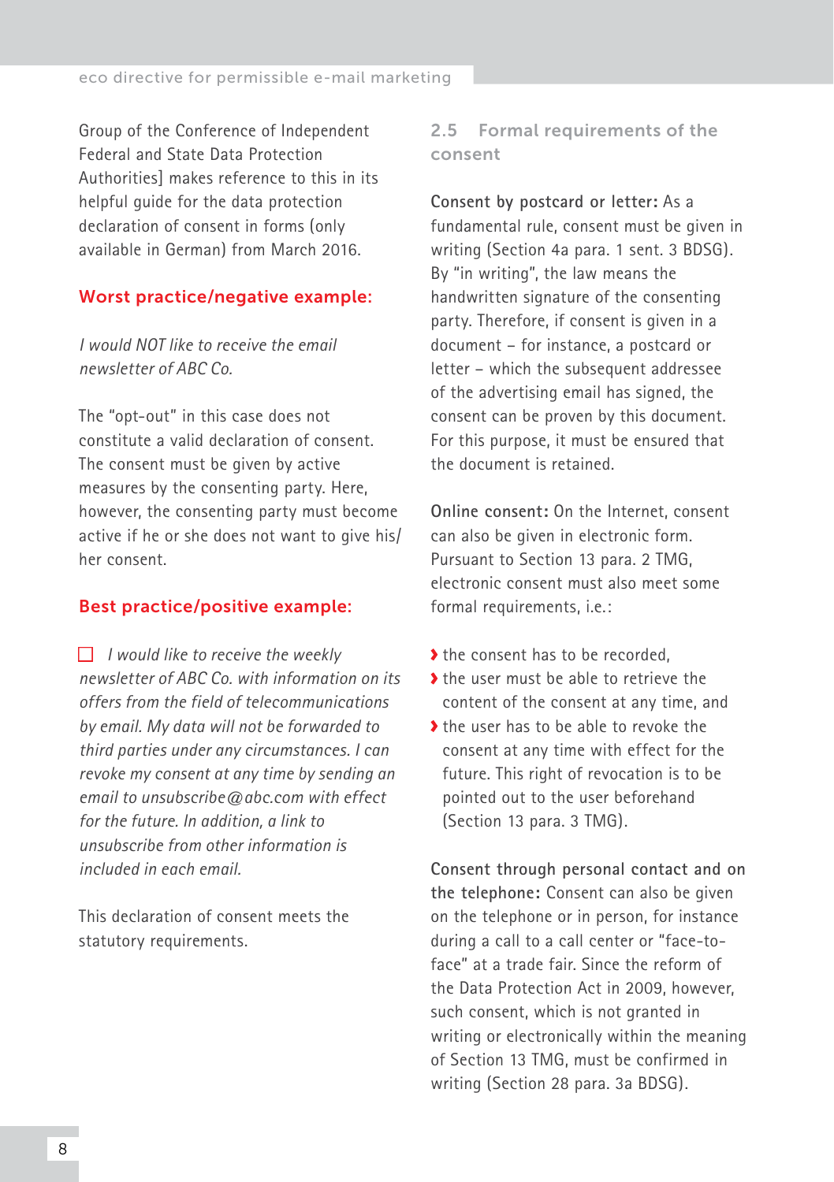Group of the Conference of Independent Federal and State Data Protection Authorities] makes reference to this in its helpful guide for the data protection declaration of consent in forms (only available in German) from March 2016.

**Worst practice/negative example:**

*I would NOT like to receive the email newsletter of ABC Co.*

The "opt-out" in this case does not constitute a valid declaration of consent. The consent must be given by active measures by the consenting party. Here, however, the consenting party must become active if he or she does not want to give his/her consent.

**Best practice/positive example:**

☐ *I would like to receive the weekly newsletter of ABC Co. with information on its offers from the field of telecommunications by email. My data will not be forwarded to third parties under any circumstances. I can revoke my consent at any time by sending an email to unsubscribe@abc.com with effect for the future. In addition, a link to unsubscribe from other information is included in each email.*

This declaration of consent meets the statutory requirements.

### 2.5 Formal requirements of the consent

**Consent by postcard or letter:** As a fundamental rule, consent must be given in writing (Section 4a para. 1 sent. 3 BDSG). By "in writing", the law means the handwritten signature of the consenting party. Therefore, if consent is given in a document – for instance, a postcard or letter – which the subsequent addressee of the advertising email has signed, the consent can be proven by this document. For this purpose, it must be ensured that the document is retained.

**Online consent:** On the Internet, consent can also be given in electronic form. Pursuant to Section 13 para. 2 TMG, electronic consent must also meet some formal requirements, i.e.:

- the consent has to be recorded,
- the user must be able to retrieve the content of the consent at any time, and
- the user has to be able to revoke the consent at any time with effect for the future. This right of revocation is to be pointed out to the user beforehand (Section 13 para. 3 TMG).

**Consent through personal contact and on the telephone:** Consent can also be given on the telephone or in person, for instance during a call to a call center or "face-to-face" at a trade fair. Since the reform of the Data Protection Act in 2009, however, such consent, which is not granted in writing or electronically within the meaning of Section 13 TMG, must be confirmed in writing (Section 28 para. 3a BDSG).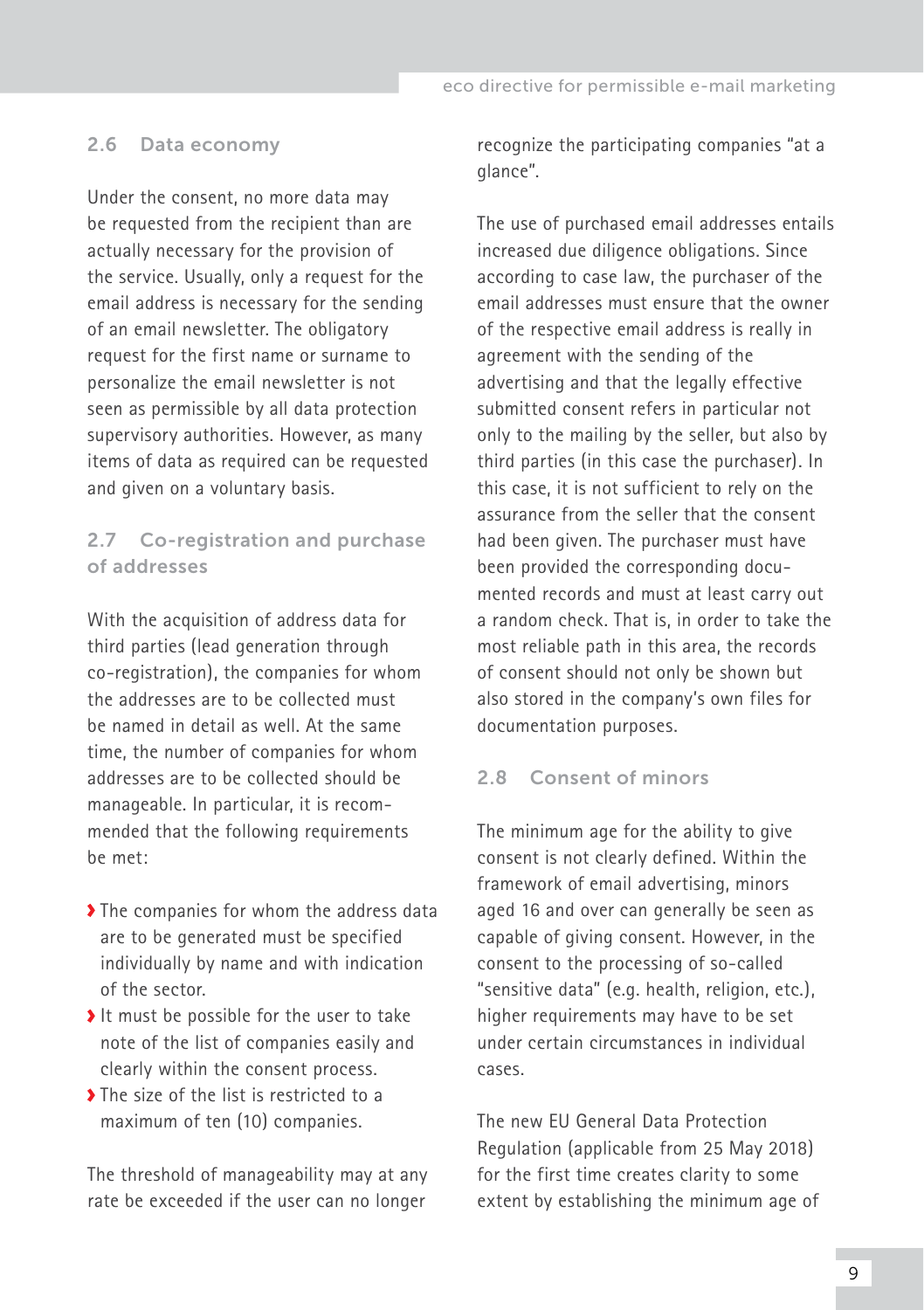## 2.6 Data economy

Under the consent, no more data may be requested from the recipient than are actually necessary for the provision of the service. Usually, only a request for the email address is necessary for the sending of an email newsletter. The obligatory request for the first name or surname to personalize the email newsletter is not seen as permissible by all data protection supervisory authorities. However, as many items of data as required can be requested and given on a voluntary basis.

## 2.7 Co-registration and purchase of addresses

With the acquisition of address data for third parties (lead generation through co-registration), the companies for whom the addresses are to be collected must be named in detail as well. At the same time, the number of companies for whom addresses are to be collected should be manageable. In particular, it is recommended that the following requirements be met:

- The companies for whom the address data are to be generated must be specified individually by name and with indication of the sector.
- It must be possible for the user to take note of the list of companies easily and clearly within the consent process.
- The size of the list is restricted to a maximum of ten (10) companies.

The threshold of manageability may at any rate be exceeded if the user can no longer recognize the participating companies "at a glance".

The use of purchased email addresses entails increased due diligence obligations. Since according to case law, the purchaser of the email addresses must ensure that the owner of the respective email address is really in agreement with the sending of the advertising and that the legally effective submitted consent refers in particular not only to the mailing by the seller, but also by third parties (in this case the purchaser). In this case, it is not sufficient to rely on the assurance from the seller that the consent had been given. The purchaser must have been provided the corresponding documented records and must at least carry out a random check. That is, in order to take the most reliable path in this area, the records of consent should not only be shown but also stored in the company's own files for documentation purposes.

## 2.8 Consent of minors

The minimum age for the ability to give consent is not clearly defined. Within the framework of email advertising, minors aged 16 and over can generally be seen as capable of giving consent. However, in the consent to the processing of so-called "sensitive data" (e.g. health, religion, etc.), higher requirements may have to be set under certain circumstances in individual cases.

The new EU General Data Protection Regulation (applicable from 25 May 2018) for the first time creates clarity to some extent by establishing the minimum age of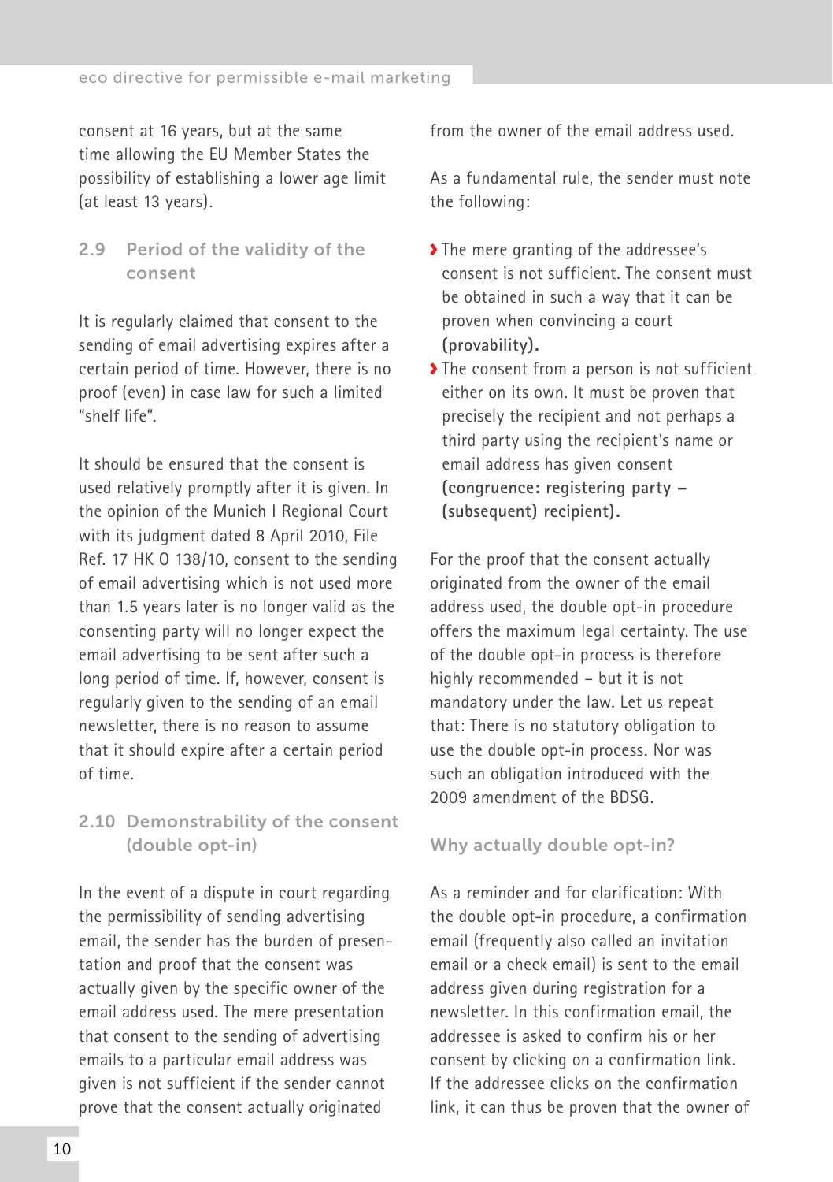consent at 16 years, but at the same time allowing the EU Member States the possibility of establishing a lower age limit (at least 13 years).

### 2.9 Period of the validity of the consent

It is regularly claimed that consent to the sending of email advertising expires after a certain period of time. However, there is no proof (even) in case law for such a limited "shelf life".

It should be ensured that the consent is used relatively promptly after it is given. In the opinion of the Munich I Regional Court with its judgment dated 8 April 2010, File Ref. 17 HK O 138/10, consent to the sending of email advertising which is not used more than 1.5 years later is no longer valid as the consenting party will no longer expect the email advertising to be sent after such a long period of time. If, however, consent is regularly given to the sending of an email newsletter, there is no reason to assume that it should expire after a certain period of time.

### 2.10 Demonstrability of the consent (double opt-in)

In the event of a dispute in court regarding the permissibility of sending advertising email, the sender has the burden of presentation and proof that the consent was actually given by the specific owner of the email address used. The mere presentation that consent to the sending of advertising emails to a particular email address was given is not sufficient if the sender cannot prove that the consent actually originated from the owner of the email address used.

As a fundamental rule, the sender must note the following:

- The mere granting of the addressee's consent is not sufficient. The consent must be obtained in such a way that it can be proven when convincing a court **(provability).**
- The consent from a person is not sufficient either on its own. It must be proven that precisely the recipient and not perhaps a third party using the recipient's name or email address has given consent **(congruence: registering party – (subsequent) recipient).**

For the proof that the consent actually originated from the owner of the email address used, the double opt-in procedure offers the maximum legal certainty. The use of the double opt-in process is therefore highly recommended – but it is not mandatory under the law. Let us repeat that: There is no statutory obligation to use the double opt-in process. Nor was such an obligation introduced with the 2009 amendment of the BDSG.

#### Why actually double opt-in?

As a reminder and for clarification: With the double opt-in procedure, a confirmation email (frequently also called an invitation email or a check email) is sent to the email address given during registration for a newsletter. In this confirmation email, the addressee is asked to confirm his or her consent by clicking on a confirmation link. If the addressee clicks on the confirmation link, it can thus be proven that the owner of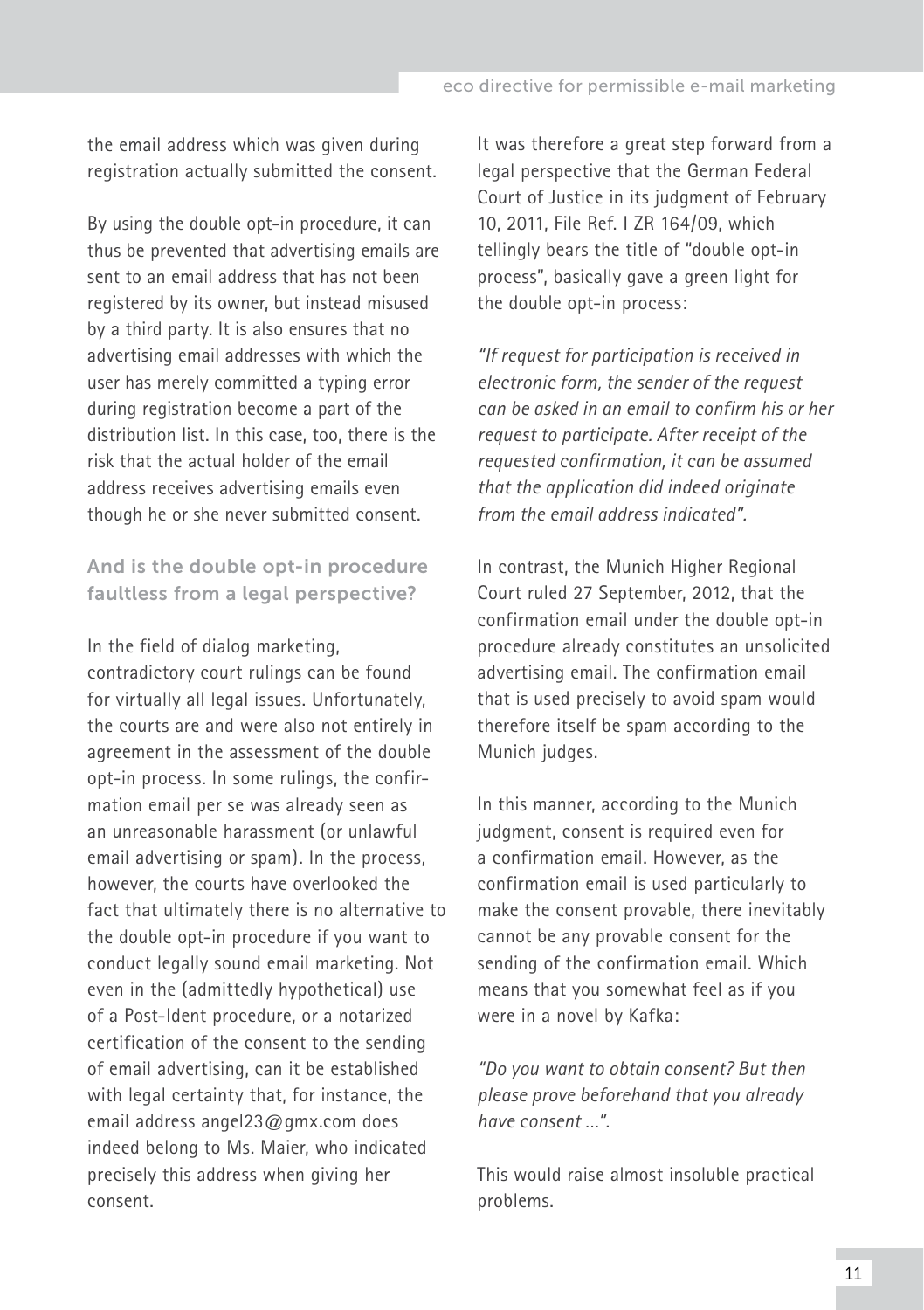the email address which was given during registration actually submitted the consent.

By using the double opt-in procedure, it can thus be prevented that advertising emails are sent to an email address that has not been registered by its owner, but instead misused by a third party. It is also ensures that no advertising email addresses with which the user has merely committed a typing error during registration become a part of the distribution list. In this case, too, there is the risk that the actual holder of the email address receives advertising emails even though he or she never submitted consent.

### And is the double opt-in procedure faultless from a legal perspective?

In the field of dialog marketing, contradictory court rulings can be found for virtually all legal issues. Unfortunately, the courts are and were also not entirely in agreement in the assessment of the double opt-in process. In some rulings, the confirmation email per se was already seen as an unreasonable harassment (or unlawful email advertising or spam). In the process, however, the courts have overlooked the fact that ultimately there is no alternative to the double opt-in procedure if you want to conduct legally sound email marketing. Not even in the (admittedly hypothetical) use of a Post-Ident procedure, or a notarized certification of the consent to the sending of email advertising, can it be established with legal certainty that, for instance, the email address angel23@gmx.com does indeed belong to Ms. Maier, who indicated precisely this address when giving her consent.

It was therefore a great step forward from a legal perspective that the German Federal Court of Justice in its judgment of February 10, 2011, File Ref. I ZR 164/09, which tellingly bears the title of "double opt-in process", basically gave a green light for the double opt-in process:

*"If request for participation is received in electronic form, the sender of the request can be asked in an email to confirm his or her request to participate. After receipt of the requested confirmation, it can be assumed that the application did indeed originate from the email address indicated".*

In contrast, the Munich Higher Regional Court ruled 27 September, 2012, that the confirmation email under the double opt-in procedure already constitutes an unsolicited advertising email. The confirmation email that is used precisely to avoid spam would therefore itself be spam according to the Munich judges.

In this manner, according to the Munich judgment, consent is required even for a confirmation email. However, as the confirmation email is used particularly to make the consent provable, there inevitably cannot be any provable consent for the sending of the confirmation email. Which means that you somewhat feel as if you were in a novel by Kafka:

*"Do you want to obtain consent? But then please prove beforehand that you already have consent ...".*

This would raise almost insoluble practical problems.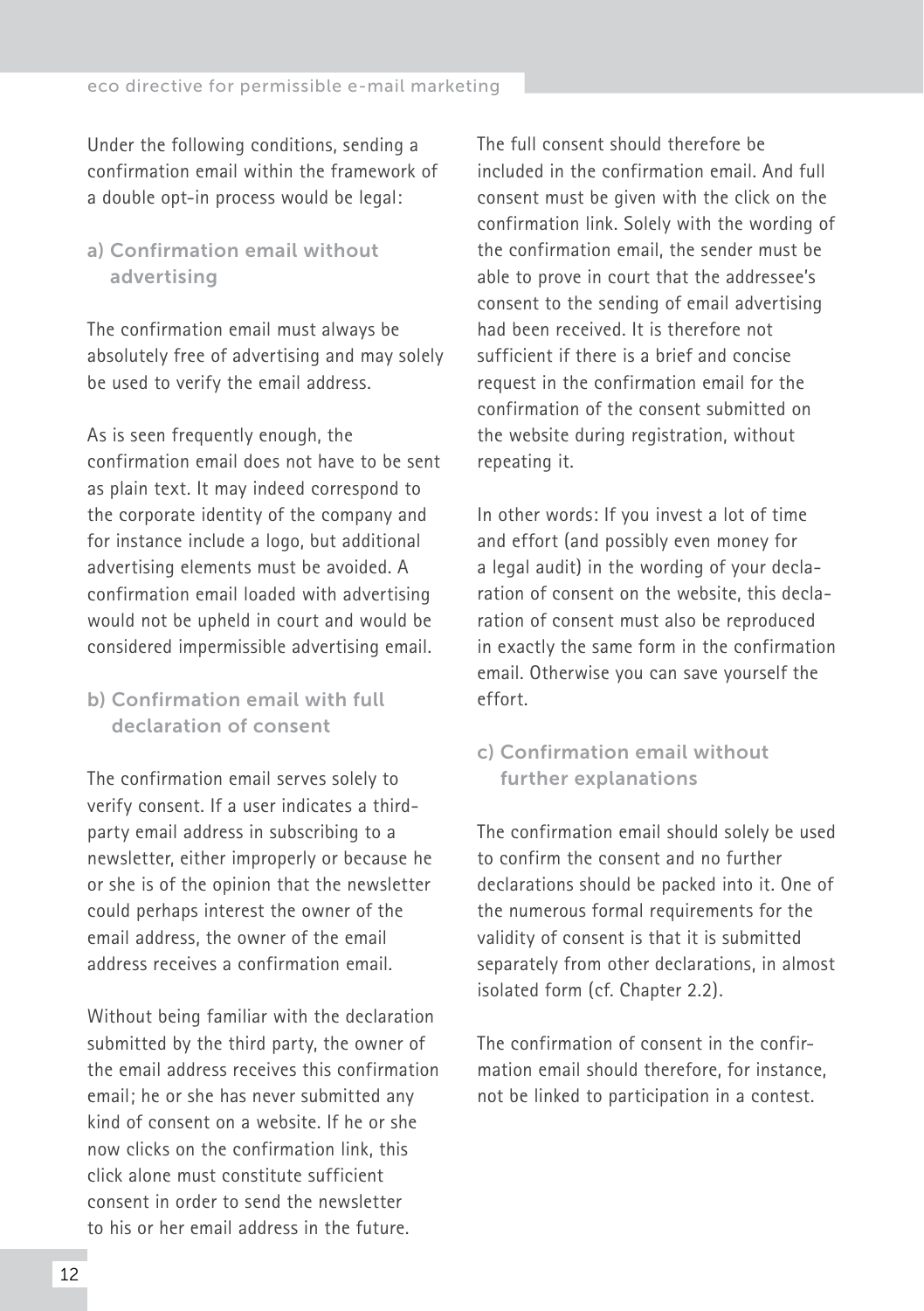Under the following conditions, sending a confirmation email within the framework of a double opt-in process would be legal:

### a) Confirmation email without advertising

The confirmation email must always be absolutely free of advertising and may solely be used to verify the email address.

As is seen frequently enough, the confirmation email does not have to be sent as plain text. It may indeed correspond to the corporate identity of the company and for instance include a logo, but additional advertising elements must be avoided. A confirmation email loaded with advertising would not be upheld in court and would be considered impermissible advertising email.

### b) Confirmation email with full declaration of consent

The confirmation email serves solely to verify consent. If a user indicates a third-party email address in subscribing to a newsletter, either improperly or because he or she is of the opinion that the newsletter could perhaps interest the owner of the email address, the owner of the email address receives a confirmation email.

Without being familiar with the declaration submitted by the third party, the owner of the email address receives this confirmation email; he or she has never submitted any kind of consent on a website. If he or she now clicks on the confirmation link, this click alone must constitute sufficient consent in order to send the newsletter to his or her email address in the future.

The full consent should therefore be included in the confirmation email. And full consent must be given with the click on the confirmation link. Solely with the wording of the confirmation email, the sender must be able to prove in court that the addressee's consent to the sending of email advertising had been received. It is therefore not sufficient if there is a brief and concise request in the confirmation email for the confirmation of the consent submitted on the website during registration, without repeating it.

In other words: If you invest a lot of time and effort (and possibly even money for a legal audit) in the wording of your declaration of consent on the website, this declaration of consent must also be reproduced in exactly the same form in the confirmation email. Otherwise you can save yourself the effort.

### c) Confirmation email without further explanations

The confirmation email should solely be used to confirm the consent and no further declarations should be packed into it. One of the numerous formal requirements for the validity of consent is that it is submitted separately from other declarations, in almost isolated form (cf. Chapter 2.2).

The confirmation of consent in the confirmation email should therefore, for instance, not be linked to participation in a contest.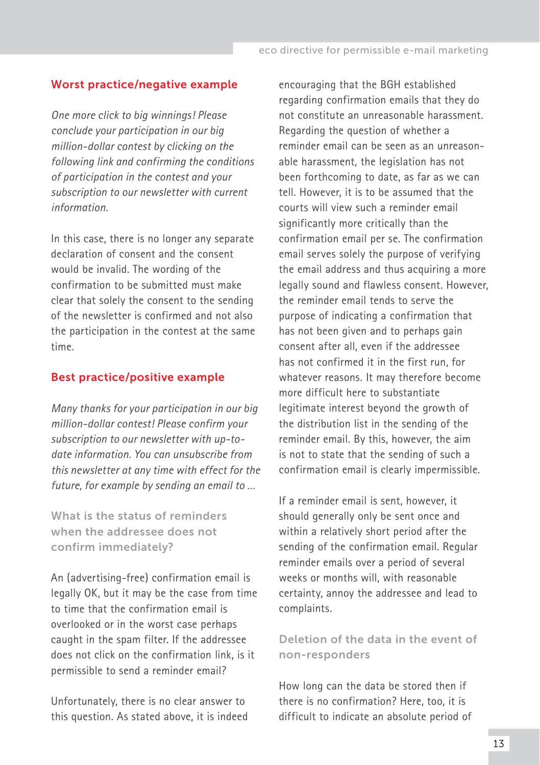### Worst practice/negative example

*One more click to big winnings! Please conclude your participation in our big million-dollar contest by clicking on the following link and confirming the conditions of participation in the contest and your subscription to our newsletter with current information.*

In this case, there is no longer any separate declaration of consent and the consent would be invalid. The wording of the confirmation to be submitted must make clear that solely the consent to the sending of the newsletter is confirmed and not also the participation in the contest at the same time.

### Best practice/positive example

*Many thanks for your participation in our big million-dollar contest! Please confirm your subscription to our newsletter with up-to-date information. You can unsubscribe from this newsletter at any time with effect for the future, for example by sending an email to …*

### What is the status of reminders when the addressee does not confirm immediately?

An (advertising-free) confirmation email is legally OK, but it may be the case from time to time that the confirmation email is overlooked or in the worst case perhaps caught in the spam filter. If the addressee does not click on the confirmation link, is it permissible to send a reminder email?

Unfortunately, there is no clear answer to this question. As stated above, it is indeed encouraging that the BGH established regarding confirmation emails that they do not constitute an unreasonable harassment. Regarding the question of whether a reminder email can be seen as an unreasonable harassment, the legislation has not been forthcoming to date, as far as we can tell. However, it is to be assumed that the courts will view such a reminder email significantly more critically than the confirmation email per se. The confirmation email serves solely the purpose of verifying the email address and thus acquiring a more legally sound and flawless consent. However, the reminder email tends to serve the purpose of indicating a confirmation that has not been given and to perhaps gain consent after all, even if the addressee has not confirmed it in the first run, for whatever reasons. It may therefore become more difficult here to substantiate legitimate interest beyond the growth of the distribution list in the sending of the reminder email. By this, however, the aim is not to state that the sending of such a confirmation email is clearly impermissible.

If a reminder email is sent, however, it should generally only be sent once and within a relatively short period after the sending of the confirmation email. Regular reminder emails over a period of several weeks or months will, with reasonable certainty, annoy the addressee and lead to complaints.

### Deletion of the data in the event of non-responders

How long can the data be stored then if there is no confirmation? Here, too, it is difficult to indicate an absolute period of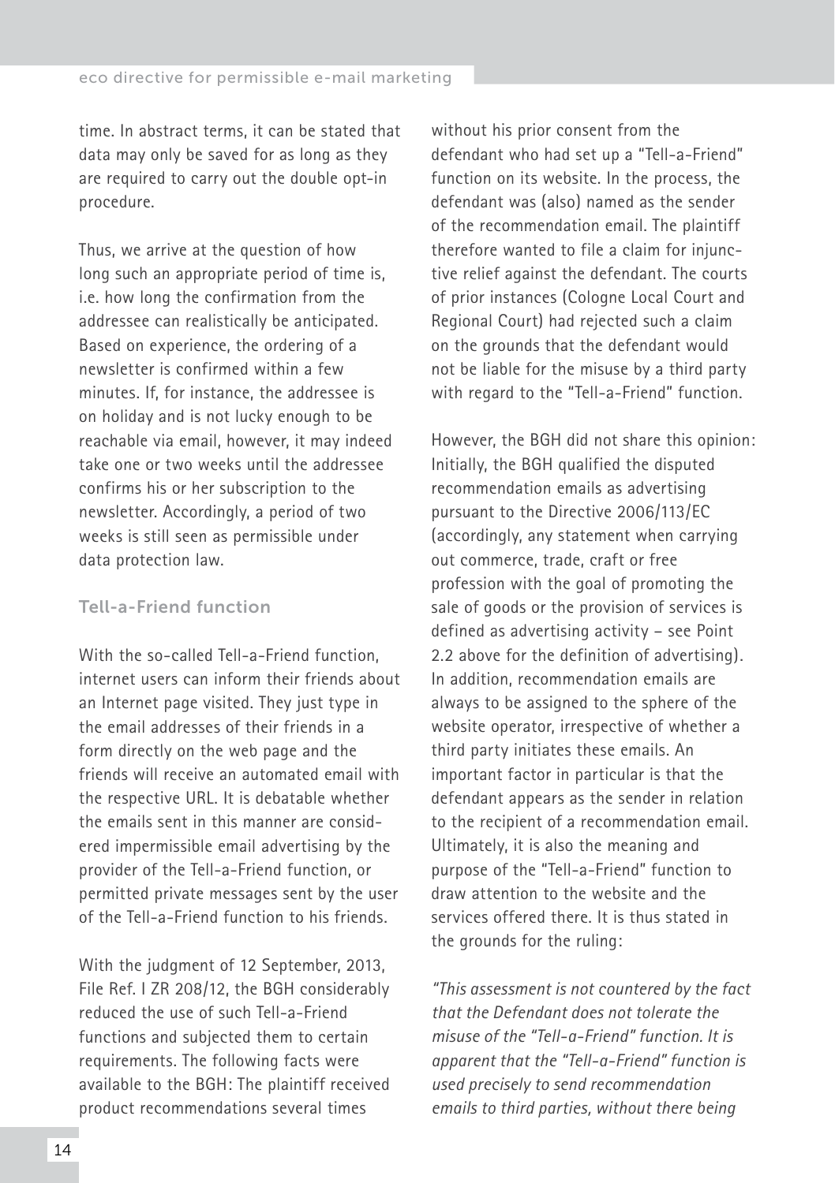time. In abstract terms, it can be stated that data may only be saved for as long as they are required to carry out the double opt-in procedure.

Thus, we arrive at the question of how long such an appropriate period of time is, i.e. how long the confirmation from the addressee can realistically be anticipated. Based on experience, the ordering of a newsletter is confirmed within a few minutes. If, for instance, the addressee is on holiday and is not lucky enough to be reachable via email, however, it may indeed take one or two weeks until the addressee confirms his or her subscription to the newsletter. Accordingly, a period of two weeks is still seen as permissible under data protection law.

### Tell-a-Friend function

With the so-called Tell-a-Friend function, internet users can inform their friends about an Internet page visited. They just type in the email addresses of their friends in a form directly on the web page and the friends will receive an automated email with the respective URL. It is debatable whether the emails sent in this manner are considered impermissible email advertising by the provider of the Tell-a-Friend function, or permitted private messages sent by the user of the Tell-a-Friend function to his friends.

With the judgment of 12 September, 2013, File Ref. I ZR 208/12, the BGH considerably reduced the use of such Tell-a-Friend functions and subjected them to certain requirements. The following facts were available to the BGH: The plaintiff received product recommendations several times without his prior consent from the defendant who had set up a "Tell-a-Friend" function on its website. In the process, the defendant was (also) named as the sender of the recommendation email. The plaintiff therefore wanted to file a claim for injunctive relief against the defendant. The courts of prior instances (Cologne Local Court and Regional Court) had rejected such a claim on the grounds that the defendant would not be liable for the misuse by a third party with regard to the "Tell-a-Friend" function.

However, the BGH did not share this opinion: Initially, the BGH qualified the disputed recommendation emails as advertising pursuant to the Directive 2006/113/EC (accordingly, any statement when carrying out commerce, trade, craft or free profession with the goal of promoting the sale of goods or the provision of services is defined as advertising activity – see Point 2.2 above for the definition of advertising). In addition, recommendation emails are always to be assigned to the sphere of the website operator, irrespective of whether a third party initiates these emails. An important factor in particular is that the defendant appears as the sender in relation to the recipient of a recommendation email. Ultimately, it is also the meaning and purpose of the "Tell-a-Friend" function to draw attention to the website and the services offered there. It is thus stated in the grounds for the ruling:

*"This assessment is not countered by the fact that the Defendant does not tolerate the misuse of the "Tell-a-Friend" function. It is apparent that the "Tell-a-Friend" function is used precisely to send recommendation emails to third parties, without there being*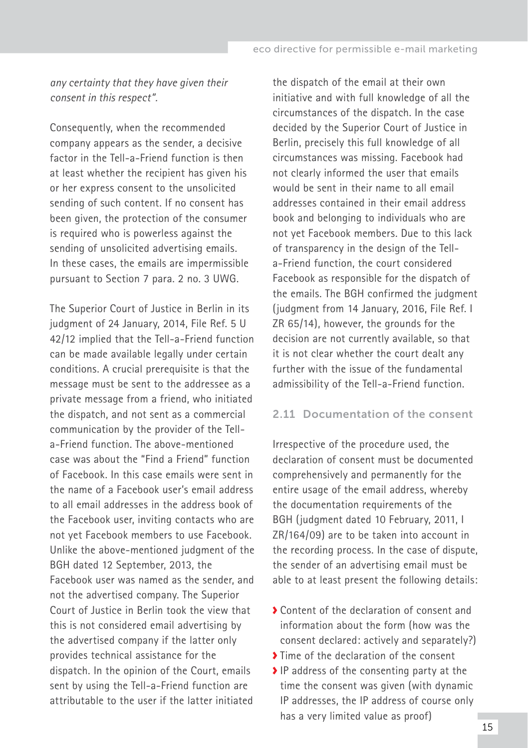*any certainty that they have given their consent in this respect".*

Consequently, when the recommended company appears as the sender, a decisive factor in the Tell-a-Friend function is then at least whether the recipient has given his or her express consent to the unsolicited sending of such content. If no consent has been given, the protection of the consumer is required who is powerless against the sending of unsolicited advertising emails. In these cases, the emails are impermissible pursuant to Section 7 para. 2 no. 3 UWG.

The Superior Court of Justice in Berlin in its judgment of 24 January, 2014, File Ref. 5 U 42/12 implied that the Tell-a-Friend function can be made available legally under certain conditions. A crucial prerequisite is that the message must be sent to the addressee as a private message from a friend, who initiated the dispatch, and not sent as a commercial communication by the provider of the Tell-a-Friend function. The above-mentioned case was about the "Find a Friend" function of Facebook. In this case emails were sent in the name of a Facebook user's email address to all email addresses in the address book of the Facebook user, inviting contacts who are not yet Facebook members to use Facebook. Unlike the above-mentioned judgment of the BGH dated 12 September, 2013, the Facebook user was named as the sender, and not the advertised company. The Superior Court of Justice in Berlin took the view that this is not considered email advertising by the advertised company if the latter only provides technical assistance for the dispatch. In the opinion of the Court, emails sent by using the Tell-a-Friend function are attributable to the user if the latter initiated the dispatch of the email at their own initiative and with full knowledge of all the circumstances of the dispatch. In the case decided by the Superior Court of Justice in Berlin, precisely this full knowledge of all circumstances was missing. Facebook had not clearly informed the user that emails would be sent in their name to all email addresses contained in their email address book and belonging to individuals who are not yet Facebook members. Due to this lack of transparency in the design of the Tell-a-Friend function, the court considered Facebook as responsible for the dispatch of the emails. The BGH confirmed the judgment (judgment from 14 January, 2016, File Ref. I ZR 65/14), however, the grounds for the decision are not currently available, so that it is not clear whether the court dealt any further with the issue of the fundamental admissibility of the Tell-a-Friend function.

## 2.11 Documentation of the consent

Irrespective of the procedure used, the declaration of consent must be documented comprehensively and permanently for the entire usage of the email address, whereby the documentation requirements of the BGH (judgment dated 10 February, 2011, I ZR/164/09) are to be taken into account in the recording process. In the case of dispute, the sender of an advertising email must be able to at least present the following details:

- Content of the declaration of consent and information about the form (how was the consent declared: actively and separately?)
- Time of the declaration of the consent
- IP address of the consenting party at the time the consent was given (with dynamic IP addresses, the IP address of course only has a very limited value as proof)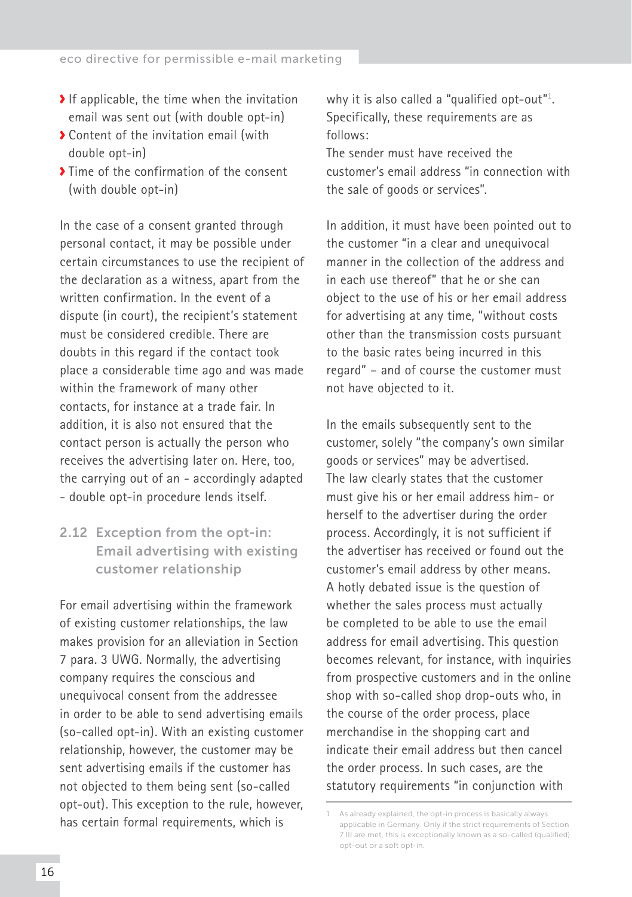- If applicable, the time when the invitation email was sent out (with double opt-in)
- Content of the invitation email (with double opt-in)
- Time of the confirmation of the consent (with double opt-in)

In the case of a consent granted through personal contact, it may be possible under certain circumstances to use the recipient of the declaration as a witness, apart from the written confirmation. In the event of a dispute (in court), the recipient's statement must be considered credible. There are doubts in this regard if the contact took place a considerable time ago and was made within the framework of many other contacts, for instance at a trade fair. In addition, it is also not ensured that the contact person is actually the person who receives the advertising later on. Here, too, the carrying out of an - accordingly adapted - double opt-in procedure lends itself.

## 2.12 Exception from the opt-in: Email advertising with existing customer relationship

For email advertising within the framework of existing customer relationships, the law makes provision for an alleviation in Section 7 para. 3 UWG. Normally, the advertising company requires the conscious and unequivocal consent from the addressee in order to be able to send advertising emails (so-called opt-in). With an existing customer relationship, however, the customer may be sent advertising emails if the customer has not objected to them being sent (so-called opt-out). This exception to the rule, however, has certain formal requirements, which is why it is also called a "qualified opt-out"[1]. Specifically, these requirements are as follows:
The sender must have received the customer's email address "in connection with the sale of goods or services".

In addition, it must have been pointed out to the customer "in a clear and unequivocal manner in the collection of the address and in each use thereof" that he or she can object to the use of his or her email address for advertising at any time, "without costs other than the transmission costs pursuant to the basic rates being incurred in this regard" – and of course the customer must not have objected to it.

In the emails subsequently sent to the customer, solely "the company's own similar goods or services" may be advertised.
The law clearly states that the customer must give his or her email address him- or herself to the advertiser during the order process. Accordingly, it is not sufficient if the advertiser has received or found out the customer's email address by other means.
A hotly debated issue is the question of whether the sales process must actually be completed to be able to use the email address for email advertising. This question becomes relevant, for instance, with inquiries from prospective customers and in the online shop with so-called shop drop-outs who, in the course of the order process, place merchandise in the shopping cart and indicate their email address but then cancel the order process. In such cases, are the statutory requirements "in conjunction with

[1] As already explained, the opt-in process is basically always applicable in Germany. Only if the strict requirements of Section 7 III are met, this is exceptionally known as a so-called (qualified) opt-out or a soft opt-in.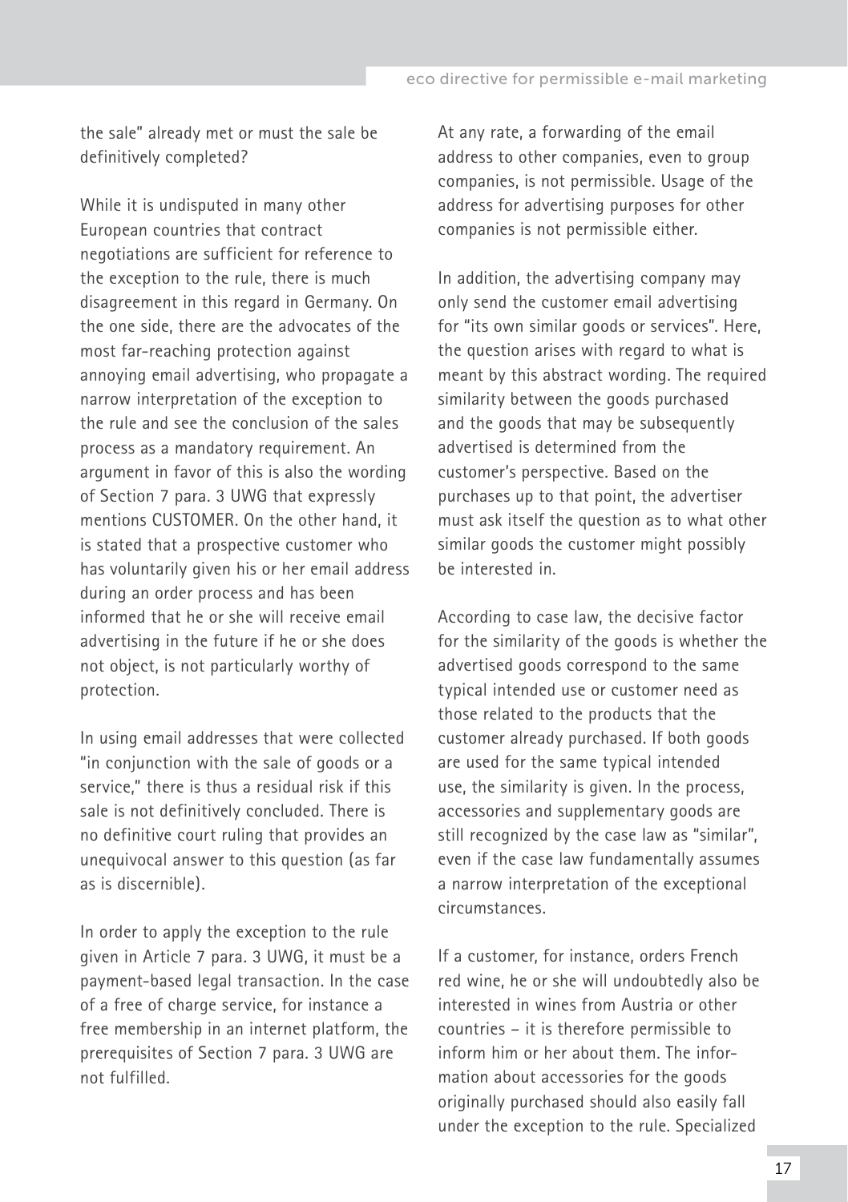the sale" already met or must the sale be definitively completed?

While it is undisputed in many other European countries that contract negotiations are sufficient for reference to the exception to the rule, there is much disagreement in this regard in Germany. On the one side, there are the advocates of the most far-reaching protection against annoying email advertising, who propagate a narrow interpretation of the exception to the rule and see the conclusion of the sales process as a mandatory requirement. An argument in favor of this is also the wording of Section 7 para. 3 UWG that expressly mentions CUSTOMER. On the other hand, it is stated that a prospective customer who has voluntarily given his or her email address during an order process and has been informed that he or she will receive email advertising in the future if he or she does not object, is not particularly worthy of protection.

In using email addresses that were collected "in conjunction with the sale of goods or a service," there is thus a residual risk if this sale is not definitively concluded. There is no definitive court ruling that provides an unequivocal answer to this question (as far as is discernible).

In order to apply the exception to the rule given in Article 7 para. 3 UWG, it must be a payment-based legal transaction. In the case of a free of charge service, for instance a free membership in an internet platform, the prerequisites of Section 7 para. 3 UWG are not fulfilled.

At any rate, a forwarding of the email address to other companies, even to group companies, is not permissible. Usage of the address for advertising purposes for other companies is not permissible either.

In addition, the advertising company may only send the customer email advertising for "its own similar goods or services". Here, the question arises with regard to what is meant by this abstract wording. The required similarity between the goods purchased and the goods that may be subsequently advertised is determined from the customer's perspective. Based on the purchases up to that point, the advertiser must ask itself the question as to what other similar goods the customer might possibly be interested in.

According to case law, the decisive factor for the similarity of the goods is whether the advertised goods correspond to the same typical intended use or customer need as those related to the products that the customer already purchased. If both goods are used for the same typical intended use, the similarity is given. In the process, accessories and supplementary goods are still recognized by the case law as "similar", even if the case law fundamentally assumes a narrow interpretation of the exceptional circumstances.

If a customer, for instance, orders French red wine, he or she will undoubtedly also be interested in wines from Austria or other countries – it is therefore permissible to inform him or her about them. The information about accessories for the goods originally purchased should also easily fall under the exception to the rule. Specialized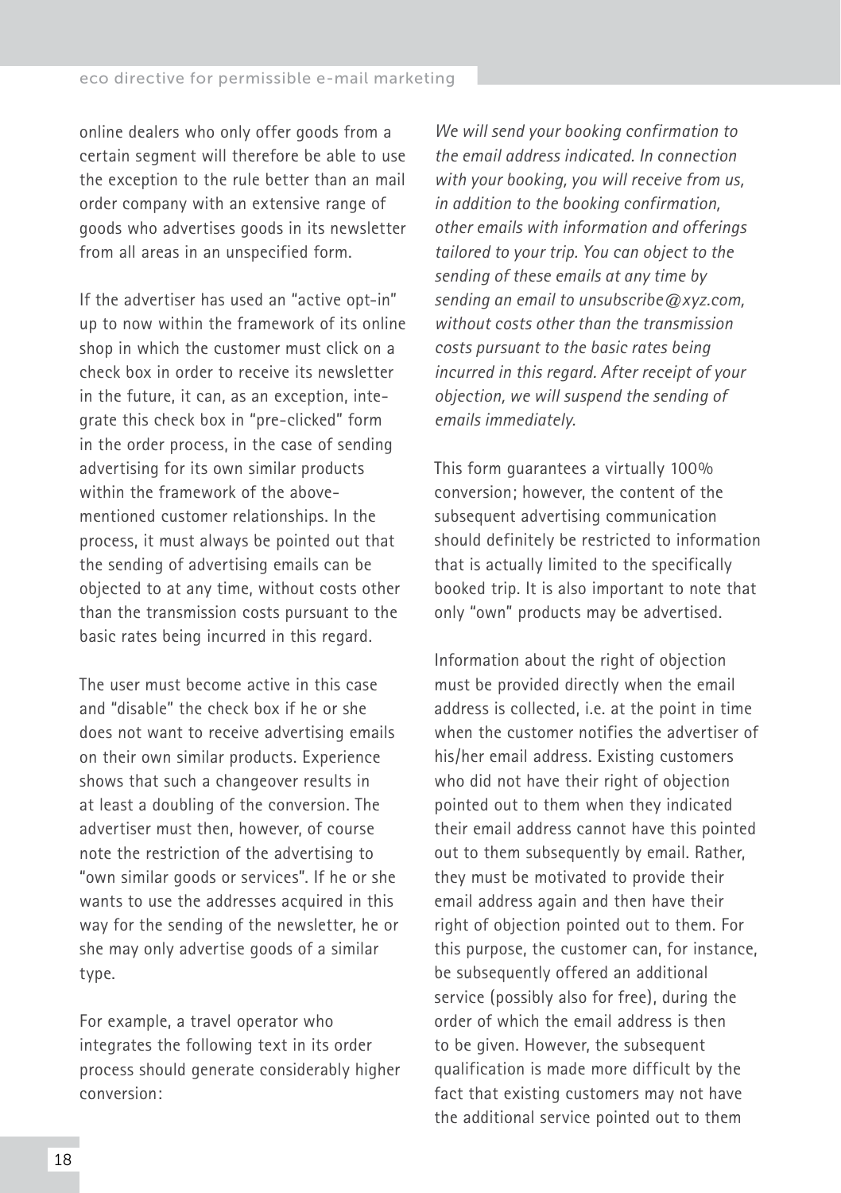online dealers who only offer goods from a certain segment will therefore be able to use the exception to the rule better than an mail order company with an extensive range of goods who advertises goods in its newsletter from all areas in an unspecified form.

If the advertiser has used an "active opt-in" up to now within the framework of its online shop in which the customer must click on a check box in order to receive its newsletter in the future, it can, as an exception, integrate this check box in "pre-clicked" form in the order process, in the case of sending advertising for its own similar products within the framework of the above-mentioned customer relationships. In the process, it must always be pointed out that the sending of advertising emails can be objected to at any time, without costs other than the transmission costs pursuant to the basic rates being incurred in this regard.

The user must become active in this case and "disable" the check box if he or she does not want to receive advertising emails on their own similar products. Experience shows that such a changeover results in at least a doubling of the conversion. The advertiser must then, however, of course note the restriction of the advertising to "own similar goods or services". If he or she wants to use the addresses acquired in this way for the sending of the newsletter, he or she may only advertise goods of a similar type.

For example, a travel operator who integrates the following text in its order process should generate considerably higher conversion:

*We will send your booking confirmation to the email address indicated. In connection with your booking, you will receive from us, in addition to the booking confirmation, other emails with information and offerings tailored to your trip. You can object to the sending of these emails at any time by sending an email to unsubscribe@xyz.com, without costs other than the transmission costs pursuant to the basic rates being incurred in this regard. After receipt of your objection, we will suspend the sending of emails immediately.*

This form guarantees a virtually 100% conversion; however, the content of the subsequent advertising communication should definitely be restricted to information that is actually limited to the specifically booked trip. It is also important to note that only "own" products may be advertised.

Information about the right of objection must be provided directly when the email address is collected, i.e. at the point in time when the customer notifies the advertiser of his/her email address. Existing customers who did not have their right of objection pointed out to them when they indicated their email address cannot have this pointed out to them subsequently by email. Rather, they must be motivated to provide their email address again and then have their right of objection pointed out to them. For this purpose, the customer can, for instance, be subsequently offered an additional service (possibly also for free), during the order of which the email address is then to be given. However, the subsequent qualification is made more difficult by the fact that existing customers may not have the additional service pointed out to them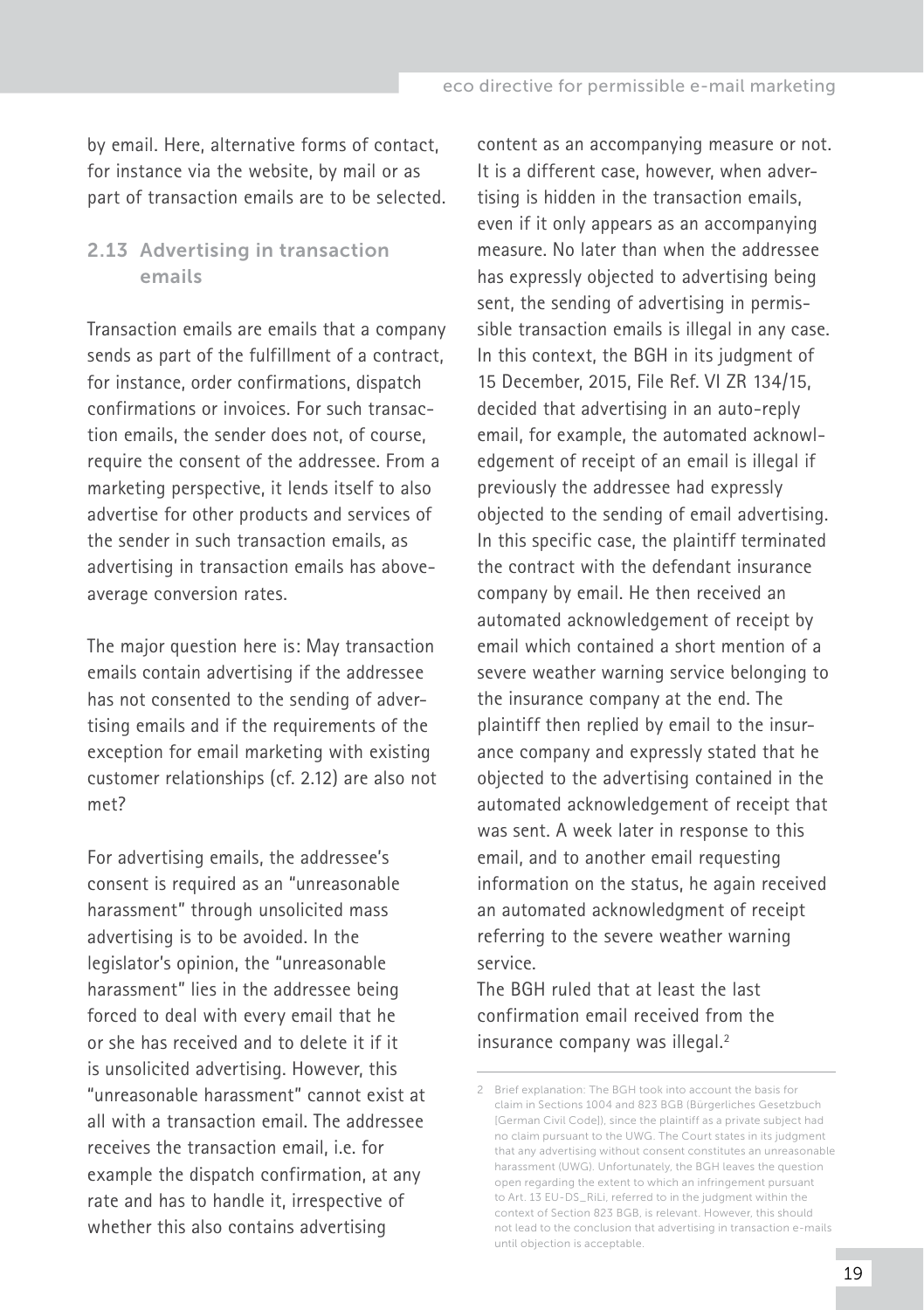by email. Here, alternative forms of contact, for instance via the website, by mail or as part of transaction emails are to be selected.

## 2.13 Advertising in transaction emails

Transaction emails are emails that a company sends as part of the fulfillment of a contract, for instance, order confirmations, dispatch confirmations or invoices. For such transaction emails, the sender does not, of course, require the consent of the addressee. From a marketing perspective, it lends itself to also advertise for other products and services of the sender in such transaction emails, as advertising in transaction emails has above-average conversion rates.

The major question here is: May transaction emails contain advertising if the addressee has not consented to the sending of advertising emails and if the requirements of the exception for email marketing with existing customer relationships (cf. 2.12) are also not met?

For advertising emails, the addressee's consent is required as an "unreasonable harassment" through unsolicited mass advertising is to be avoided. In the legislator's opinion, the "unreasonable harassment" lies in the addressee being forced to deal with every email that he or she has received and to delete it if it is unsolicited advertising. However, this "unreasonable harassment" cannot exist at all with a transaction email. The addressee receives the transaction email, i.e. for example the dispatch confirmation, at any rate and has to handle it, irrespective of whether this also contains advertising content as an accompanying measure or not. It is a different case, however, when advertising is hidden in the transaction emails, even if it only appears as an accompanying measure. No later than when the addressee has expressly objected to advertising being sent, the sending of advertising in permissible transaction emails is illegal in any case. In this context, the BGH in its judgment of 15 December, 2015, File Ref. VI ZR 134/15, decided that advertising in an auto-reply email, for example, the automated acknowledgement of receipt of an email is illegal if previously the addressee had expressly objected to the sending of email advertising. In this specific case, the plaintiff terminated the contract with the defendant insurance company by email. He then received an automated acknowledgement of receipt by email which contained a short mention of a severe weather warning service belonging to the insurance company at the end. The plaintiff then replied by email to the insurance company and expressly stated that he objected to the advertising contained in the automated acknowledgement of receipt that was sent. A week later in response to this email, and to another email requesting information on the status, he again received an automated acknowledgment of receipt referring to the severe weather warning service.

The BGH ruled that at least the last confirmation email received from the insurance company was illegal.[2]

---

[2] Brief explanation: The BGH took into account the basis for claim in Sections 1004 and 823 BGB (Bürgerliches Gesetzbuch [German Civil Code]), since the plaintiff as a private subject had no claim pursuant to the UWG. The Court states in its judgment that any advertising without consent constitutes an unreasonable harassment (UWG). Unfortunately, the BGH leaves the question open regarding the extent to which an infringement pursuant to Art. 13 EU-DS_RiLi, referred to in the judgment within the context of Section 823 BGB, is relevant. However, this should not lead to the conclusion that advertising in transaction e-mails until objection is acceptable.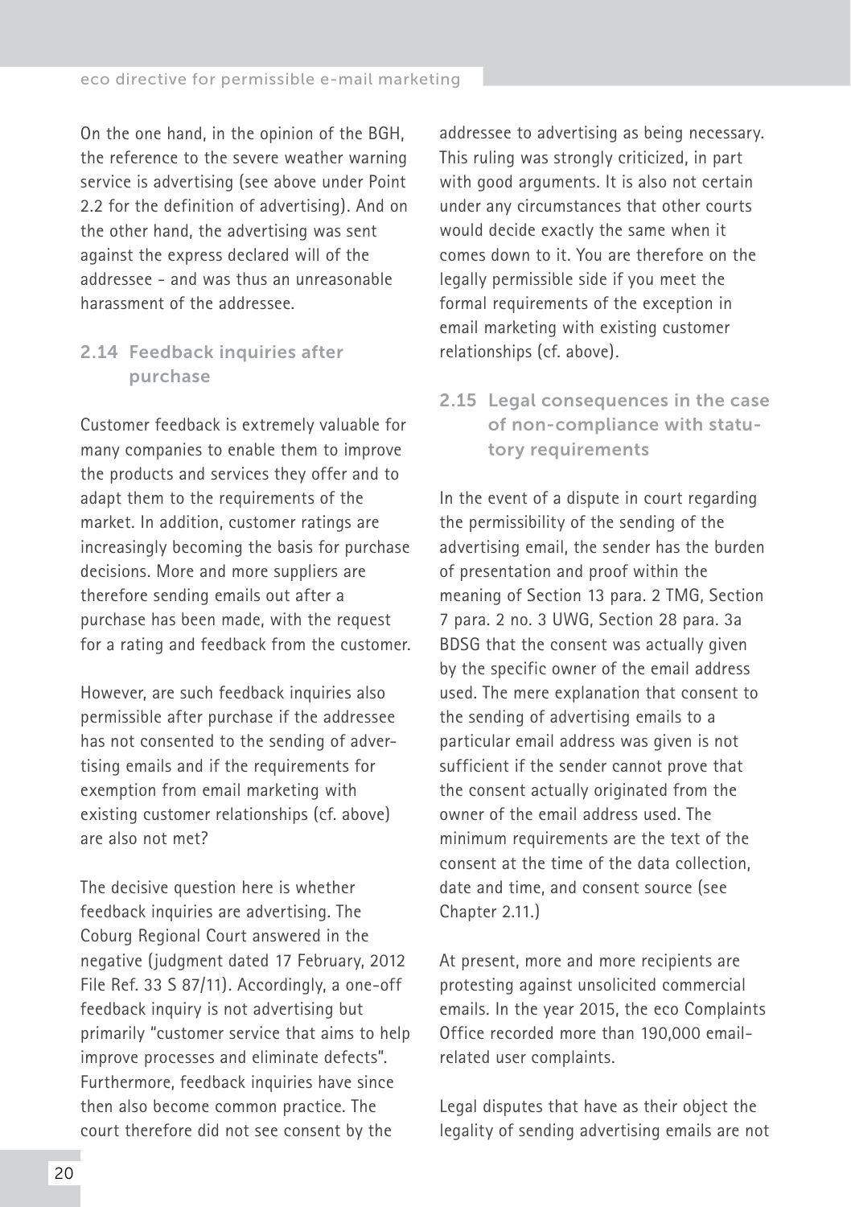On the one hand, in the opinion of the BGH, the reference to the severe weather warning service is advertising (see above under Point 2.2 for the definition of advertising). And on the other hand, the advertising was sent against the express declared will of the addressee - and was thus an unreasonable harassment of the addressee.

## 2.14 Feedback inquiries after purchase

Customer feedback is extremely valuable for many companies to enable them to improve the products and services they offer and to adapt them to the requirements of the market. In addition, customer ratings are increasingly becoming the basis for purchase decisions. More and more suppliers are therefore sending emails out after a purchase has been made, with the request for a rating and feedback from the customer.

However, are such feedback inquiries also permissible after purchase if the addressee has not consented to the sending of advertising emails and if the requirements for exemption from email marketing with existing customer relationships (cf. above) are also not met?

The decisive question here is whether feedback inquiries are advertising. The Coburg Regional Court answered in the negative (judgment dated 17 February, 2012 File Ref. 33 S 87/11). Accordingly, a one-off feedback inquiry is not advertising but primarily "customer service that aims to help improve processes and eliminate defects". Furthermore, feedback inquiries have since then also become common practice. The court therefore did not see consent by the addressee to advertising as being necessary. This ruling was strongly criticized, in part with good arguments. It is also not certain under any circumstances that other courts would decide exactly the same when it comes down to it. You are therefore on the legally permissible side if you meet the formal requirements of the exception in email marketing with existing customer relationships (cf. above).

## 2.15 Legal consequences in the case of non-compliance with statutory requirements

In the event of a dispute in court regarding the permissibility of the sending of the advertising email, the sender has the burden of presentation and proof within the meaning of Section 13 para. 2 TMG, Section 7 para. 2 no. 3 UWG, Section 28 para. 3a BDSG that the consent was actually given by the specific owner of the email address used. The mere explanation that consent to the sending of advertising emails to a particular email address was given is not sufficient if the sender cannot prove that the consent actually originated from the owner of the email address used. The minimum requirements are the text of the consent at the time of the data collection, date and time, and consent source (see Chapter 2.11.)

At present, more and more recipients are protesting against unsolicited commercial emails. In the year 2015, the eco Complaints Office recorded more than 190,000 email-related user complaints.

Legal disputes that have as their object the legality of sending advertising emails are not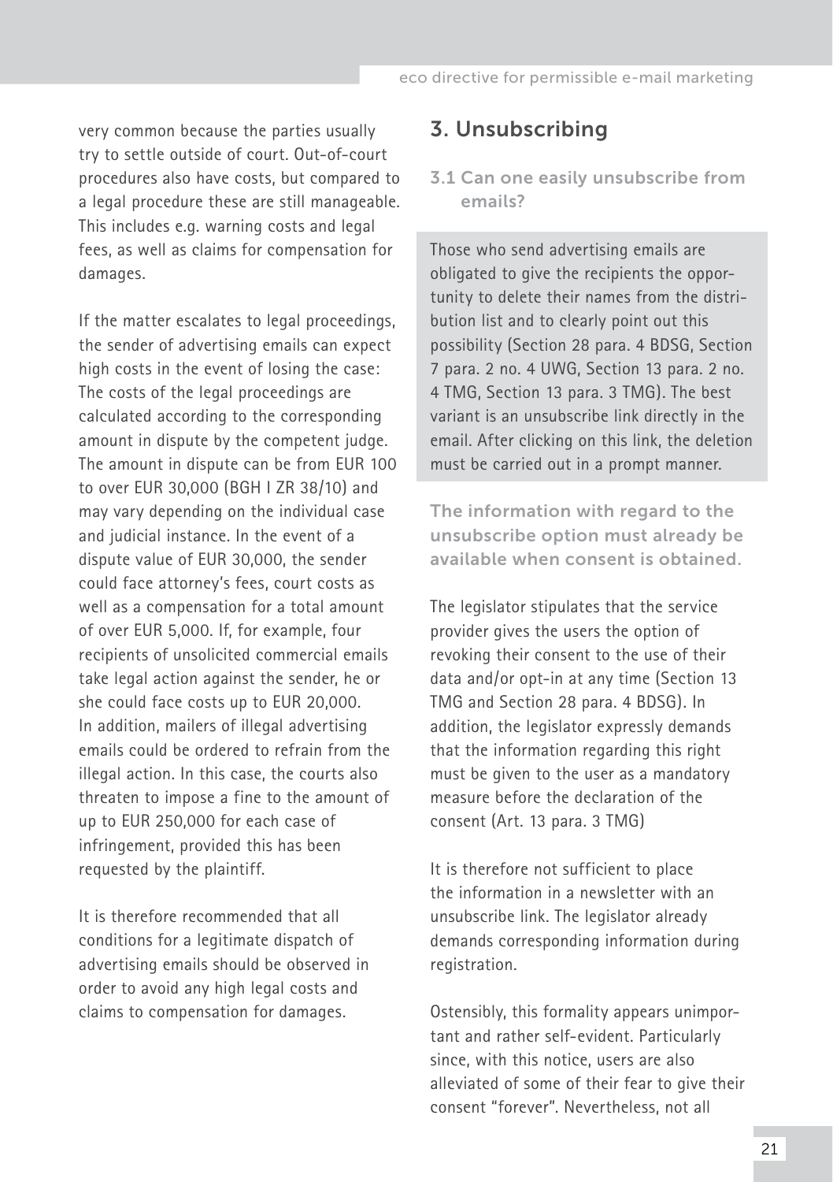very common because the parties usually try to settle outside of court. Out-of-court procedures also have costs, but compared to a legal procedure these are still manageable. This includes e.g. warning costs and legal fees, as well as claims for compensation for damages.

If the matter escalates to legal proceedings, the sender of advertising emails can expect high costs in the event of losing the case: The costs of the legal proceedings are calculated according to the corresponding amount in dispute by the competent judge. The amount in dispute can be from EUR 100 to over EUR 30,000 (BGH I ZR 38/10) and may vary depending on the individual case and judicial instance. In the event of a dispute value of EUR 30,000, the sender could face attorney's fees, court costs as well as a compensation for a total amount of over EUR 5,000. If, for example, four recipients of unsolicited commercial emails take legal action against the sender, he or she could face costs up to EUR 20,000. In addition, mailers of illegal advertising emails could be ordered to refrain from the illegal action. In this case, the courts also threaten to impose a fine to the amount of up to EUR 250,000 for each case of infringement, provided this has been requested by the plaintiff.

It is therefore recommended that all conditions for a legitimate dispatch of advertising emails should be observed in order to avoid any high legal costs and claims to compensation for damages.

## 3. Unsubscribing

### 3.1 Can one easily unsubscribe from emails?

Those who send advertising emails are obligated to give the recipients the opportunity to delete their names from the distribution list and to clearly point out this possibility (Section 28 para. 4 BDSG, Section 7 para. 2 no. 4 UWG, Section 13 para. 2 no. 4 TMG, Section 13 para. 3 TMG). The best variant is an unsubscribe link directly in the email. After clicking on this link, the deletion must be carried out in a prompt manner.

**The information with regard to the unsubscribe option must already be available when consent is obtained.**

The legislator stipulates that the service provider gives the users the option of revoking their consent to the use of their data and/or opt-in at any time (Section 13 TMG and Section 28 para. 4 BDSG). In addition, the legislator expressly demands that the information regarding this right must be given to the user as a mandatory measure before the declaration of the consent (Art. 13 para. 3 TMG)

It is therefore not sufficient to place the information in a newsletter with an unsubscribe link. The legislator already demands corresponding information during registration.

Ostensibly, this formality appears unimportant and rather self-evident. Particularly since, with this notice, users are also alleviated of some of their fear to give their consent "forever". Nevertheless, not all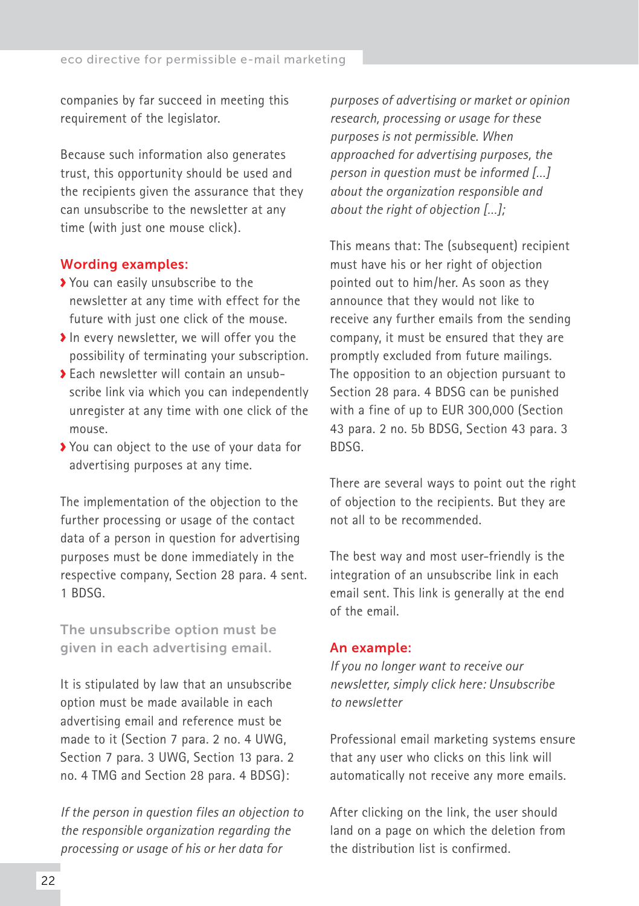companies by far succeed in meeting this requirement of the legislator.

Because such information also generates trust, this opportunity should be used and the recipients given the assurance that they can unsubscribe to the newsletter at any time (with just one mouse click).

### Wording examples:

- You can easily unsubscribe to the newsletter at any time with effect for the future with just one click of the mouse.
- In every newsletter, we will offer you the possibility of terminating your subscription.
- Each newsletter will contain an unsubscribe link via which you can independently unregister at any time with one click of the mouse.
- You can object to the use of your data for advertising purposes at any time.

The implementation of the objection to the further processing or usage of the contact data of a person in question for advertising purposes must be done immediately in the respective company, Section 28 para. 4 sent. 1 BDSG.

## The unsubscribe option must be given in each advertising email.

It is stipulated by law that an unsubscribe option must be made available in each advertising email and reference must be made to it (Section 7 para. 2 no. 4 UWG, Section 7 para. 3 UWG, Section 13 para. 2 no. 4 TMG and Section 28 para. 4 BDSG):

*If the person in question files an objection to the responsible organization regarding the processing or usage of his or her data for purposes of advertising or market or opinion research, processing or usage for these purposes is not permissible. When approached for advertising purposes, the person in question must be informed [...] about the organization responsible and about the right of objection [...];*

This means that: The (subsequent) recipient must have his or her right of objection pointed out to him/her. As soon as they announce that they would not like to receive any further emails from the sending company, it must be ensured that they are promptly excluded from future mailings. The opposition to an objection pursuant to Section 28 para. 4 BDSG can be punished with a fine of up to EUR 300,000 (Section 43 para. 2 no. 5b BDSG, Section 43 para. 3 BDSG.

There are several ways to point out the right of objection to the recipients. But they are not all to be recommended.

The best way and most user-friendly is the integration of an unsubscribe link in each email sent. This link is generally at the end of the email.

### An example:

*If you no longer want to receive our newsletter, simply click here: Unsubscribe to newsletter*

Professional email marketing systems ensure that any user who clicks on this link will automatically not receive any more emails.

After clicking on the link, the user should land on a page on which the deletion from the distribution list is confirmed.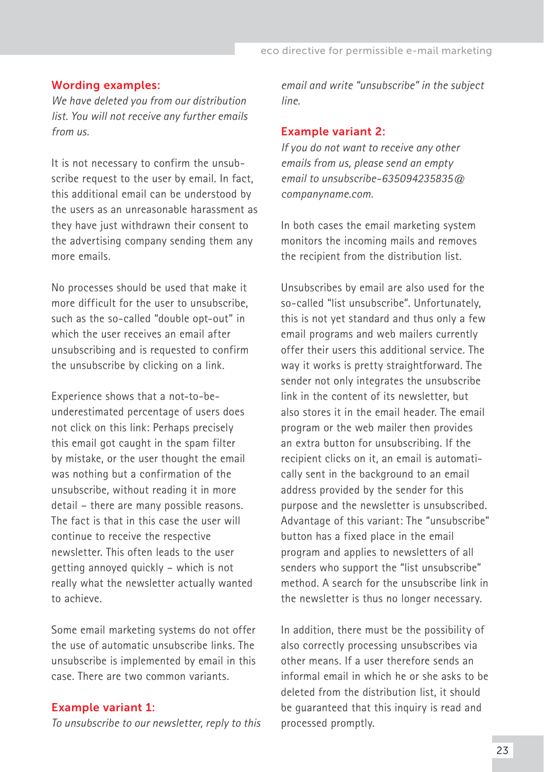**Wording examples:**

*We have deleted you from our distribution list. You will not receive any further emails from us.*

It is not necessary to confirm the unsubscribe request to the user by email. In fact, this additional email can be understood by the users as an unreasonable harassment as they have just withdrawn their consent to the advertising company sending them any more emails.

No processes should be used that make it more difficult for the user to unsubscribe, such as the so-called "double opt-out" in which the user receives an email after unsubscribing and is requested to confirm the unsubscribe by clicking on a link.

Experience shows that a not-to-be-underestimated percentage of users does not click on this link: Perhaps precisely this email got caught in the spam filter by mistake, or the user thought the email was nothing but a confirmation of the unsubscribe, without reading it in more detail – there are many possible reasons. The fact is that in this case the user will continue to receive the respective newsletter. This often leads to the user getting annoyed quickly – which is not really what the newsletter actually wanted to achieve.

Some email marketing systems do not offer the use of automatic unsubscribe links. The unsubscribe is implemented by email in this case. There are two common variants.

**Example variant 1:**

*To unsubscribe to our newsletter, reply to this email and write "unsubscribe" in the subject line.*

**Example variant 2:**

*If you do not want to receive any other emails from us, please send an empty email to unsubscribe-635094235835@companyname.com.*

In both cases the email marketing system monitors the incoming mails and removes the recipient from the distribution list.

Unsubscribes by email are also used for the so-called "list unsubscribe". Unfortunately, this is not yet standard and thus only a few email programs and web mailers currently offer their users this additional service. The way it works is pretty straightforward. The sender not only integrates the unsubscribe link in the content of its newsletter, but also stores it in the email header. The email program or the web mailer then provides an extra button for unsubscribing. If the recipient clicks on it, an email is automatically sent in the background to an email address provided by the sender for this purpose and the newsletter is unsubscribed. Advantage of this variant: The "unsubscribe" button has a fixed place in the email program and applies to newsletters of all senders who support the "list unsubscribe" method. A search for the unsubscribe link in the newsletter is thus no longer necessary.

In addition, there must be the possibility of also correctly processing unsubscribes via other means. If a user therefore sends an informal email in which he or she asks to be deleted from the distribution list, it should be guaranteed that this inquiry is read and processed promptly.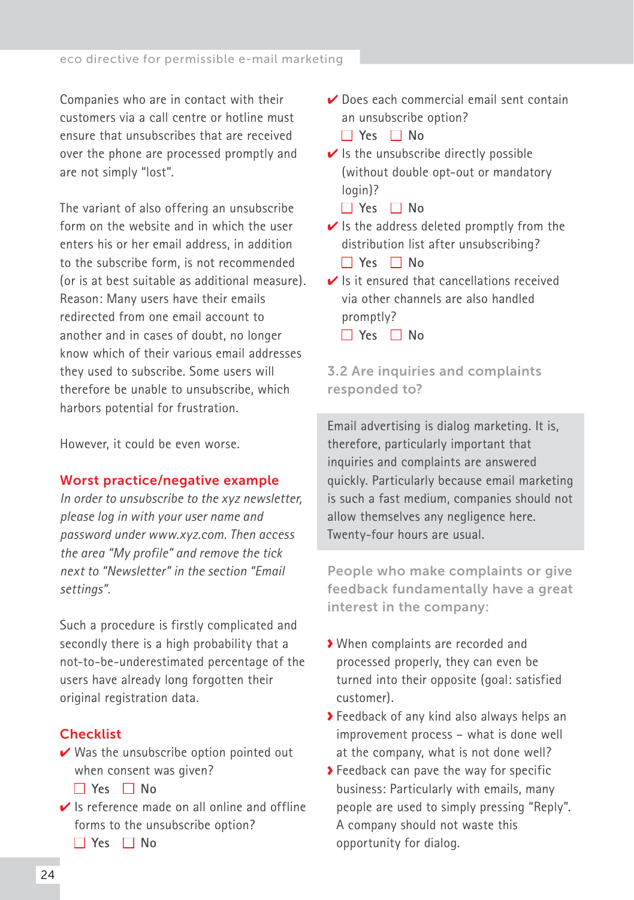Companies who are in contact with their customers via a call centre or hotline must ensure that unsubscribes that are received over the phone are processed promptly and are not simply "lost".

The variant of also offering an unsubscribe form on the website and in which the user enters his or her email address, in addition to the subscribe form, is not recommended (or is at best suitable as additional measure). Reason: Many users have their emails redirected from one email account to another and in cases of doubt, no longer know which of their various email addresses they used to subscribe. Some users will therefore be unable to unsubscribe, which harbors potential for frustration.

However, it could be even worse.

### Worst practice/negative example

*In order to unsubscribe to the xyz newsletter, please log in with your user name and password under www.xyz.com. Then access the area "My profile" and remove the tick next to "Newsletter" in the section "Email settings".*

Such a procedure is firstly complicated and secondly there is a high probability that a not-to-be-underestimated percentage of the users have already long forgotten their original registration data.

### Checklist

- ✔ Was the unsubscribe option pointed out when consent was given?
  ☐ Yes ☐ No
- ✔ Is reference made on all online and offline forms to the unsubscribe option?
  ☐ Yes ☐ No
- ✔ Does each commercial email sent contain an unsubscribe option?
  ☐ Yes ☐ No
- ✔ Is the unsubscribe directly possible (without double opt-out or mandatory login)?
  ☐ Yes ☐ No
- ✔ Is the address deleted promptly from the distribution list after unsubscribing?
  ☐ Yes ☐ No
- ✔ Is it ensured that cancellations received via other channels are also handled promptly?
  ☐ Yes ☐ No

## 3.2 Are inquiries and complaints responded to?

Email advertising is dialog marketing. It is, therefore, particularly important that inquiries and complaints are answered quickly. Particularly because email marketing is such a fast medium, companies should not allow themselves any negligence here. Twenty-four hours are usual.

### People who make complaints or give feedback fundamentally have a great interest in the company:

- When complaints are recorded and processed properly, they can even be turned into their opposite (goal: satisfied customer).
- Feedback of any kind also always helps an improvement process – what is done well at the company, what is not done well?
- Feedback can pave the way for specific business: Particularly with emails, many people are used to simply pressing "Reply". A company should not waste this opportunity for dialog.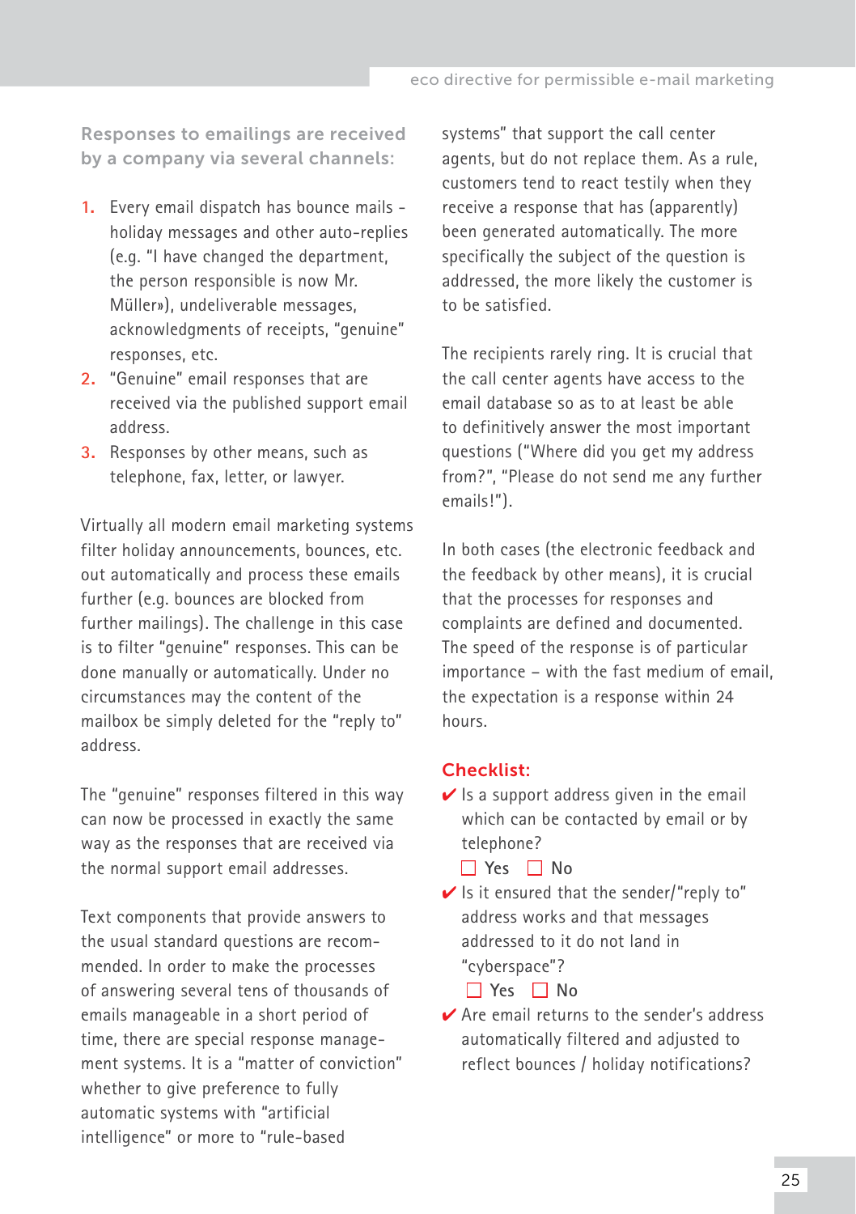## Responses to emailings are received by a company via several channels:

1. Every email dispatch has bounce mails - holiday messages and other auto-replies (e.g. "I have changed the department, the person responsible is now Mr. Müller»), undeliverable messages, acknowledgments of receipts, "genuine" responses, etc.
2. "Genuine" email responses that are received via the published support email address.
3. Responses by other means, such as telephone, fax, letter, or lawyer.

Virtually all modern email marketing systems filter holiday announcements, bounces, etc. out automatically and process these emails further (e.g. bounces are blocked from further mailings). The challenge in this case is to filter "genuine" responses. This can be done manually or automatically. Under no circumstances may the content of the mailbox be simply deleted for the "reply to" address.

The "genuine" responses filtered in this way can now be processed in exactly the same way as the responses that are received via the normal support email addresses.

Text components that provide answers to the usual standard questions are recommended. In order to make the processes of answering several tens of thousands of emails manageable in a short period of time, there are special response management systems. It is a "matter of conviction" whether to give preference to fully automatic systems with "artificial intelligence" or more to "rule-based systems" that support the call center agents, but do not replace them. As a rule, customers tend to react testily when they receive a response that has (apparently) been generated automatically. The more specifically the subject of the question is addressed, the more likely the customer is to be satisfied.

The recipients rarely ring. It is crucial that the call center agents have access to the email database so as to at least be able to definitively answer the most important questions ("Where did you get my address from?", "Please do not send me any further emails!").

In both cases (the electronic feedback and the feedback by other means), it is crucial that the processes for responses and complaints are defined and documented. The speed of the response is of particular importance – with the fast medium of email, the expectation is a response within 24 hours.

### Checklist:

- ✔ Is a support address given in the email which can be contacted by email or by telephone?

  ☐ Yes ☐ No

- ✔ Is it ensured that the sender/"reply to" address works and that messages addressed to it do not land in "cyberspace"?

  ☐ Yes ☐ No

- ✔ Are email returns to the sender's address automatically filtered and adjusted to reflect bounces / holiday notifications?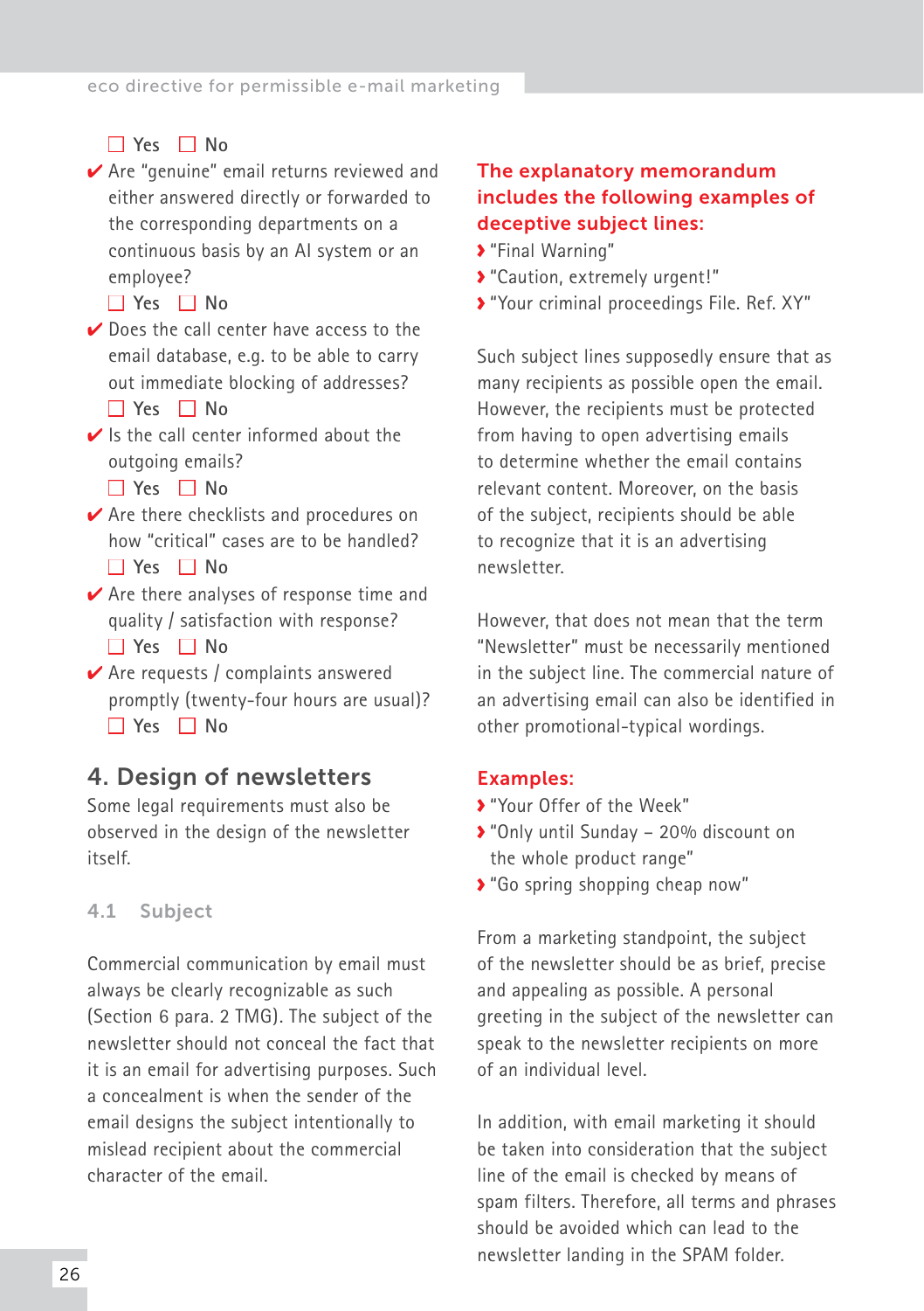☐ Yes ☐ No

✔ Are "genuine" email returns reviewed and either answered directly or forwarded to the corresponding departments on a continuous basis by an AI system or an employee?

☐ Yes ☐ No

✔ Does the call center have access to the email database, e.g. to be able to carry out immediate blocking of addresses?

☐ Yes ☐ No

✔ Is the call center informed about the outgoing emails?

☐ Yes ☐ No

✔ Are there checklists and procedures on how "critical" cases are to be handled?

☐ Yes ☐ No

✔ Are there analyses of response time and quality / satisfaction with response?

☐ Yes ☐ No

✔ Are requests / complaints answered promptly (twenty-four hours are usual)?

☐ Yes ☐ No

## 4. Design of newsletters

Some legal requirements must also be observed in the design of the newsletter itself.

### 4.1 Subject

Commercial communication by email must always be clearly recognizable as such (Section 6 para. 2 TMG). The subject of the newsletter should not conceal the fact that it is an email for advertising purposes. Such a concealment is when the sender of the email designs the subject intentionally to mislead recipient about the commercial character of the email.

**The explanatory memorandum includes the following examples of deceptive subject lines:**

- "Final Warning"
- "Caution, extremely urgent!"
- "Your criminal proceedings File. Ref. XY"

Such subject lines supposedly ensure that as many recipients as possible open the email. However, the recipients must be protected from having to open advertising emails to determine whether the email contains relevant content. Moreover, on the basis of the subject, recipients should be able to recognize that it is an advertising newsletter.

However, that does not mean that the term "Newsletter" must be necessarily mentioned in the subject line. The commercial nature of an advertising email can also be identified in other promotional-typical wordings.

**Examples:**

- "Your Offer of the Week"
- "Only until Sunday – 20% discount on the whole product range"
- "Go spring shopping cheap now"

From a marketing standpoint, the subject of the newsletter should be as brief, precise and appealing as possible. A personal greeting in the subject of the newsletter can speak to the newsletter recipients on more of an individual level.

In addition, with email marketing it should be taken into consideration that the subject line of the email is checked by means of spam filters. Therefore, all terms and phrases should be avoided which can lead to the newsletter landing in the SPAM folder.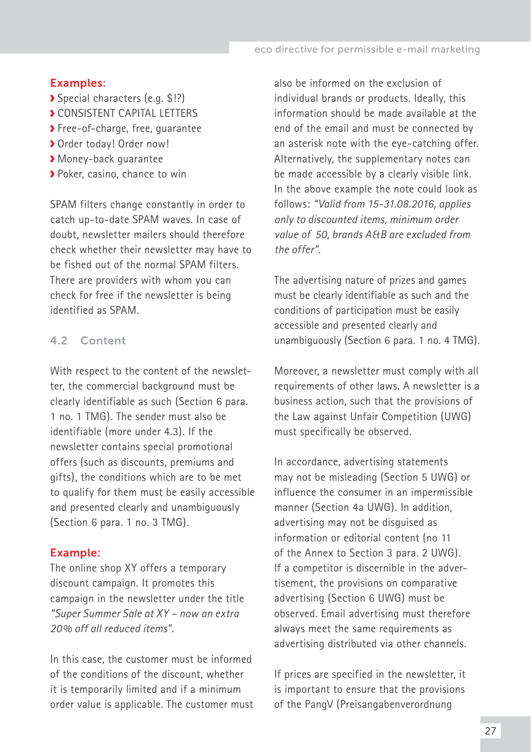**Examples:**

- Special characters (e.g. $!?)
- CONSISTENT CAPITAL LETTERS
- Free-of-charge, free, guarantee
- Order today! Order now!
- Money-back guarantee
- Poker, casino, chance to win

SPAM filters change constantly in order to catch up-to-date SPAM waves. In case of doubt, newsletter mailers should therefore check whether their newsletter may have to be fished out of the normal SPAM filters. There are providers with whom you can check for free if the newsletter is being identified as SPAM.

## 4.2 Content

With respect to the content of the newsletter, the commercial background must be clearly identifiable as such (Section 6 para. 1 no. 1 TMG). The sender must also be identifiable (more under 4.3). If the newsletter contains special promotional offers (such as discounts, premiums and gifts), the conditions which are to be met to qualify for them must be easily accessible and presented clearly and unambiguously (Section 6 para. 1 no. 3 TMG).

**Example:**

The online shop XY offers a temporary discount campaign. It promotes this campaign in the newsletter under the title *"Super Summer Sale at XY – now an extra 20% off all reduced items"*.

In this case, the customer must be informed of the conditions of the discount, whether it is temporarily limited and if a minimum order value is applicable. The customer must also be informed on the exclusion of individual brands or products. Ideally, this information should be made available at the end of the email and must be connected by an asterisk note with the eye-catching offer. Alternatively, the supplementary notes can be made accessible by a clearly visible link. In the above example the note could look as follows: *"Valid from 15-31.08.2016, applies only to discounted items, minimum order value of 50, brands A&B are excluded from the offer".*

The advertising nature of prizes and games must be clearly identifiable as such and the conditions of participation must be easily accessible and presented clearly and unambiguously (Section 6 para. 1 no. 4 TMG).

Moreover, a newsletter must comply with all requirements of other laws. A newsletter is a business action, such that the provisions of the Law against Unfair Competition (UWG) must specifically be observed.

In accordance, advertising statements may not be misleading (Section 5 UWG) or influence the consumer in an impermissible manner (Section 4a UWG). In addition, advertising may not be disguised as information or editorial content (no 11 of the Annex to Section 3 para. 2 UWG). If a competitor is discernible in the advertisement, the provisions on comparative advertising (Section 6 UWG) must be observed. Email advertising must therefore always meet the same requirements as advertising distributed via other channels.

If prices are specified in the newsletter, it is important to ensure that the provisions of the PangV (Preisangabenverordnung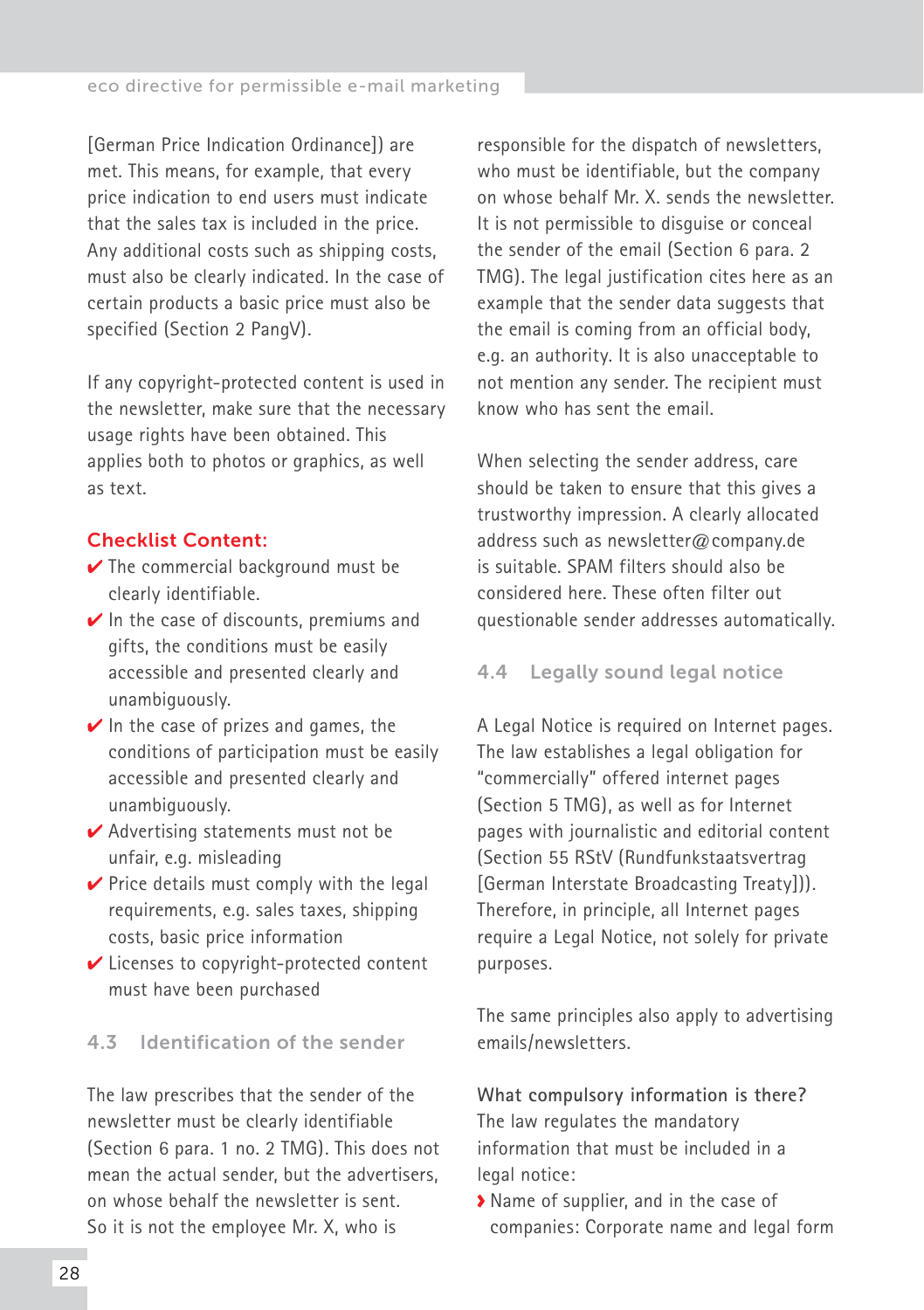[German Price Indication Ordinance]) are met. This means, for example, that every price indication to end users must indicate that the sales tax is included in the price. Any additional costs such as shipping costs, must also be clearly indicated. In the case of certain products a basic price must also be specified (Section 2 PangV).

If any copyright-protected content is used in the newsletter, make sure that the necessary usage rights have been obtained. This applies both to photos or graphics, as well as text.

**Checklist Content:**

- ✔ The commercial background must be clearly identifiable.
- ✔ In the case of discounts, premiums and gifts, the conditions must be easily accessible and presented clearly and unambiguously.
- ✔ In the case of prizes and games, the conditions of participation must be easily accessible and presented clearly and unambiguously.
- ✔ Advertising statements must not be unfair, e.g. misleading
- ✔ Price details must comply with the legal requirements, e.g. sales taxes, shipping costs, basic price information
- ✔ Licenses to copyright-protected content must have been purchased

### 4.3 Identification of the sender

The law prescribes that the sender of the newsletter must be clearly identifiable (Section 6 para. 1 no. 2 TMG). This does not mean the actual sender, but the advertisers, on whose behalf the newsletter is sent. So it is not the employee Mr. X, who is responsible for the dispatch of newsletters, who must be identifiable, but the company on whose behalf Mr. X. sends the newsletter. It is not permissible to disguise or conceal the sender of the email (Section 6 para. 2 TMG). The legal justification cites here as an example that the sender data suggests that the email is coming from an official body, e.g. an authority. It is also unacceptable to not mention any sender. The recipient must know who has sent the email.

When selecting the sender address, care should be taken to ensure that this gives a trustworthy impression. A clearly allocated address such as newsletter@company.de is suitable. SPAM filters should also be considered here. These often filter out questionable sender addresses automatically.

### 4.4 Legally sound legal notice

A Legal Notice is required on Internet pages. The law establishes a legal obligation for "commercially" offered internet pages (Section 5 TMG), as well as for Internet pages with journalistic and editorial content (Section 55 RStV (Rundfunkstaatsvertrag [German Interstate Broadcasting Treaty])). Therefore, in principle, all Internet pages require a Legal Notice, not solely for private purposes.

The same principles also apply to advertising emails/newsletters.

**What compulsory information is there?**
The law regulates the mandatory information that must be included in a legal notice:

- Name of supplier, and in the case of companies: Corporate name and legal form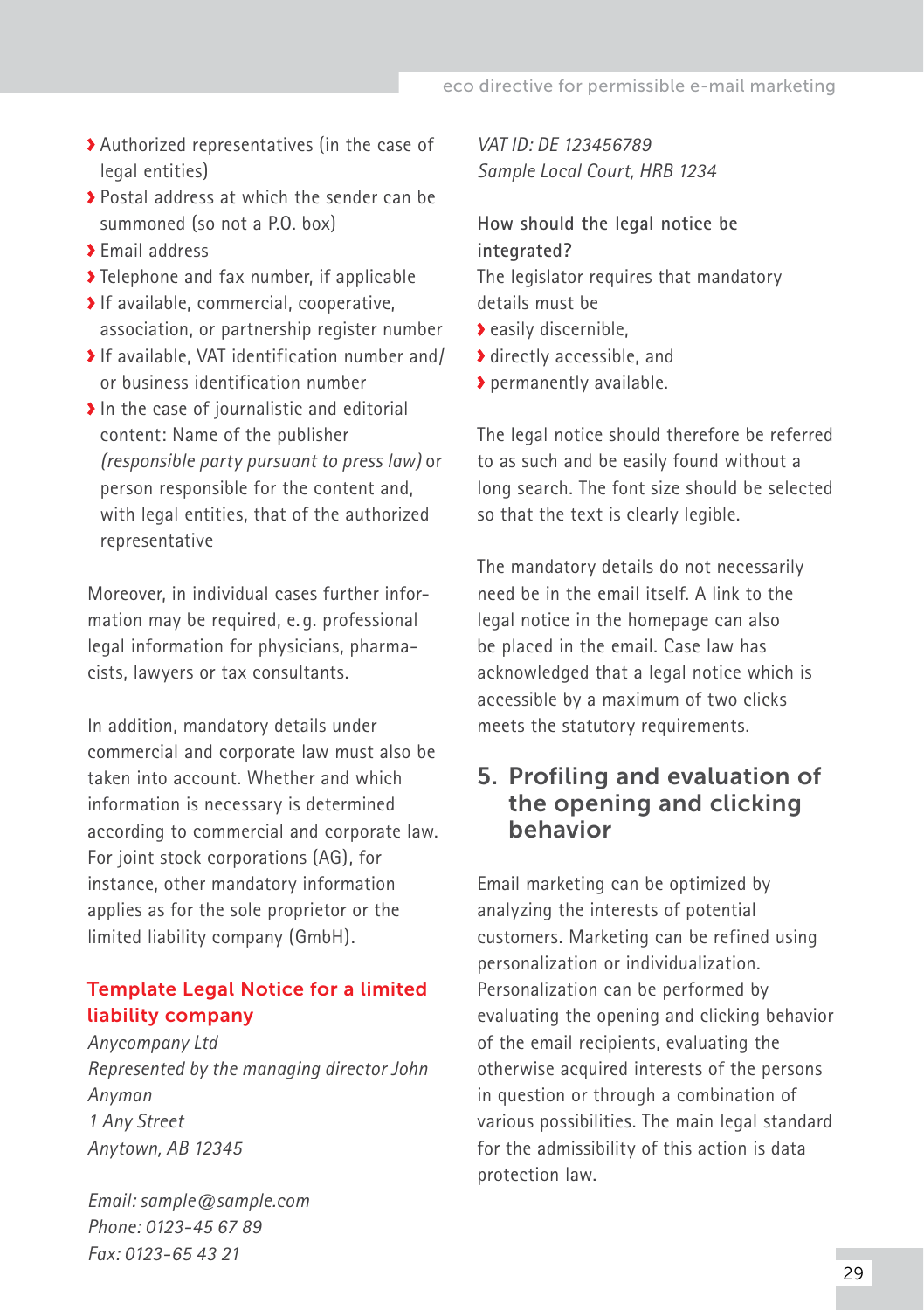- Authorized representatives (in the case of legal entities)
- Postal address at which the sender can be summoned (so not a P.O. box)
- Email address
- Telephone and fax number, if applicable
- If available, commercial, cooperative, association, or partnership register number
- If available, VAT identification number and/or business identification number
- In the case of journalistic and editorial content: Name of the publisher *(responsible party pursuant to press law)* or person responsible for the content and, with legal entities, that of the authorized representative

Moreover, in individual cases further information may be required, e.g. professional legal information for physicians, pharmacists, lawyers or tax consultants.

In addition, mandatory details under commercial and corporate law must also be taken into account. Whether and which information is necessary is determined according to commercial and corporate law. For joint stock corporations (AG), for instance, other mandatory information applies as for the sole proprietor or the limited liability company (GmbH).

### Template Legal Notice for a limited liability company

*Anycompany Ltd*
*Represented by the managing director John Anyman*
*1 Any Street*
*Anytown, AB 12345*

*Email: sample@sample.com*
*Phone: 0123-45 67 89*
*Fax: 0123-65 43 21*

*VAT ID: DE 123456789*
*Sample Local Court, HRB 1234*

**How should the legal notice be integrated?**

The legislator requires that mandatory details must be

- easily discernible,
- directly accessible, and
- permanently available.

The legal notice should therefore be referred to as such and be easily found without a long search. The font size should be selected so that the text is clearly legible.

The mandatory details do not necessarily need be in the email itself. A link to the legal notice in the homepage can also be placed in the email. Case law has acknowledged that a legal notice which is accessible by a maximum of two clicks meets the statutory requirements.

## 5. Profiling and evaluation of the opening and clicking behavior

Email marketing can be optimized by analyzing the interests of potential customers. Marketing can be refined using personalization or individualization. Personalization can be performed by evaluating the opening and clicking behavior of the email recipients, evaluating the otherwise acquired interests of the persons in question or through a combination of various possibilities. The main legal standard for the admissibility of this action is data protection law.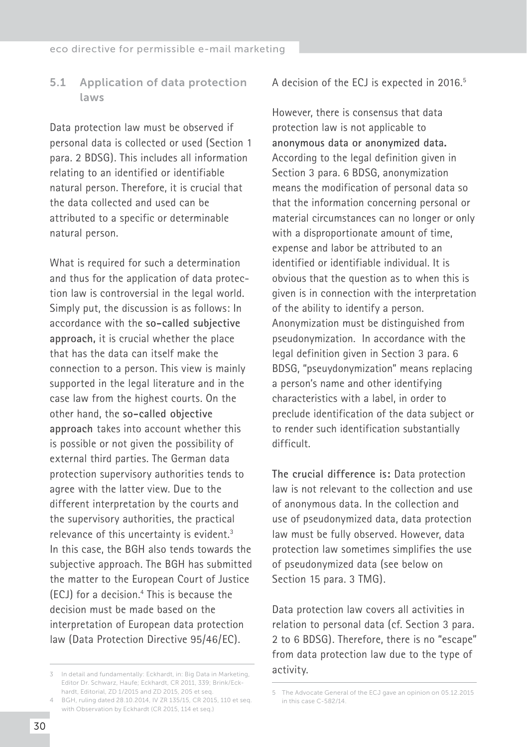## 5.1 Application of data protection laws

Data protection law must be observed if personal data is collected or used (Section 1 para. 2 BDSG). This includes all information relating to an identified or identifiable natural person. Therefore, it is crucial that the data collected and used can be attributed to a specific or determinable natural person.

What is required for such a determination and thus for the application of data protection law is controversial in the legal world. Simply put, the discussion is as follows: In accordance with the **so-called subjective approach,** it is crucial whether the place that has the data can itself make the connection to a person. This view is mainly supported in the legal literature and in the case law from the highest courts. On the other hand, the **so-called objective approach** takes into account whether this is possible or not given the possibility of external third parties. The German data protection supervisory authorities tends to agree with the latter view. Due to the different interpretation by the courts and the supervisory authorities, the practical relevance of this uncertainty is evident.[3] In this case, the BGH also tends towards the subjective approach. The BGH has submitted the matter to the European Court of Justice (ECJ) for a decision.[4] This is because the decision must be made based on the interpretation of European data protection law (Data Protection Directive 95/46/EC). A decision of the ECJ is expected in 2016.[5]

However, there is consensus that data protection law is not applicable to **anonymous data or anonymized data.** According to the legal definition given in Section 3 para. 6 BDSG, anonymization means the modification of personal data so that the information concerning personal or material circumstances can no longer or only with a disproportionate amount of time, expense and labor be attributed to an identified or identifiable individual. It is obvious that the question as to when this is given is in connection with the interpretation of the ability to identify a person. Anonymization must be distinguished from pseudonymization. In accordance with the legal definition given in Section 3 para. 6 BDSG, "pseuydonymization" means replacing a person's name and other identifying characteristics with a label, in order to preclude identification of the data subject or to render such identification substantially difficult.

**The crucial difference is:** Data protection law is not relevant to the collection and use of anonymous data. In the collection and use of pseudonymized data, data protection law must be fully observed. However, data protection law sometimes simplifies the use of pseudonymized data (see below on Section 15 para. 3 TMG).

Data protection law covers all activities in relation to personal data (cf. Section 3 para. 2 to 6 BDSG). Therefore, there is no "escape" from data protection law due to the type of activity.

---

3 In detail and fundamentally: Eckhardt, in: Big Data in Marketing, Editor Dr. Schwarz, Haufe; Eckhardt, CR 2011, 339; Brink/Eckhardt, Editorial, ZD 1/2015 and ZD 2015, 205 et seq.

4 BGH, ruling dated 28.10.2014, IV ZR 135/15, CR 2015, 110 et seq. with Observation by Eckhardt (CR 2015, 114 et seq.)

5 The Advocate General of the ECJ gave an opinion on 05.12.2015 in this case C-582/14.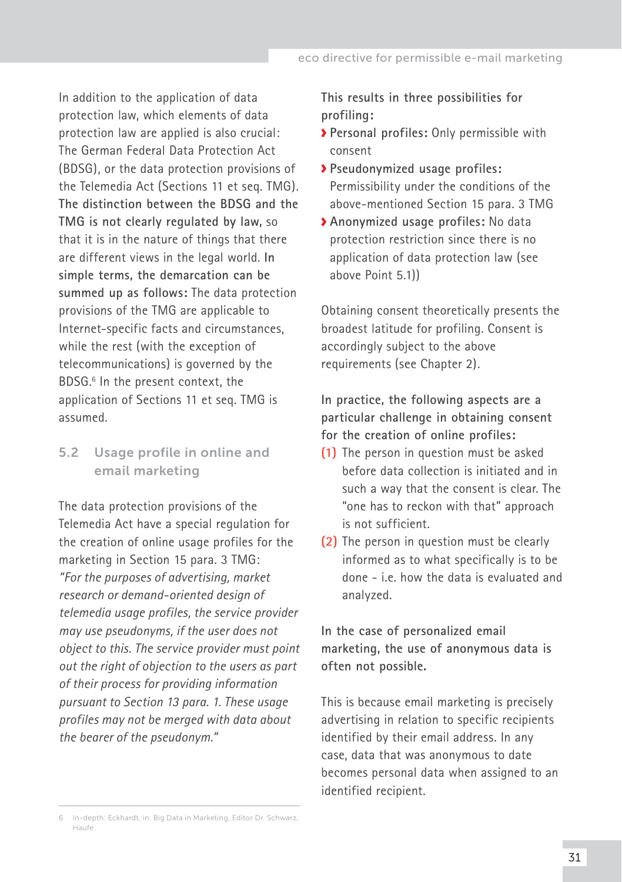In addition to the application of data protection law, which elements of data protection law are applied is also crucial: The German Federal Data Protection Act (BDSG), or the data protection provisions of the Telemedia Act (Sections 11 et seq. TMG). **The distinction between the BDSG and the TMG is not clearly regulated by law,** so that it is in the nature of things that there are different views in the legal world. **In simple terms, the demarcation can be summed up as follows:** The data protection provisions of the TMG are applicable to Internet-specific facts and circumstances, while the rest (with the exception of telecommunications) is governed by the BDSG.[6] In the present context, the application of Sections 11 et seq. TMG is assumed.

## 5.2 Usage profile in online and email marketing

The data protection provisions of the Telemedia Act have a special regulation for the creation of online usage profiles for the marketing in Section 15 para. 3 TMG: *"For the purposes of advertising, market research or demand-oriented design of telemedia usage profiles, the service provider may use pseudonyms, if the user does not object to this. The service provider must point out the right of objection to the users as part of their process for providing information pursuant to Section 13 para. 1. These usage profiles may not be merged with data about the bearer of the pseudonym."*

**This results in three possibilities for profiling:**

- **Personal profiles:** Only permissible with consent
- **Pseudonymized usage profiles:** Permissibility under the conditions of the above-mentioned Section 15 para. 3 TMG
- **Anonymized usage profiles:** No data protection restriction since there is no application of data protection law (see above Point 5.1))

Obtaining consent theoretically presents the broadest latitude for profiling. Consent is accordingly subject to the above requirements (see Chapter 2).

**In practice, the following aspects are a particular challenge in obtaining consent for the creation of online profiles:**

1. The person in question must be asked before data collection is initiated and in such a way that the consent is clear. The "one has to reckon with that" approach is not sufficient.
2. The person in question must be clearly informed as to what specifically is to be done - i.e. how the data is evaluated and analyzed.

**In the case of personalized email marketing, the use of anonymous data is often not possible.**

This is because email marketing is precisely advertising in relation to specific recipients identified by their email address. In any case, data that was anonymous to date becomes personal data when assigned to an identified recipient.

---

6 In-depth: Eckhardt, in: Big Data in Marketing, Editor Dr. Schwarz, Haufe.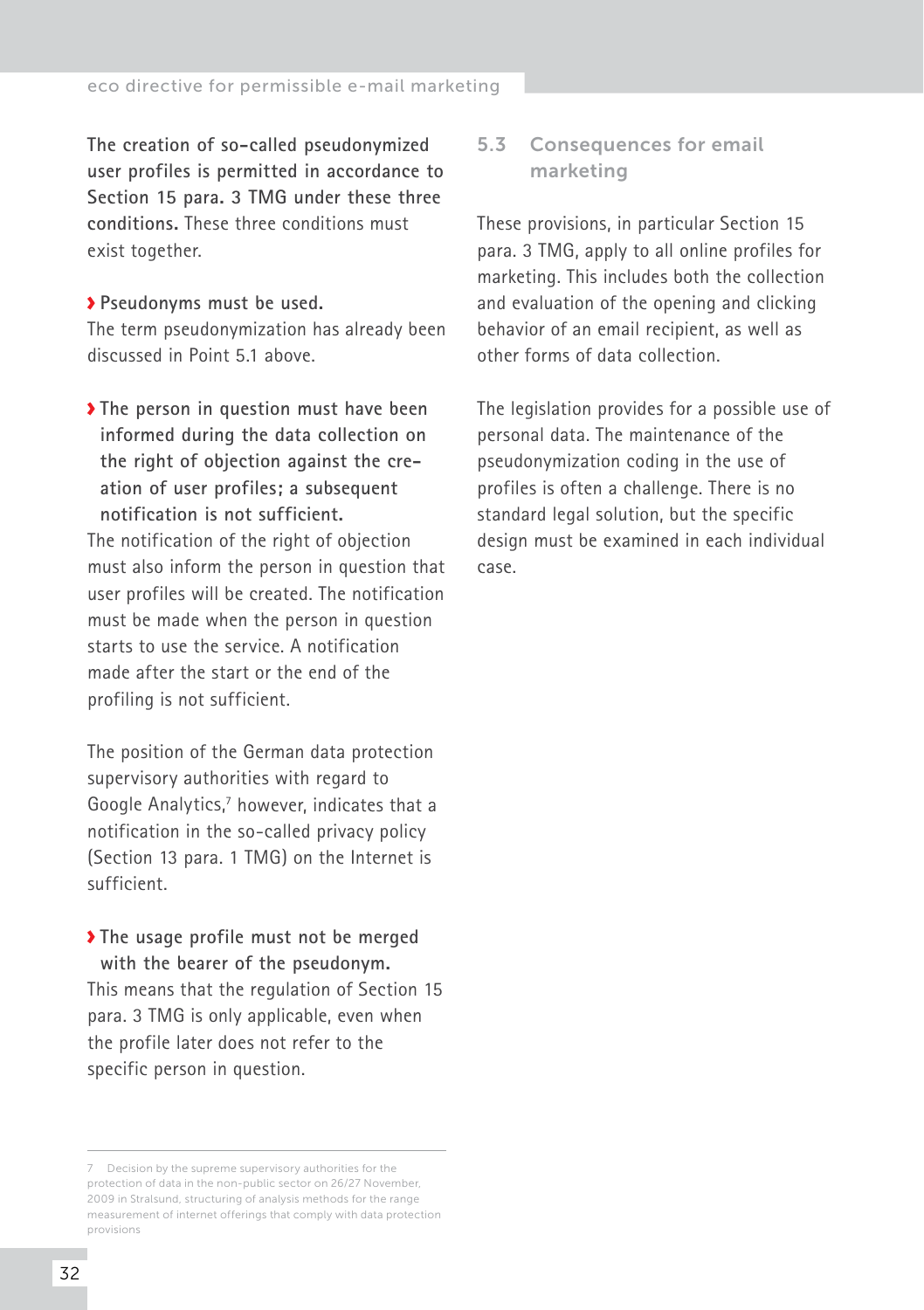**The creation of so-called pseudonymized user profiles is permitted in accordance to Section 15 para. 3 TMG under these three conditions.** These three conditions must exist together.

- **Pseudonyms must be used.**

The term pseudonymization has already been discussed in Point 5.1 above.

- **The person in question must have been informed during the data collection on the right of objection against the creation of user profiles; a subsequent notification is not sufficient.**

The notification of the right of objection must also inform the person in question that user profiles will be created. The notification must be made when the person in question starts to use the service. A notification made after the start or the end of the profiling is not sufficient.

The position of the German data protection supervisory authorities with regard to Google Analytics,[7] however, indicates that a notification in the so-called privacy policy (Section 13 para. 1 TMG) on the Internet is sufficient.

- **The usage profile must not be merged with the bearer of the pseudonym.**

This means that the regulation of Section 15 para. 3 TMG is only applicable, even when the profile later does not refer to the specific person in question.

## 5.3 Consequences for email marketing

These provisions, in particular Section 15 para. 3 TMG, apply to all online profiles for marketing. This includes both the collection and evaluation of the opening and clicking behavior of an email recipient, as well as other forms of data collection.

The legislation provides for a possible use of personal data. The maintenance of the pseudonymization coding in the use of profiles is often a challenge. There is no standard legal solution, but the specific design must be examined in each individual case.

---

7 Decision by the supreme supervisory authorities for the protection of data in the non-public sector on 26/27 November, 2009 in Stralsund, structuring of analysis methods for the range measurement of internet offerings that comply with data protection provisions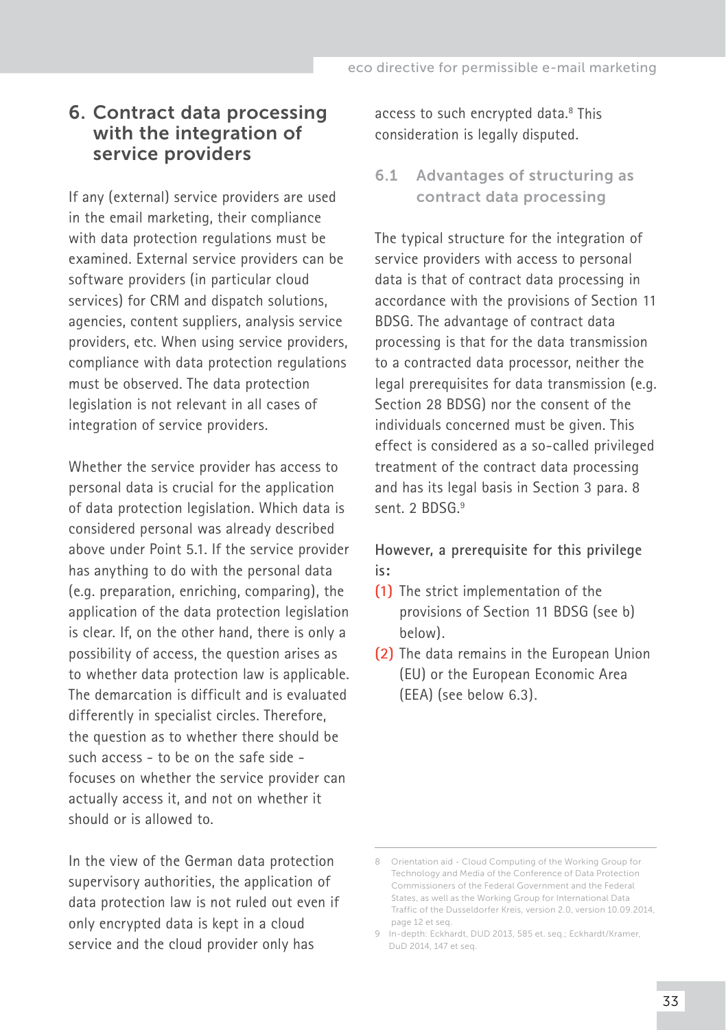## 6. Contract data processing with the integration of service providers

If any (external) service providers are used in the email marketing, their compliance with data protection regulations must be examined. External service providers can be software providers (in particular cloud services) for CRM and dispatch solutions, agencies, content suppliers, analysis service providers, etc. When using service providers, compliance with data protection regulations must be observed. The data protection legislation is not relevant in all cases of integration of service providers.

Whether the service provider has access to personal data is crucial for the application of data protection legislation. Which data is considered personal was already described above under Point 5.1. If the service provider has anything to do with the personal data (e.g. preparation, enriching, comparing), the application of the data protection legislation is clear. If, on the other hand, there is only a possibility of access, the question arises as to whether data protection law is applicable. The demarcation is difficult and is evaluated differently in specialist circles. Therefore, the question as to whether there should be such access - to be on the safe side - focuses on whether the service provider can actually access it, and not on whether it should or is allowed to.

In the view of the German data protection supervisory authorities, the application of data protection law is not ruled out even if only encrypted data is kept in a cloud service and the cloud provider only has access to such encrypted data.[8] This consideration is legally disputed.

### 6.1 Advantages of structuring as contract data processing

The typical structure for the integration of service providers with access to personal data is that of contract data processing in accordance with the provisions of Section 11 BDSG. The advantage of contract data processing is that for the data transmission to a contracted data processor, neither the legal prerequisites for data transmission (e.g. Section 28 BDSG) nor the consent of the individuals concerned must be given. This effect is considered as a so-called privileged treatment of the contract data processing and has its legal basis in Section 3 para. 8 sent. 2 BDSG.[9]

**However, a prerequisite for this privilege is:**

**(1)** The strict implementation of the provisions of Section 11 BDSG (see b) below).

**(2)** The data remains in the European Union (EU) or the European Economic Area (EEA) (see below 6.3).

---

8 Orientation aid - Cloud Computing of the Working Group for Technology and Media of the Conference of Data Protection Commissioners of the Federal Government and the Federal States, as well as the Working Group for International Data Traffic of the Dusseldorfer Kreis, version 2.0, version 10.09.2014, page 12 et seq.

9 In-depth: Eckhardt, DUD 2013, 585 et. seq.; Eckhardt/Kramer, DuD 2014, 147 et seq.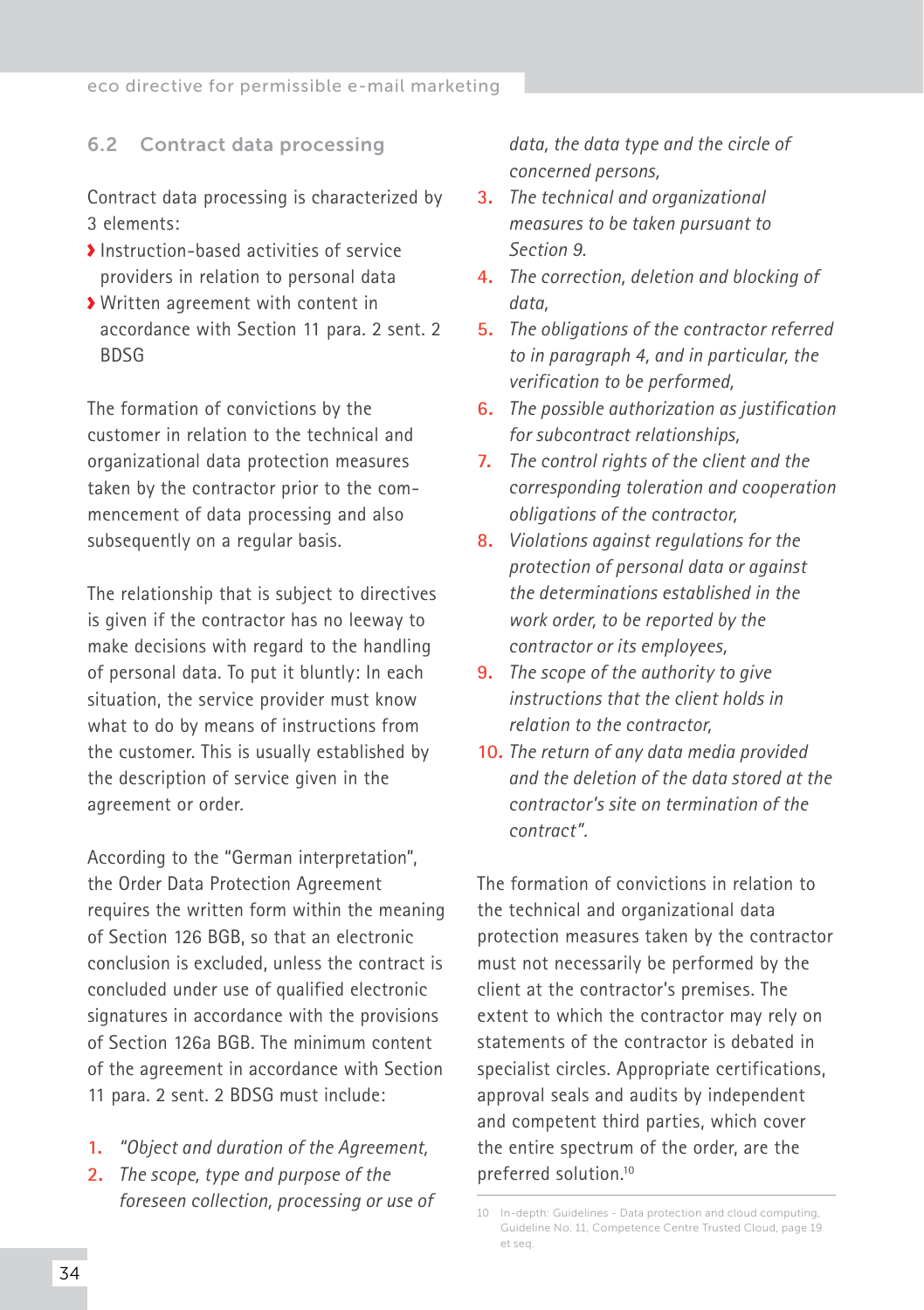## 6.2 Contract data processing

Contract data processing is characterized by 3 elements:

- Instruction-based activities of service providers in relation to personal data
- Written agreement with content in accordance with Section 11 para. 2 sent. 2 BDSG

The formation of convictions by the customer in relation to the technical and organizational data protection measures taken by the contractor prior to the commencement of data processing and also subsequently on a regular basis.

The relationship that is subject to directives is given if the contractor has no leeway to make decisions with regard to the handling of personal data. To put it bluntly: In each situation, the service provider must know what to do by means of instructions from the customer. This is usually established by the description of service given in the agreement or order.

According to the "German interpretation", the Order Data Protection Agreement requires the written form within the meaning of Section 126 BGB, so that an electronic conclusion is excluded, unless the contract is concluded under use of qualified electronic signatures in accordance with the provisions of Section 126a BGB. The minimum content of the agreement in accordance with Section 11 para. 2 sent. 2 BDSG must include:

1. *"Object and duration of the Agreement,*
2. *The scope, type and purpose of the foreseen collection, processing or use of data, the data type and the circle of concerned persons,*
3. *The technical and organizational measures to be taken pursuant to Section 9.*
4. *The correction, deletion and blocking of data,*
5. *The obligations of the contractor referred to in paragraph 4, and in particular, the verification to be performed,*
6. *The possible authorization as justification for subcontract relationships,*
7. *The control rights of the client and the corresponding toleration and cooperation obligations of the contractor,*
8. *Violations against regulations for the protection of personal data or against the determinations established in the work order, to be reported by the contractor or its employees,*
9. *The scope of the authority to give instructions that the client holds in relation to the contractor,*
10. *The return of any data media provided and the deletion of the data stored at the contractor's site on termination of the contract".*

The formation of convictions in relation to the technical and organizational data protection measures taken by the contractor must not necessarily be performed by the client at the contractor's premises. The extent to which the contractor may rely on statements of the contractor is debated in specialist circles. Appropriate certifications, approval seals and audits by independent and competent third parties, which cover the entire spectrum of the order, are the preferred solution.[10]

[10] In-depth: Guidelines - Data protection and cloud computing, Guideline No. 11, Competence Centre Trusted Cloud, page 19 et seq.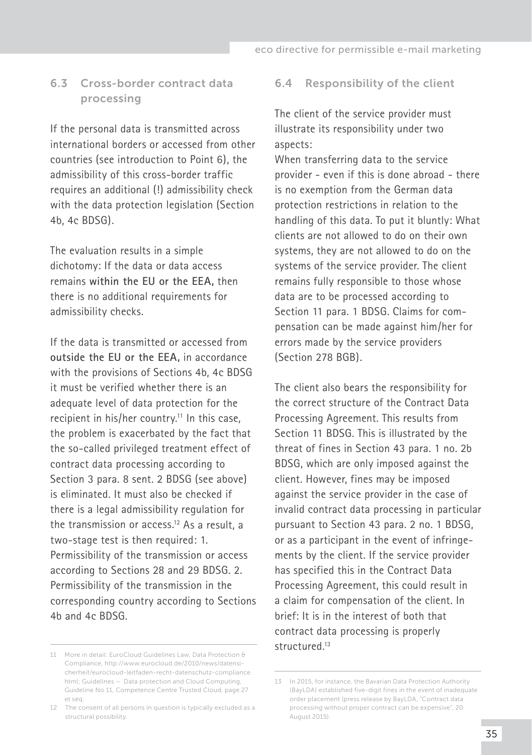## 6.3 Cross-border contract data processing

If the personal data is transmitted across international borders or accessed from other countries (see introduction to Point 6), the admissibility of this cross-border traffic requires an additional (!) admissibility check with the data protection legislation (Section 4b, 4c BDSG).

The evaluation results in a simple dichotomy: If the data or data access remains **within the EU or the EEA,** then there is no additional requirements for admissibility checks.

If the data is transmitted or accessed from **outside the EU or the EEA,** in accordance with the provisions of Sections 4b, 4c BDSG it must be verified whether there is an adequate level of data protection for the recipient in his/her country.[11] In this case, the problem is exacerbated by the fact that the so-called privileged treatment effect of contract data processing according to Section 3 para. 8 sent. 2 BDSG (see above) is eliminated. It must also be checked if there is a legal admissibility regulation for the transmission or access.[12] As a result, a two-stage test is then required: 1. Permissibility of the transmission or access according to Sections 28 and 29 BDSG. 2. Permissibility of the transmission in the corresponding country according to Sections 4b and 4c BDSG.

## 6.4 Responsibility of the client

The client of the service provider must illustrate its responsibility under two aspects:

When transferring data to the service provider - even if this is done abroad - there is no exemption from the German data protection restrictions in relation to the handling of this data. To put it bluntly: What clients are not allowed to do on their own systems, they are not allowed to do on the systems of the service provider. The client remains fully responsible to those whose data are to be processed according to Section 11 para. 1 BDSG. Claims for compensation can be made against him/her for errors made by the service providers (Section 278 BGB).

The client also bears the responsibility for the correct structure of the Contract Data Processing Agreement. This results from Section 11 BDSG. This is illustrated by the threat of fines in Section 43 para. 1 no. 2b BDSG, which are only imposed against the client. However, fines may be imposed against the service provider in the case of invalid contract data processing in particular pursuant to Section 43 para. 2 no. 1 BDSG, or as a participant in the event of infringements by the client. If the service provider has specified this in the Contract Data Processing Agreement, this could result in a claim for compensation of the client. In brief: It is in the interest of both that contract data processing is properly structured.[13]

---

11 More in detail: EuroCloud Guidelines Law, Data Protection & Compliance, http://www.eurocloud.de/2010/news/datensicherheit/eurocloud-leitfaden-recht-datenschutz-compliance.html; Guidelines – Data protection and Cloud Computing, Guideline No 11, Competence Centre Trusted Cloud, page 27 et seq.

12 The consent of all persons in question is typically excluded as a structural possibility.

13 In 2015, for instance, the Bavarian Data Protection Authority (BayLDA) established five-digit fines in the event of inadequate order placement (press release by BayLDA, "Contract data processing without proper contract can be expensive", 20 August 2015).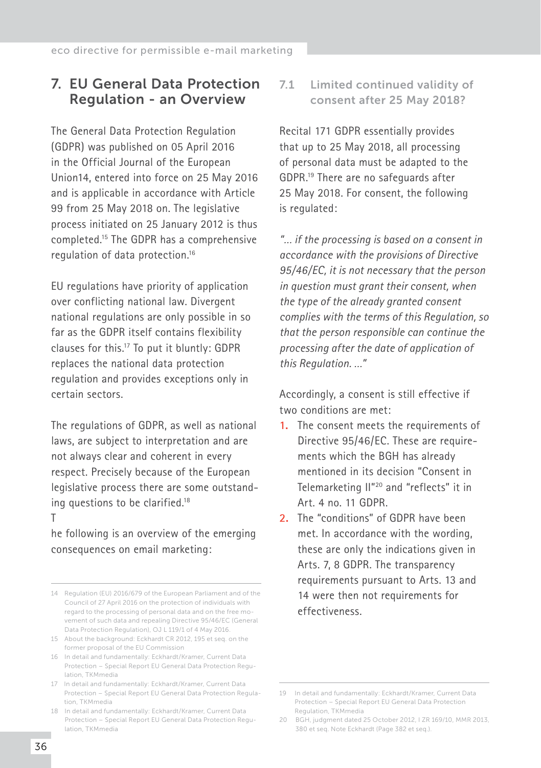## 7. EU General Data Protection Regulation - an Overview

The General Data Protection Regulation (GDPR) was published on 05 April 2016 in the Official Journal of the European Union14, entered into force on 25 May 2016 and is applicable in accordance with Article 99 from 25 May 2018 on. The legislative process initiated on 25 January 2012 is thus completed.[15] The GDPR has a comprehensive regulation of data protection.[16]

EU regulations have priority of application over conflicting national law. Divergent national regulations are only possible in so far as the GDPR itself contains flexibility clauses for this.[17] To put it bluntly: GDPR replaces the national data protection regulation and provides exceptions only in certain sectors.

The regulations of GDPR, as well as national laws, are subject to interpretation and are not always clear and coherent in every respect. Precisely because of the European legislative process there are some outstanding questions to be clarified.[18]

T

he following is an overview of the emerging consequences on email marketing:

### 7.1 Limited continued validity of consent after 25 May 2018?

Recital 171 GDPR essentially provides that up to 25 May 2018, all processing of personal data must be adapted to the GDPR.[19] There are no safeguards after 25 May 2018. For consent, the following is regulated:

*"... if the processing is based on a consent in accordance with the provisions of Directive 95/46/EC, it is not necessary that the person in question must grant their consent, when the type of the already granted consent complies with the terms of this Regulation, so that the person responsible can continue the processing after the date of application of this Regulation. ..."*

Accordingly, a consent is still effective if two conditions are met:

1. The consent meets the requirements of Directive 95/46/EC. These are requirements which the BGH has already mentioned in its decision "Consent in Telemarketing II"[20] and "reflects" it in Art. 4 no. 11 GDPR.
2. The "conditions" of GDPR have been met. In accordance with the wording, these are only the indications given in Arts. 7, 8 GDPR. The transparency requirements pursuant to Arts. 13 and 14 were then not requirements for effectiveness.

---

14 Regulation (EU) 2016/679 of the European Parliament and of the Council of 27 April 2016 on the protection of individuals with regard to the processing of personal data and on the free movement of such data and repealing Directive 95/46/EC (General Data Protection Regulation), OJ L 119/1 of 4 May 2016.

15 About the background: Eckhardt CR 2012, 195 et seq. on the former proposal of the EU Commission

16 In detail and fundamentally: Eckhardt/Kramer, Current Data Protection – Special Report EU General Data Protection Regulation, TKMmedia

17 In detail and fundamentally: Eckhardt/Kramer, Current Data Protection – Special Report EU General Data Protection Regulation, TKMmedia

18 In detail and fundamentally: Eckhardt/Kramer, Current Data Protection – Special Report EU General Data Protection Regulation, TKMmedia

19 In detail and fundamentally: Eckhardt/Kramer, Current Data Protection – Special Report EU General Data Protection Regulation, TKMmedia

20 BGH, judgment dated 25 October 2012, I ZR 169/10, MMR 2013, 380 et seq. Note Eckhardt (Page 382 et seq.).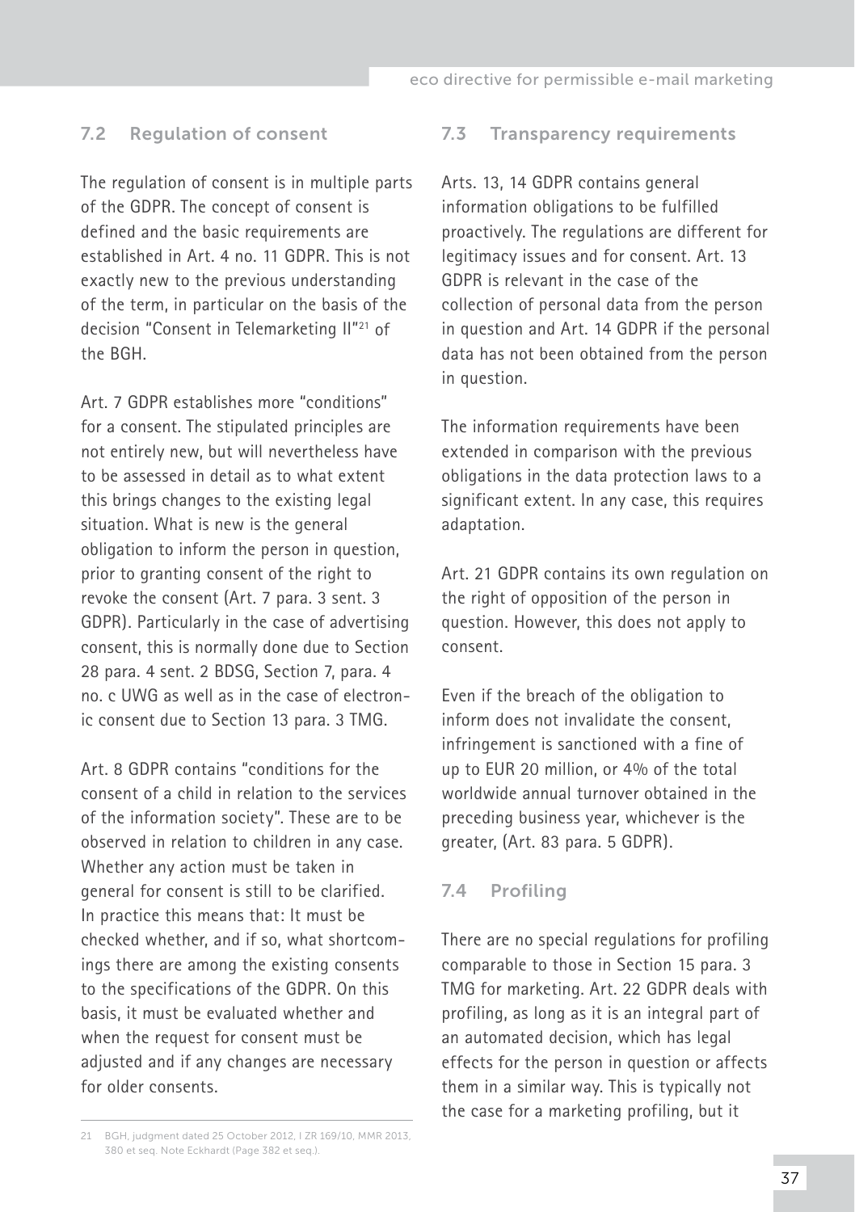## 7.2 Regulation of consent

The regulation of consent is in multiple parts of the GDPR. The concept of consent is defined and the basic requirements are established in Art. 4 no. 11 GDPR. This is not exactly new to the previous understanding of the term, in particular on the basis of the decision "Consent in Telemarketing II"[21] of the BGH.

Art. 7 GDPR establishes more "conditions" for a consent. The stipulated principles are not entirely new, but will nevertheless have to be assessed in detail as to what extent this brings changes to the existing legal situation. What is new is the general obligation to inform the person in question, prior to granting consent of the right to revoke the consent (Art. 7 para. 3 sent. 3 GDPR). Particularly in the case of advertising consent, this is normally done due to Section 28 para. 4 sent. 2 BDSG, Section 7, para. 4 no. c UWG as well as in the case of electronic consent due to Section 13 para. 3 TMG.

Art. 8 GDPR contains "conditions for the consent of a child in relation to the services of the information society". These are to be observed in relation to children in any case. Whether any action must be taken in general for consent is still to be clarified. In practice this means that: It must be checked whether, and if so, what shortcomings there are among the existing consents to the specifications of the GDPR. On this basis, it must be evaluated whether and when the request for consent must be adjusted and if any changes are necessary for older consents.

[21] BGH, judgment dated 25 October 2012, I ZR 169/10, MMR 2013, 380 et seq. Note Eckhardt (Page 382 et seq.).

## 7.3 Transparency requirements

Arts. 13, 14 GDPR contains general information obligations to be fulfilled proactively. The regulations are different for legitimacy issues and for consent. Art. 13 GDPR is relevant in the case of the collection of personal data from the person in question and Art. 14 GDPR if the personal data has not been obtained from the person in question.

The information requirements have been extended in comparison with the previous obligations in the data protection laws to a significant extent. In any case, this requires adaptation.

Art. 21 GDPR contains its own regulation on the right of opposition of the person in question. However, this does not apply to consent.

Even if the breach of the obligation to inform does not invalidate the consent, infringement is sanctioned with a fine of up to EUR 20 million, or 4% of the total worldwide annual turnover obtained in the preceding business year, whichever is the greater, (Art. 83 para. 5 GDPR).

## 7.4 Profiling

There are no special regulations for profiling comparable to those in Section 15 para. 3 TMG for marketing. Art. 22 GDPR deals with profiling, as long as it is an integral part of an automated decision, which has legal effects for the person in question or affects them in a similar way. This is typically not the case for a marketing profiling, but it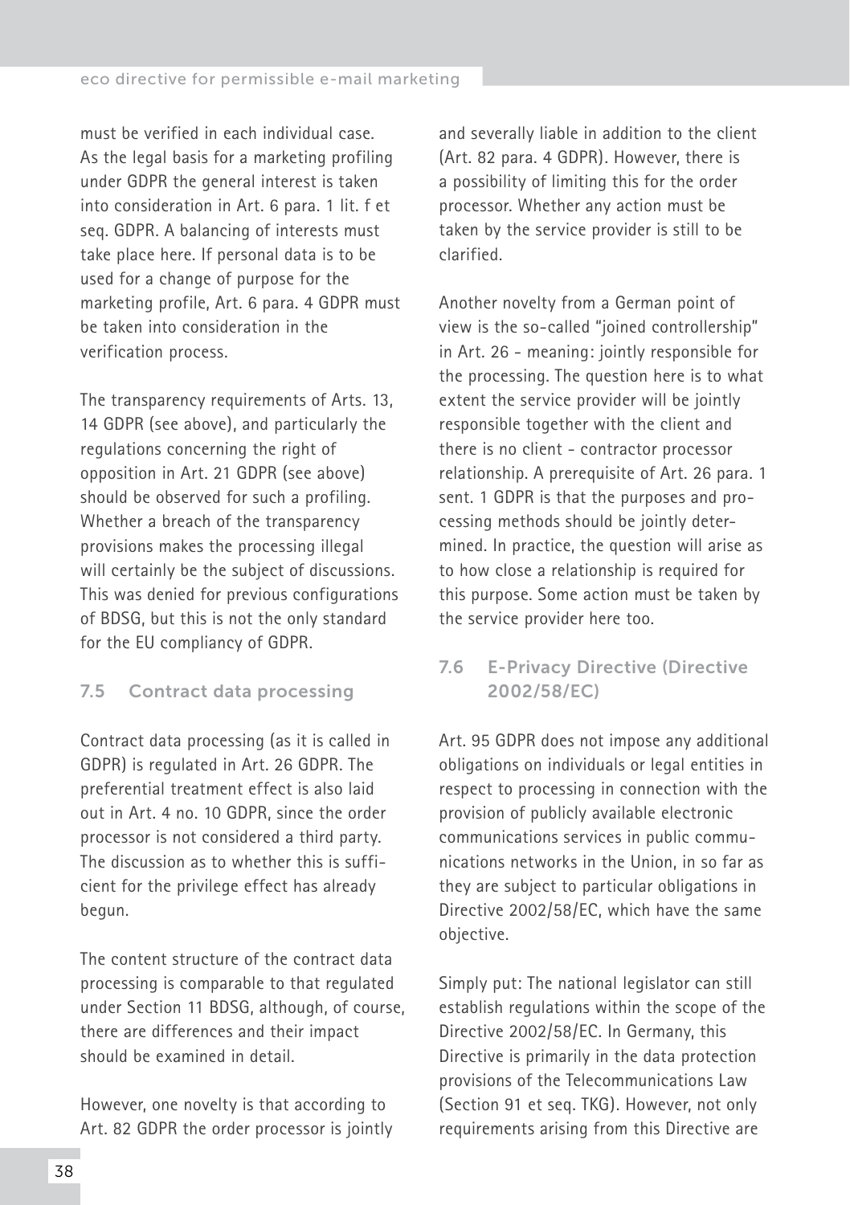must be verified in each individual case. As the legal basis for a marketing profiling under GDPR the general interest is taken into consideration in Art. 6 para. 1 lit. f et seq. GDPR. A balancing of interests must take place here. If personal data is to be used for a change of purpose for the marketing profile, Art. 6 para. 4 GDPR must be taken into consideration in the verification process.

The transparency requirements of Arts. 13, 14 GDPR (see above), and particularly the regulations concerning the right of opposition in Art. 21 GDPR (see above) should be observed for such a profiling. Whether a breach of the transparency provisions makes the processing illegal will certainly be the subject of discussions. This was denied for previous configurations of BDSG, but this is not the only standard for the EU compliancy of GDPR.

## 7.5 Contract data processing

Contract data processing (as it is called in GDPR) is regulated in Art. 26 GDPR. The preferential treatment effect is also laid out in Art. 4 no. 10 GDPR, since the order processor is not considered a third party. The discussion as to whether this is sufficient for the privilege effect has already begun.

The content structure of the contract data processing is comparable to that regulated under Section 11 BDSG, although, of course, there are differences and their impact should be examined in detail.

However, one novelty is that according to Art. 82 GDPR the order processor is jointly and severally liable in addition to the client (Art. 82 para. 4 GDPR). However, there is a possibility of limiting this for the order processor. Whether any action must be taken by the service provider is still to be clarified.

Another novelty from a German point of view is the so-called "joined controllership" in Art. 26 - meaning: jointly responsible for the processing. The question here is to what extent the service provider will be jointly responsible together with the client and there is no client - contractor processor relationship. A prerequisite of Art. 26 para. 1 sent. 1 GDPR is that the purposes and processing methods should be jointly determined. In practice, the question will arise as to how close a relationship is required for this purpose. Some action must be taken by the service provider here too.

## 7.6 E-Privacy Directive (Directive 2002/58/EC)

Art. 95 GDPR does not impose any additional obligations on individuals or legal entities in respect to processing in connection with the provision of publicly available electronic communications services in public communications networks in the Union, in so far as they are subject to particular obligations in Directive 2002/58/EC, which have the same objective.

Simply put: The national legislator can still establish regulations within the scope of the Directive 2002/58/EC. In Germany, this Directive is primarily in the data protection provisions of the Telecommunications Law (Section 91 et seq. TKG). However, not only requirements arising from this Directive are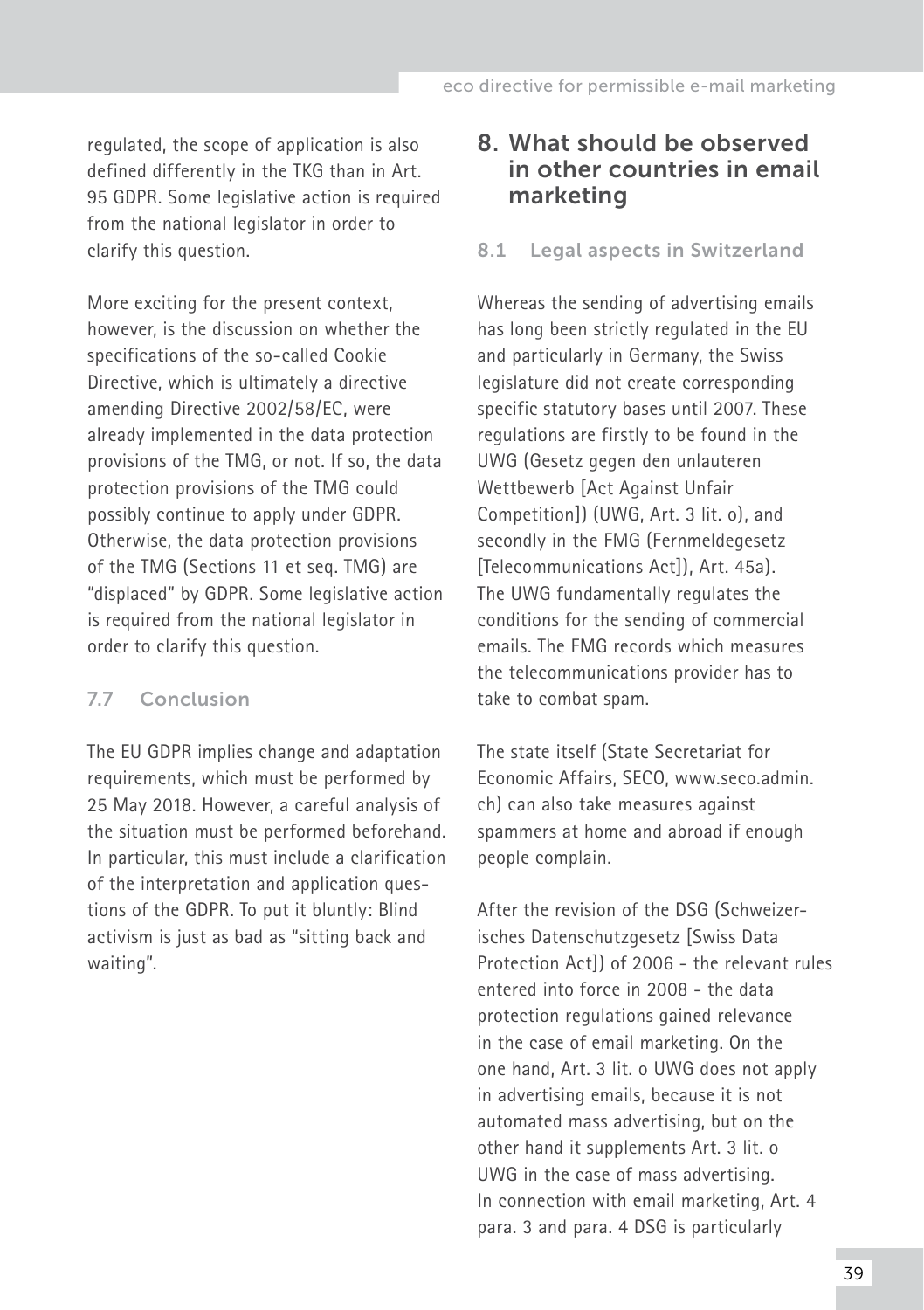regulated, the scope of application is also defined differently in the TKG than in Art. 95 GDPR. Some legislative action is required from the national legislator in order to clarify this question.

More exciting for the present context, however, is the discussion on whether the specifications of the so-called Cookie Directive, which is ultimately a directive amending Directive 2002/58/EC, were already implemented in the data protection provisions of the TMG, or not. If so, the data protection provisions of the TMG could possibly continue to apply under GDPR. Otherwise, the data protection provisions of the TMG (Sections 11 et seq. TMG) are "displaced" by GDPR. Some legislative action is required from the national legislator in order to clarify this question.

### 7.7 Conclusion

The EU GDPR implies change and adaptation requirements, which must be performed by 25 May 2018. However, a careful analysis of the situation must be performed beforehand. In particular, this must include a clarification of the interpretation and application questions of the GDPR. To put it bluntly: Blind activism is just as bad as "sitting back and waiting".

## 8. What should be observed in other countries in email marketing

### 8.1 Legal aspects in Switzerland

Whereas the sending of advertising emails has long been strictly regulated in the EU and particularly in Germany, the Swiss legislature did not create corresponding specific statutory bases until 2007. These regulations are firstly to be found in the UWG (Gesetz gegen den unlauteren Wettbewerb [Act Against Unfair Competition]) (UWG, Art. 3 lit. o), and secondly in the FMG (Fernmeldegesetz [Telecommunications Act]), Art. 45a). The UWG fundamentally regulates the conditions for the sending of commercial emails. The FMG records which measures the telecommunications provider has to take to combat spam.

The state itself (State Secretariat for Economic Affairs, SECO, www.seco.admin.ch) can also take measures against spammers at home and abroad if enough people complain.

After the revision of the DSG (Schweizerisches Datenschutzgesetz [Swiss Data Protection Act]) of 2006 - the relevant rules entered into force in 2008 - the data protection regulations gained relevance in the case of email marketing. On the one hand, Art. 3 lit. o UWG does not apply in advertising emails, because it is not automated mass advertising, but on the other hand it supplements Art. 3 lit. o UWG in the case of mass advertising. In connection with email marketing, Art. 4 para. 3 and para. 4 DSG is particularly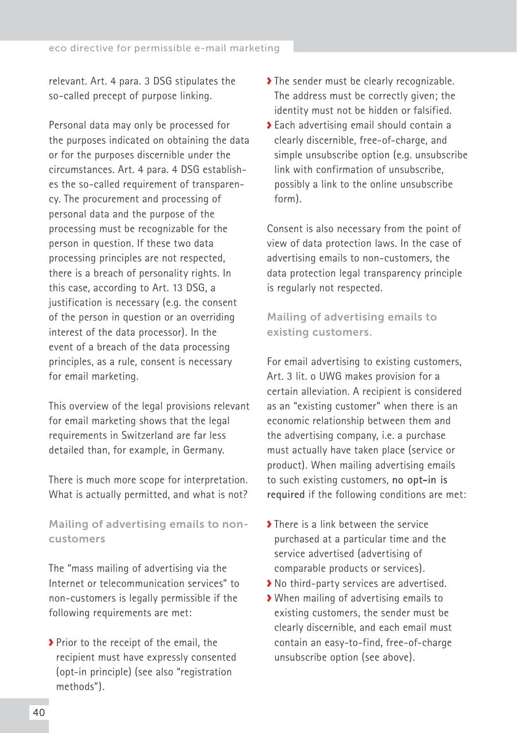relevant. Art. 4 para. 3 DSG stipulates the so-called precept of purpose linking.

Personal data may only be processed for the purposes indicated on obtaining the data or for the purposes discernible under the circumstances. Art. 4 para. 4 DSG establishes the so-called requirement of transparency. The procurement and processing of personal data and the purpose of the processing must be recognizable for the person in question. If these two data processing principles are not respected, there is a breach of personality rights. In this case, according to Art. 13 DSG, a justification is necessary (e.g. the consent of the person in question or an overriding interest of the data processor). In the event of a breach of the data processing principles, as a rule, consent is necessary for email marketing.

This overview of the legal provisions relevant for email marketing shows that the legal requirements in Switzerland are far less detailed than, for example, in Germany.

There is much more scope for interpretation. What is actually permitted, and what is not?

## Mailing of advertising emails to non-customers

The "mass mailing of advertising via the Internet or telecommunication services" to non-customers is legally permissible if the following requirements are met:

- Prior to the receipt of the email, the recipient must have expressly consented (opt-in principle) (see also "registration methods").
- The sender must be clearly recognizable. The address must be correctly given; the identity must not be hidden or falsified.
- Each advertising email should contain a clearly discernible, free-of-charge, and simple unsubscribe option (e.g. unsubscribe link with confirmation of unsubscribe, possibly a link to the online unsubscribe form).

Consent is also necessary from the point of view of data protection laws. In the case of advertising emails to non-customers, the data protection legal transparency principle is regularly not respected.

## Mailing of advertising emails to existing customers.

For email advertising to existing customers, Art. 3 lit. o UWG makes provision for a certain alleviation. A recipient is considered as an "existing customer" when there is an economic relationship between them and the advertising company, i.e. a purchase must actually have taken place (service or product). When mailing advertising emails to such existing customers, **no opt-in is required** if the following conditions are met:

- There is a link between the service purchased at a particular time and the service advertised (advertising of comparable products or services).
- No third-party services are advertised.
- When mailing of advertising emails to existing customers, the sender must be clearly discernible, and each email must contain an easy-to-find, free-of-charge unsubscribe option (see above).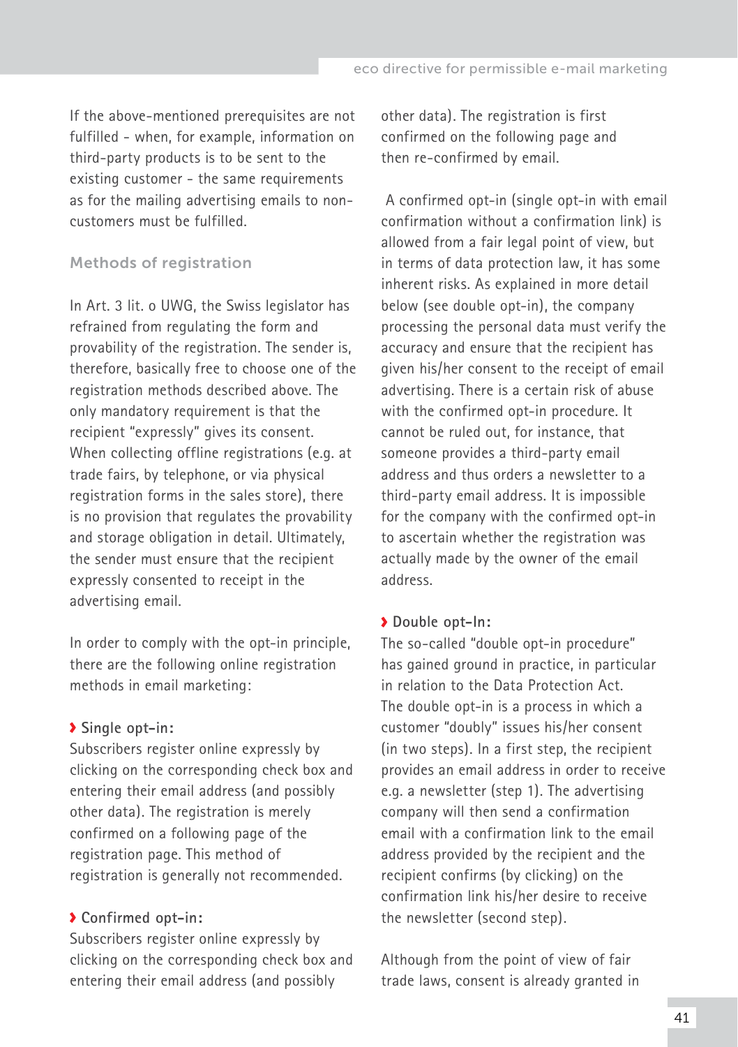If the above-mentioned prerequisites are not fulfilled - when, for example, information on third-party products is to be sent to the existing customer - the same requirements as for the mailing advertising emails to non-customers must be fulfilled.

### Methods of registration

In Art. 3 lit. o UWG, the Swiss legislator has refrained from regulating the form and provability of the registration. The sender is, therefore, basically free to choose one of the registration methods described above. The only mandatory requirement is that the recipient "expressly" gives its consent. When collecting offline registrations (e.g. at trade fairs, by telephone, or via physical registration forms in the sales store), there is no provision that regulates the provability and storage obligation in detail. Ultimately, the sender must ensure that the recipient expressly consented to receipt in the advertising email.

In order to comply with the opt-in principle, there are the following online registration methods in email marketing:

**› Single opt-in:**
Subscribers register online expressly by clicking on the corresponding check box and entering their email address (and possibly other data). The registration is merely confirmed on a following page of the registration page. This method of registration is generally not recommended.

**› Confirmed opt-in:**
Subscribers register online expressly by clicking on the corresponding check box and entering their email address (and possibly other data). The registration is first confirmed on the following page and then re-confirmed by email.

A confirmed opt-in (single opt-in with email confirmation without a confirmation link) is allowed from a fair legal point of view, but in terms of data protection law, it has some inherent risks. As explained in more detail below (see double opt-in), the company processing the personal data must verify the accuracy and ensure that the recipient has given his/her consent to the receipt of email advertising. There is a certain risk of abuse with the confirmed opt-in procedure. It cannot be ruled out, for instance, that someone provides a third-party email address and thus orders a newsletter to a third-party email address. It is impossible for the company with the confirmed opt-in to ascertain whether the registration was actually made by the owner of the email address.

**› Double opt-In:**
The so-called "double opt-in procedure" has gained ground in practice, in particular in relation to the Data Protection Act. The double opt-in is a process in which a customer "doubly" issues his/her consent (in two steps). In a first step, the recipient provides an email address in order to receive e.g. a newsletter (step 1). The advertising company will then send a confirmation email with a confirmation link to the email address provided by the recipient and the recipient confirms (by clicking) on the confirmation link his/her desire to receive the newsletter (second step).

Although from the point of view of fair trade laws, consent is already granted in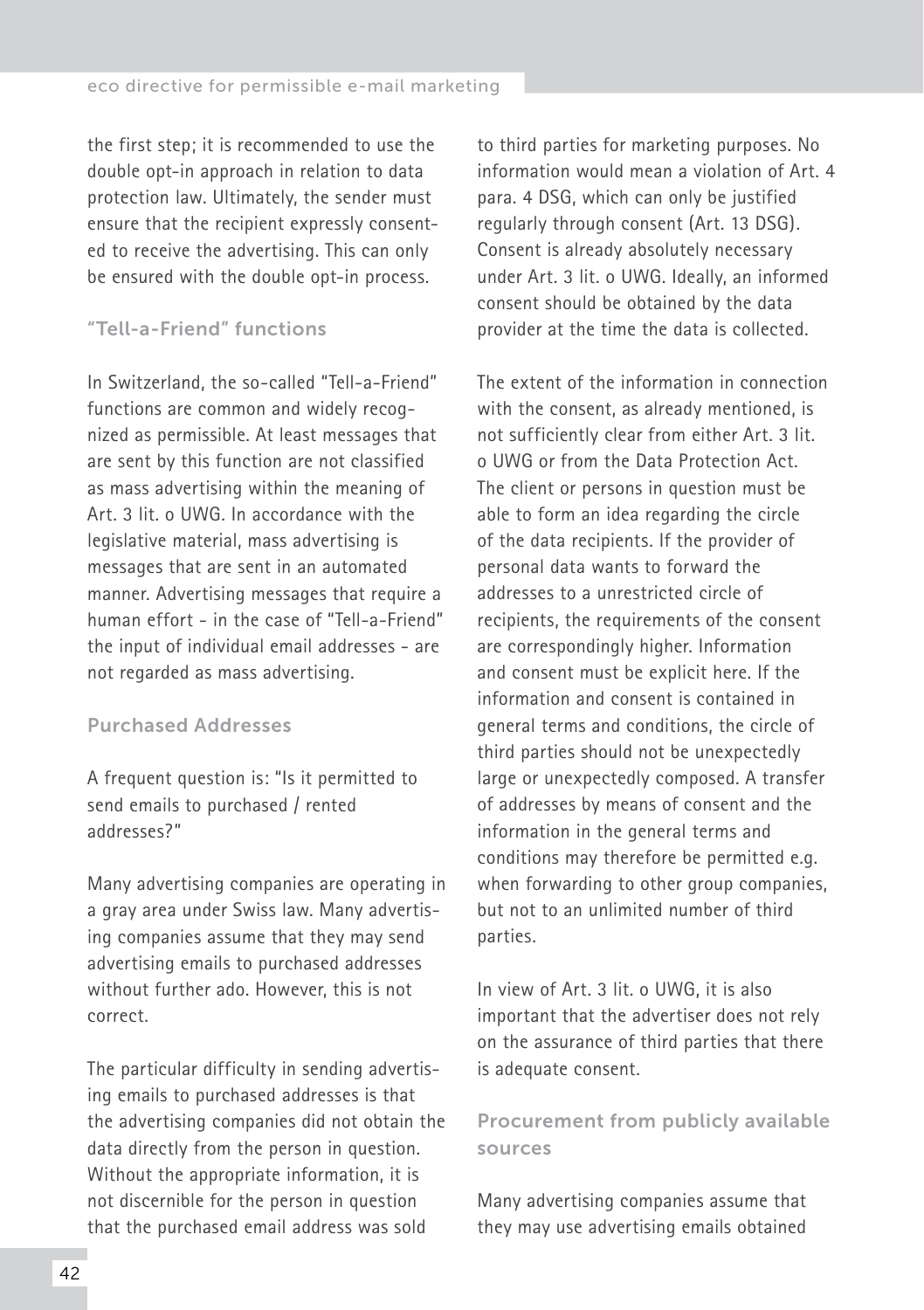the first step; it is recommended to use the double opt-in approach in relation to data protection law. Ultimately, the sender must ensure that the recipient expressly consented to receive the advertising. This can only be ensured with the double opt-in process.

### "Tell-a-Friend" functions

In Switzerland, the so-called "Tell-a-Friend" functions are common and widely recognized as permissible. At least messages that are sent by this function are not classified as mass advertising within the meaning of Art. 3 lit. o UWG. In accordance with the legislative material, mass advertising is messages that are sent in an automated manner. Advertising messages that require a human effort - in the case of "Tell-a-Friend" the input of individual email addresses - are not regarded as mass advertising.

### Purchased Addresses

A frequent question is: "Is it permitted to send emails to purchased / rented addresses?"

Many advertising companies are operating in a gray area under Swiss law. Many advertising companies assume that they may send advertising emails to purchased addresses without further ado. However, this is not correct.

The particular difficulty in sending advertising emails to purchased addresses is that the advertising companies did not obtain the data directly from the person in question. Without the appropriate information, it is not discernible for the person in question that the purchased email address was sold to third parties for marketing purposes. No information would mean a violation of Art. 4 para. 4 DSG, which can only be justified regularly through consent (Art. 13 DSG). Consent is already absolutely necessary under Art. 3 lit. o UWG. Ideally, an informed consent should be obtained by the data provider at the time the data is collected.

The extent of the information in connection with the consent, as already mentioned, is not sufficiently clear from either Art. 3 lit. o UWG or from the Data Protection Act. The client or persons in question must be able to form an idea regarding the circle of the data recipients. If the provider of personal data wants to forward the addresses to a unrestricted circle of recipients, the requirements of the consent are correspondingly higher. Information and consent must be explicit here. If the information and consent is contained in general terms and conditions, the circle of third parties should not be unexpectedly large or unexpectedly composed. A transfer of addresses by means of consent and the information in the general terms and conditions may therefore be permitted e.g. when forwarding to other group companies, but not to an unlimited number of third parties.

In view of Art. 3 lit. o UWG, it is also important that the advertiser does not rely on the assurance of third parties that there is adequate consent.

### Procurement from publicly available sources

Many advertising companies assume that they may use advertising emails obtained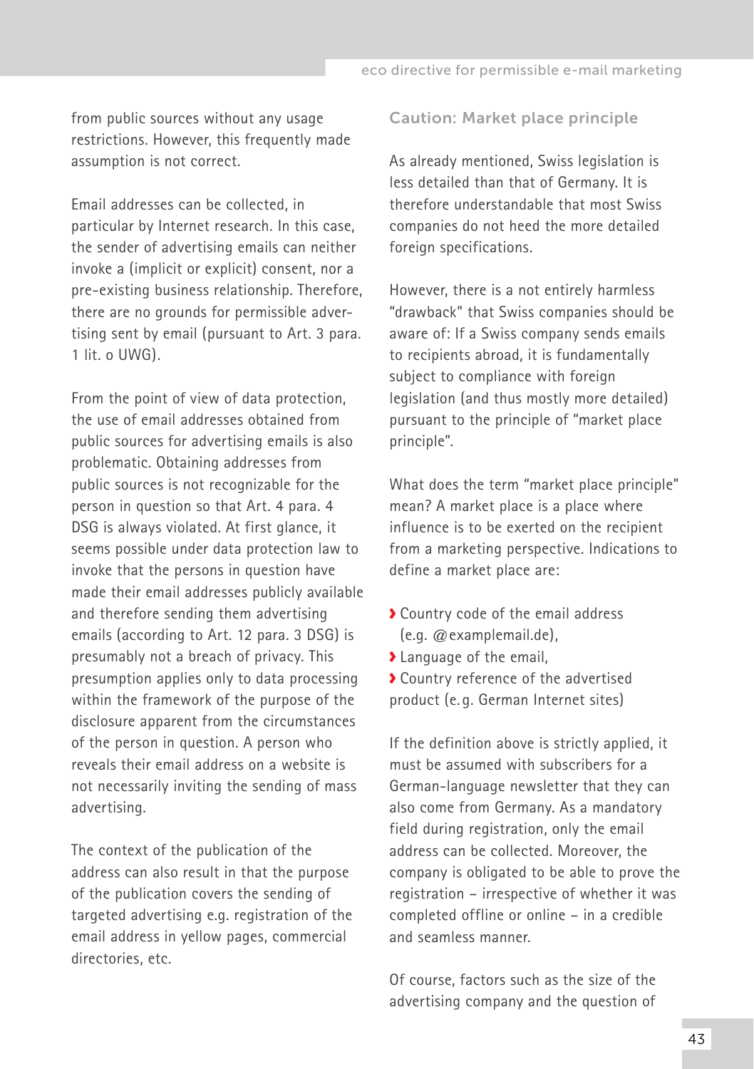from public sources without any usage restrictions. However, this frequently made assumption is not correct.

Email addresses can be collected, in particular by Internet research. In this case, the sender of advertising emails can neither invoke a (implicit or explicit) consent, nor a pre-existing business relationship. Therefore, there are no grounds for permissible advertising sent by email (pursuant to Art. 3 para. 1 lit. o UWG).

From the point of view of data protection, the use of email addresses obtained from public sources for advertising emails is also problematic. Obtaining addresses from public sources is not recognizable for the person in question so that Art. 4 para. 4 DSG is always violated. At first glance, it seems possible under data protection law to invoke that the persons in question have made their email addresses publicly available and therefore sending them advertising emails (according to Art. 12 para. 3 DSG) is presumably not a breach of privacy. This presumption applies only to data processing within the framework of the purpose of the disclosure apparent from the circumstances of the person in question. A person who reveals their email address on a website is not necessarily inviting the sending of mass advertising.

The context of the publication of the address can also result in that the purpose of the publication covers the sending of targeted advertising e.g. registration of the email address in yellow pages, commercial directories, etc.

### Caution: Market place principle

As already mentioned, Swiss legislation is less detailed than that of Germany. It is therefore understandable that most Swiss companies do not heed the more detailed foreign specifications.

However, there is a not entirely harmless "drawback" that Swiss companies should be aware of: If a Swiss company sends emails to recipients abroad, it is fundamentally subject to compliance with foreign legislation (and thus mostly more detailed) pursuant to the principle of "market place principle".

What does the term "market place principle" mean? A market place is a place where influence is to be exerted on the recipient from a marketing perspective. Indications to define a market place are:

- Country code of the email address (e.g. @examplemail.de),
- Language of the email,
- Country reference of the advertised product (e.g. German Internet sites)

If the definition above is strictly applied, it must be assumed with subscribers for a German-language newsletter that they can also come from Germany. As a mandatory field during registration, only the email address can be collected. Moreover, the company is obligated to be able to prove the registration – irrespective of whether it was completed offline or online – in a credible and seamless manner.

Of course, factors such as the size of the advertising company and the question of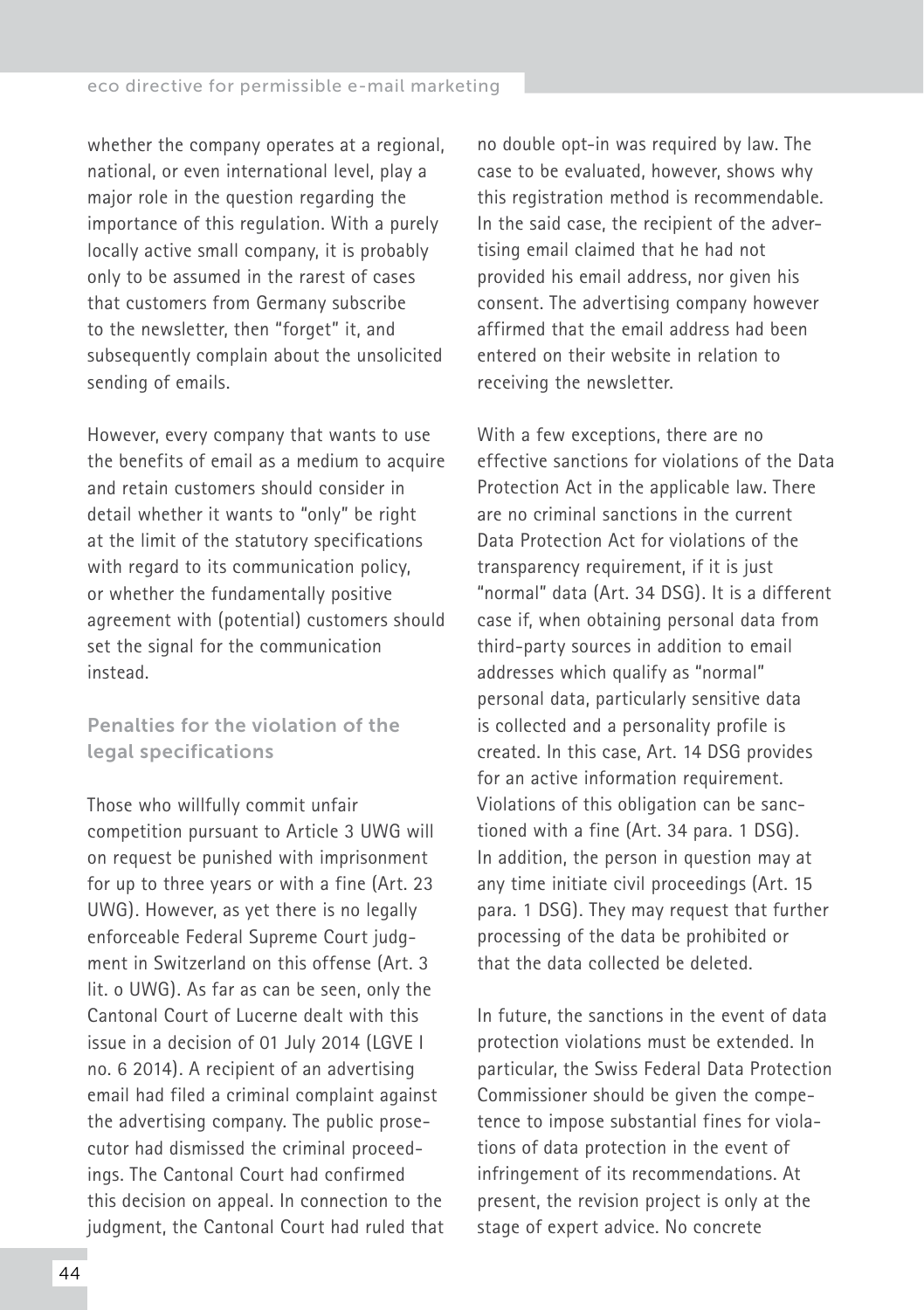whether the company operates at a regional, national, or even international level, play a major role in the question regarding the importance of this regulation. With a purely locally active small company, it is probably only to be assumed in the rarest of cases that customers from Germany subscribe to the newsletter, then "forget" it, and subsequently complain about the unsolicited sending of emails.

However, every company that wants to use the benefits of email as a medium to acquire and retain customers should consider in detail whether it wants to "only" be right at the limit of the statutory specifications with regard to its communication policy, or whether the fundamentally positive agreement with (potential) customers should set the signal for the communication instead.

## Penalties for the violation of the legal specifications

Those who willfully commit unfair competition pursuant to Article 3 UWG will on request be punished with imprisonment for up to three years or with a fine (Art. 23 UWG). However, as yet there is no legally enforceable Federal Supreme Court judgment in Switzerland on this offense (Art. 3 lit. o UWG). As far as can be seen, only the Cantonal Court of Lucerne dealt with this issue in a decision of 01 July 2014 (LGVE I no. 6 2014). A recipient of an advertising email had filed a criminal complaint against the advertising company. The public prosecutor had dismissed the criminal proceedings. The Cantonal Court had confirmed this decision on appeal. In connection to the judgment, the Cantonal Court had ruled that no double opt-in was required by law. The case to be evaluated, however, shows why this registration method is recommendable. In the said case, the recipient of the advertising email claimed that he had not provided his email address, nor given his consent. The advertising company however affirmed that the email address had been entered on their website in relation to receiving the newsletter.

With a few exceptions, there are no effective sanctions for violations of the Data Protection Act in the applicable law. There are no criminal sanctions in the current Data Protection Act for violations of the transparency requirement, if it is just "normal" data (Art. 34 DSG). It is a different case if, when obtaining personal data from third-party sources in addition to email addresses which qualify as "normal" personal data, particularly sensitive data is collected and a personality profile is created. In this case, Art. 14 DSG provides for an active information requirement. Violations of this obligation can be sanctioned with a fine (Art. 34 para. 1 DSG). In addition, the person in question may at any time initiate civil proceedings (Art. 15 para. 1 DSG). They may request that further processing of the data be prohibited or that the data collected be deleted.

In future, the sanctions in the event of data protection violations must be extended. In particular, the Swiss Federal Data Protection Commissioner should be given the competence to impose substantial fines for violations of data protection in the event of infringement of its recommendations. At present, the revision project is only at the stage of expert advice. No concrete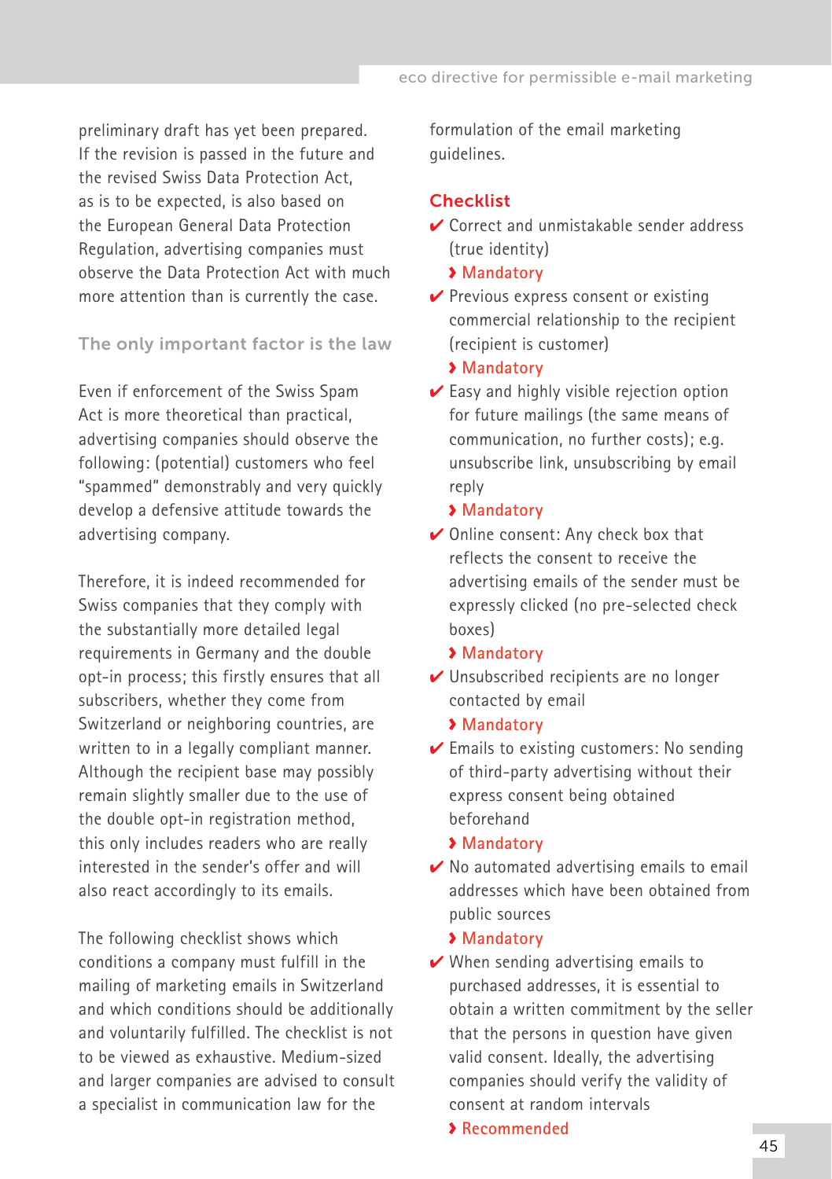preliminary draft has yet been prepared. If the revision is passed in the future and the revised Swiss Data Protection Act, as is to be expected, is also based on the European General Data Protection Regulation, advertising companies must observe the Data Protection Act with much more attention than is currently the case.

### The only important factor is the law

Even if enforcement of the Swiss Spam Act is more theoretical than practical, advertising companies should observe the following: (potential) customers who feel "spammed" demonstrably and very quickly develop a defensive attitude towards the advertising company.

Therefore, it is indeed recommended for Swiss companies that they comply with the substantially more detailed legal requirements in Germany and the double opt-in process; this firstly ensures that all subscribers, whether they come from Switzerland or neighboring countries, are written to in a legally compliant manner. Although the recipient base may possibly remain slightly smaller due to the use of the double opt-in registration method, this only includes readers who are really interested in the sender's offer and will also react accordingly to its emails.

The following checklist shows which conditions a company must fulfill in the mailing of marketing emails in Switzerland and which conditions should be additionally and voluntarily fulfilled. The checklist is not to be viewed as exhaustive. Medium-sized and larger companies are advised to consult a specialist in communication law for the formulation of the email marketing guidelines.

## Checklist

- ✔ Correct and unmistakable sender address (true identity)
  › Mandatory
- ✔ Previous express consent or existing commercial relationship to the recipient (recipient is customer)
  › Mandatory
- ✔ Easy and highly visible rejection option for future mailings (the same means of communication, no further costs); e.g. unsubscribe link, unsubscribing by email reply
  › Mandatory
- ✔ Online consent: Any check box that reflects the consent to receive the advertising emails of the sender must be expressly clicked (no pre-selected check boxes)
  › Mandatory
- ✔ Unsubscribed recipients are no longer contacted by email
  › Mandatory
- ✔ Emails to existing customers: No sending of third-party advertising without their express consent being obtained beforehand
  › Mandatory
- ✔ No automated advertising emails to email addresses which have been obtained from public sources
  › Mandatory
- ✔ When sending advertising emails to purchased addresses, it is essential to obtain a written commitment by the seller that the persons in question have given valid consent. Ideally, the advertising companies should verify the validity of consent at random intervals
  › Recommended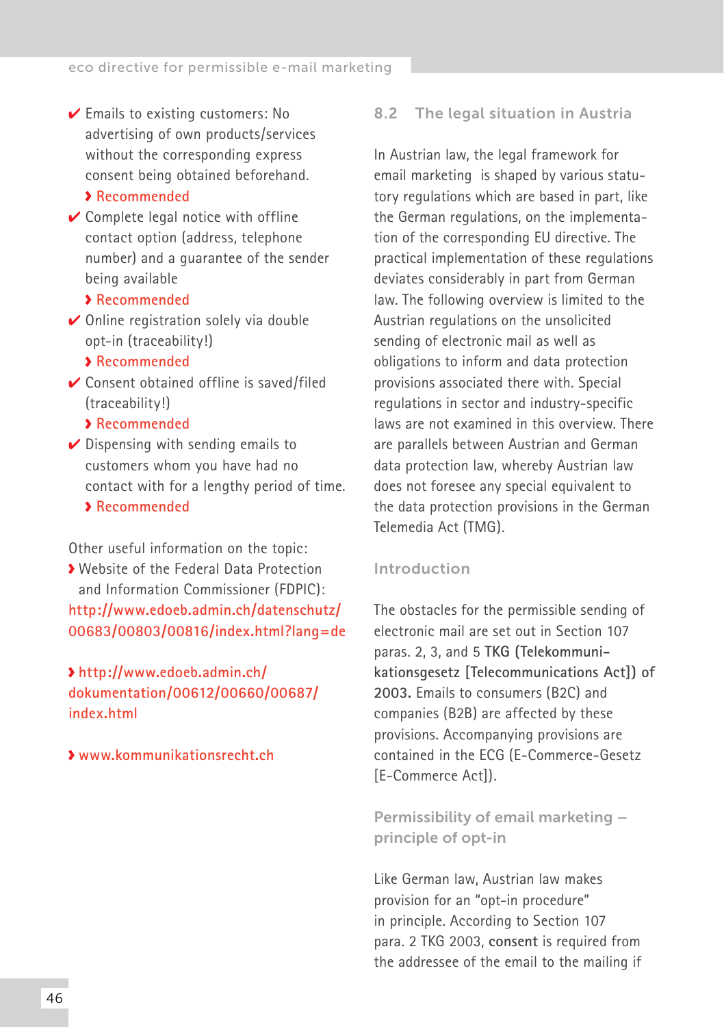- ✔ Emails to existing customers: No advertising of own products/services without the corresponding express consent being obtained beforehand.
  › Recommended
- ✔ Complete legal notice with offline contact option (address, telephone number) and a guarantee of the sender being available
  › Recommended
- ✔ Online registration solely via double opt-in (traceability!)
  › Recommended
- ✔ Consent obtained offline is saved/filed (traceability!)
  › Recommended
- ✔ Dispensing with sending emails to customers whom you have had no contact with for a lengthy period of time.
  › Recommended

Other useful information on the topic:

› Website of the Federal Data Protection and Information Commissioner (FDPIC): http://www.edoeb.admin.ch/datenschutz/00683/00803/00816/index.html?lang=de

› http://www.edoeb.admin.ch/dokumentation/00612/00660/00687/index.html

› www.kommunikationsrecht.ch

## 8.2 The legal situation in Austria

In Austrian law, the legal framework for email marketing is shaped by various statutory regulations which are based in part, like the German regulations, on the implementation of the corresponding EU directive. The practical implementation of these regulations deviates considerably in part from German law. The following overview is limited to the Austrian regulations on the unsolicited sending of electronic mail as well as obligations to inform and data protection provisions associated there with. Special regulations in sector and industry-specific laws are not examined in this overview. There are parallels between Austrian and German data protection law, whereby Austrian law does not foresee any special equivalent to the data protection provisions in the German Telemedia Act (TMG).

### Introduction

The obstacles for the permissible sending of electronic mail are set out in Section 107 paras. 2, 3, and 5 **TKG (Telekommunikationsgesetz [Telecommunications Act]) of 2003.** Emails to consumers (B2C) and companies (B2B) are affected by these provisions. Accompanying provisions are contained in the ECG (E-Commerce-Gesetz [E-Commerce Act]).

### Permissibility of email marketing – principle of opt-in

Like German law, Austrian law makes provision for an "opt-in procedure" in principle. According to Section 107 para. 2 TKG 2003, **consent** is required from the addressee of the email to the mailing if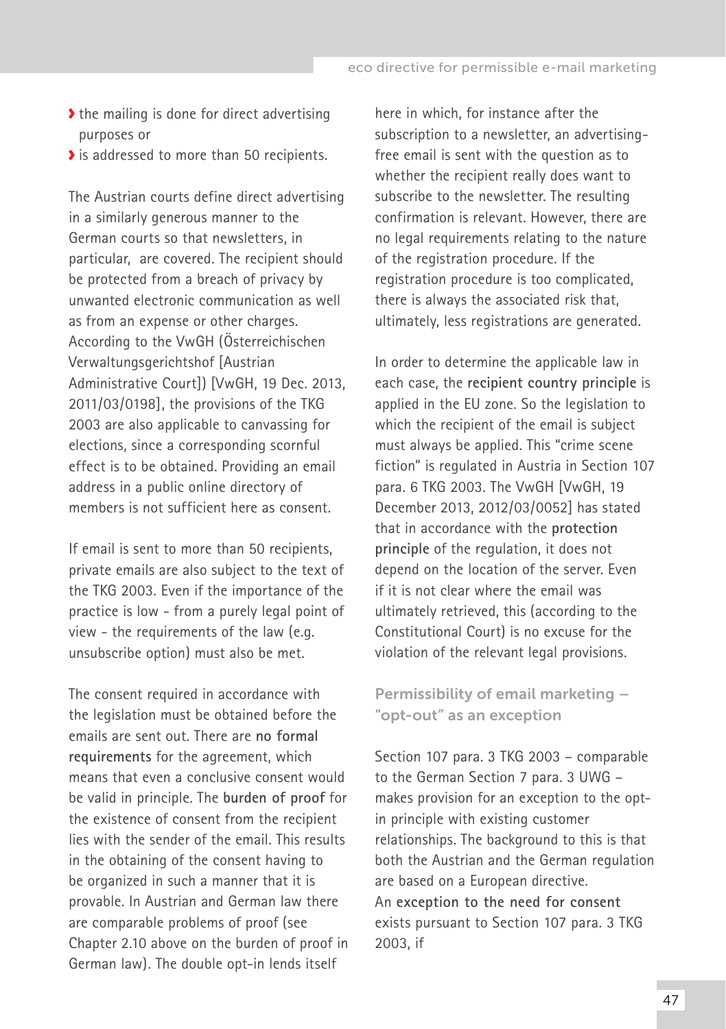- the mailing is done for direct advertising purposes or
- is addressed to more than 50 recipients.

The Austrian courts define direct advertising in a similarly generous manner to the German courts so that newsletters, in particular, are covered. The recipient should be protected from a breach of privacy by unwanted electronic communication as well as from an expense or other charges. According to the VwGH (Österreichischen Verwaltungsgerichtshof [Austrian Administrative Court]) [VwGH, 19 Dec. 2013, 2011/03/0198], the provisions of the TKG 2003 are also applicable to canvassing for elections, since a corresponding scornful effect is to be obtained. Providing an email address in a public online directory of members is not sufficient here as consent.

If email is sent to more than 50 recipients, private emails are also subject to the text of the TKG 2003. Even if the importance of the practice is low - from a purely legal point of view - the requirements of the law (e.g. unsubscribe option) must also be met.

The consent required in accordance with the legislation must be obtained before the emails are sent out. There are **no formal requirements** for the agreement, which means that even a conclusive consent would be valid in principle. The **burden of proof** for the existence of consent from the recipient lies with the sender of the email. This results in the obtaining of the consent having to be organized in such a manner that it is provable. In Austrian and German law there are comparable problems of proof (see Chapter 2.10 above on the burden of proof in German law). The double opt-in lends itself here in which, for instance after the subscription to a newsletter, an advertising-free email is sent with the question as to whether the recipient really does want to subscribe to the newsletter. The resulting confirmation is relevant. However, there are no legal requirements relating to the nature of the registration procedure. If the registration procedure is too complicated, there is always the associated risk that, ultimately, less registrations are generated.

In order to determine the applicable law in each case, the **recipient country principle** is applied in the EU zone. So the legislation to which the recipient of the email is subject must always be applied. This "crime scene fiction" is regulated in Austria in Section 107 para. 6 TKG 2003. The VwGH [VwGH, 19 December 2013, 2012/03/0052] has stated that in accordance with the **protection principle** of the regulation, it does not depend on the location of the server. Even if it is not clear where the email was ultimately retrieved, this (according to the Constitutional Court) is no excuse for the violation of the relevant legal provisions.

## Permissibility of email marketing – "opt-out" as an exception

Section 107 para. 3 TKG 2003 – comparable to the German Section 7 para. 3 UWG – makes provision for an exception to the opt-in principle with existing customer relationships. The background to this is that both the Austrian and the German regulation are based on a European directive.
An **exception to the need for consent** exists pursuant to Section 107 para. 3 TKG 2003, if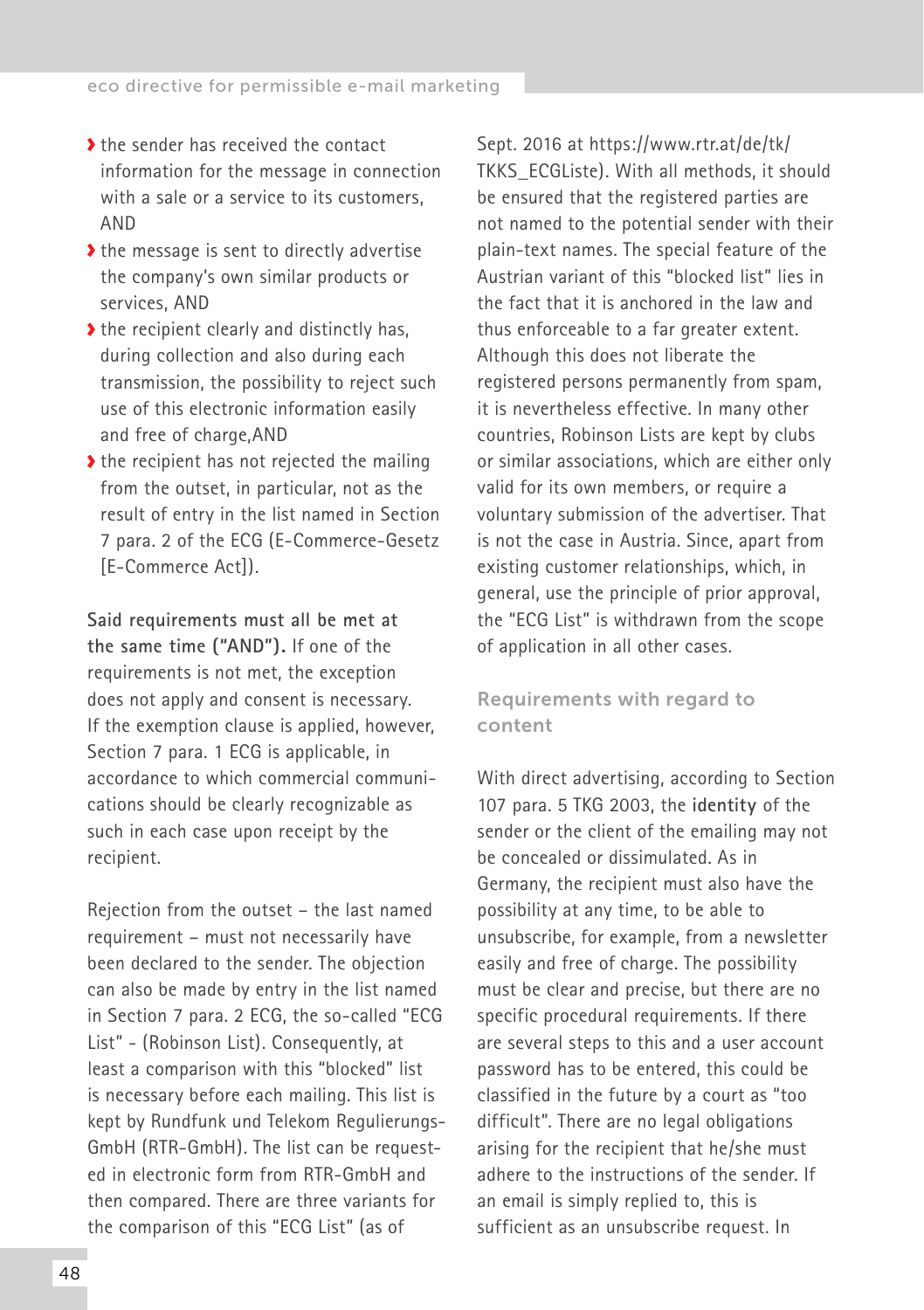- the sender has received the contact information for the message in connection with a sale or a service to its customers, AND
- the message is sent to directly advertise the company's own similar products or services, AND
- the recipient clearly and distinctly has, during collection and also during each transmission, the possibility to reject such use of this electronic information easily and free of charge,AND
- the recipient has not rejected the mailing from the outset, in particular, not as the result of entry in the list named in Section 7 para. 2 of the ECG (E-Commerce-Gesetz [E-Commerce Act]).

**Said requirements must all be met at the same time ("AND").** If one of the requirements is not met, the exception does not apply and consent is necessary. If the exemption clause is applied, however, Section 7 para. 1 ECG is applicable, in accordance to which commercial communications should be clearly recognizable as such in each case upon receipt by the recipient.

Rejection from the outset – the last named requirement – must not necessarily have been declared to the sender. The objection can also be made by entry in the list named in Section 7 para. 2 ECG, the so-called "ECG List" - (Robinson List). Consequently, at least a comparison with this "blocked" list is necessary before each mailing. This list is kept by Rundfunk und Telekom Regulierungs-GmbH (RTR-GmbH). The list can be requested in electronic form from RTR-GmbH and then compared. There are three variants for the comparison of this "ECG List" (as of Sept. 2016 at https://www.rtr.at/de/tk/TKKS_ECGListe). With all methods, it should be ensured that the registered parties are not named to the potential sender with their plain-text names. The special feature of the Austrian variant of this "blocked list" lies in the fact that it is anchored in the law and thus enforceable to a far greater extent. Although this does not liberate the registered persons permanently from spam, it is nevertheless effective. In many other countries, Robinson Lists are kept by clubs or similar associations, which are either only valid for its own members, or require a voluntary submission of the advertiser. That is not the case in Austria. Since, apart from existing customer relationships, which, in general, use the principle of prior approval, the "ECG List" is withdrawn from the scope of application in all other cases.

### Requirements with regard to content

With direct advertising, according to Section 107 para. 5 TKG 2003, the **identity** of the sender or the client of the emailing may not be concealed or dissimulated. As in Germany, the recipient must also have the possibility at any time, to be able to unsubscribe, for example, from a newsletter easily and free of charge. The possibility must be clear and precise, but there are no specific procedural requirements. If there are several steps to this and a user account password has to be entered, this could be classified in the future by a court as "too difficult". There are no legal obligations arising for the recipient that he/she must adhere to the instructions of the sender. If an email is simply replied to, this is sufficient as an unsubscribe request. In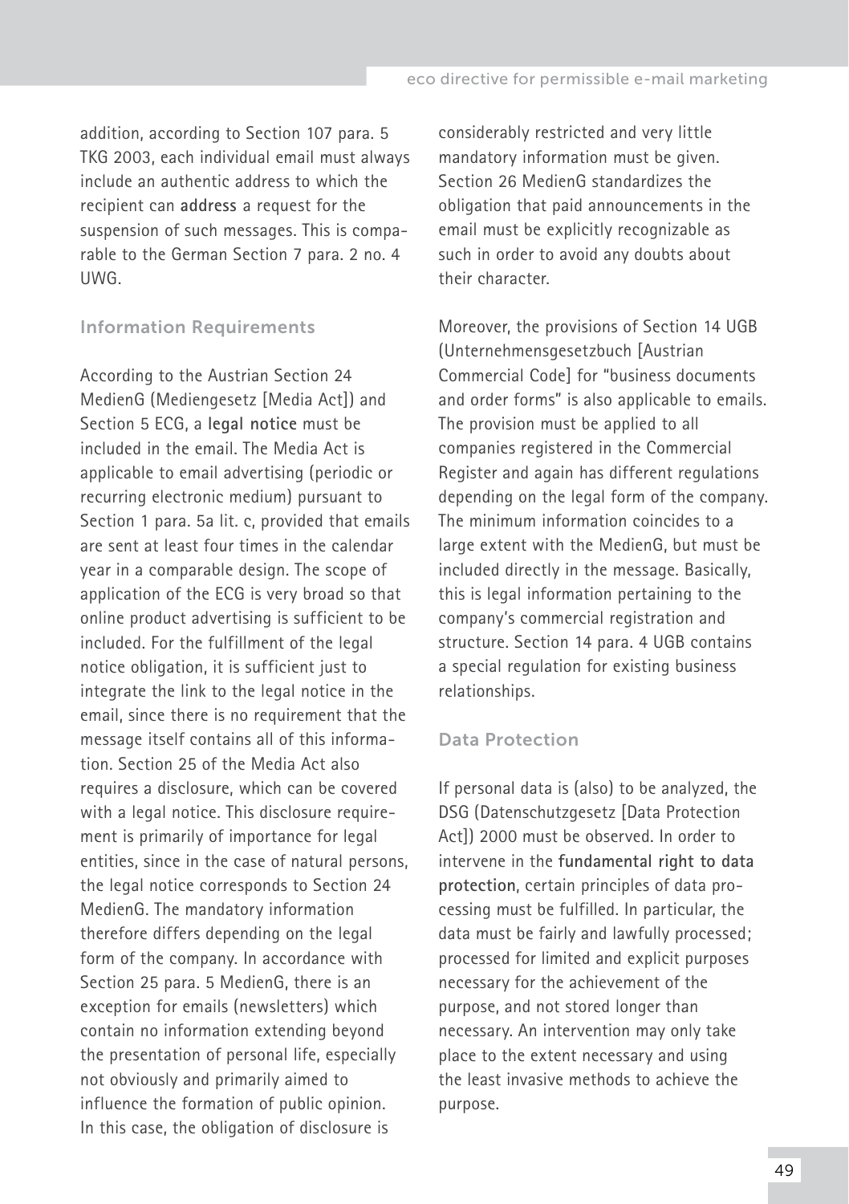addition, according to Section 107 para. 5 TKG 2003, each individual email must always include an authentic address to which the recipient can **address** a request for the suspension of such messages. This is comparable to the German Section 7 para. 2 no. 4 UWG.

### Information Requirements

According to the Austrian Section 24 MedienG (Mediengesetz [Media Act]) and Section 5 ECG, a **legal notice** must be included in the email. The Media Act is applicable to email advertising (periodic or recurring electronic medium) pursuant to Section 1 para. 5a lit. c, provided that emails are sent at least four times in the calendar year in a comparable design. The scope of application of the ECG is very broad so that online product advertising is sufficient to be included. For the fulfillment of the legal notice obligation, it is sufficient just to integrate the link to the legal notice in the email, since there is no requirement that the message itself contains all of this information. Section 25 of the Media Act also requires a disclosure, which can be covered with a legal notice. This disclosure requirement is primarily of importance for legal entities, since in the case of natural persons, the legal notice corresponds to Section 24 MedienG. The mandatory information therefore differs depending on the legal form of the company. In accordance with Section 25 para. 5 MedienG, there is an exception for emails (newsletters) which contain no information extending beyond the presentation of personal life, especially not obviously and primarily aimed to influence the formation of public opinion. In this case, the obligation of disclosure is considerably restricted and very little mandatory information must be given. Section 26 MedienG standardizes the obligation that paid announcements in the email must be explicitly recognizable as such in order to avoid any doubts about their character.

Moreover, the provisions of Section 14 UGB (Unternehmensgesetzbuch [Austrian Commercial Code] for "business documents and order forms" is also applicable to emails. The provision must be applied to all companies registered in the Commercial Register and again has different regulations depending on the legal form of the company. The minimum information coincides to a large extent with the MedienG, but must be included directly in the message. Basically, this is legal information pertaining to the company's commercial registration and structure. Section 14 para. 4 UGB contains a special regulation for existing business relationships.

### Data Protection

If personal data is (also) to be analyzed, the DSG (Datenschutzgesetz [Data Protection Act]) 2000 must be observed. In order to intervene in the **fundamental right to data protection**, certain principles of data processing must be fulfilled. In particular, the data must be fairly and lawfully processed; processed for limited and explicit purposes necessary for the achievement of the purpose, and not stored longer than necessary. An intervention may only take place to the extent necessary and using the least invasive methods to achieve the purpose.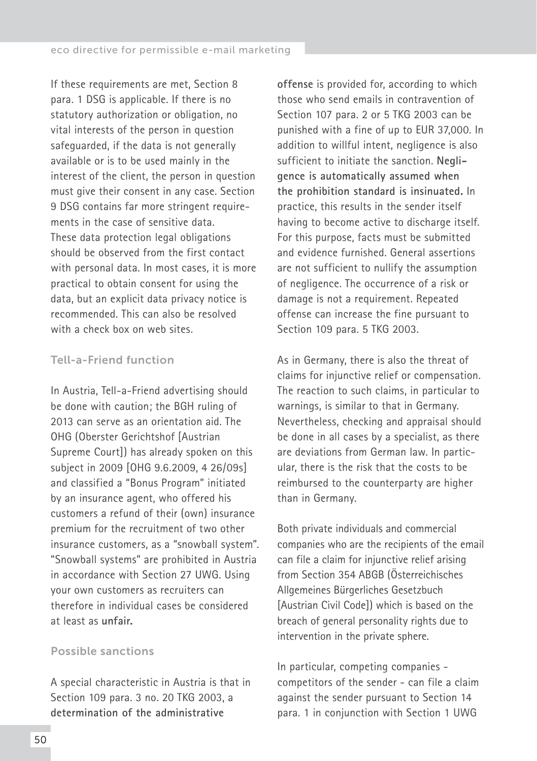If these requirements are met, Section 8 para. 1 DSG is applicable. If there is no statutory authorization or obligation, no vital interests of the person in question safeguarded, if the data is not generally available or is to be used mainly in the interest of the client, the person in question must give their consent in any case. Section 9 DSG contains far more stringent requirements in the case of sensitive data.
These data protection legal obligations should be observed from the first contact with personal data. In most cases, it is more practical to obtain consent for using the data, but an explicit data privacy notice is recommended. This can also be resolved with a check box on web sites.

### Tell-a-Friend function

In Austria, Tell-a-Friend advertising should be done with caution; the BGH ruling of 2013 can serve as an orientation aid. The OHG (Oberster Gerichtshof [Austrian Supreme Court]) has already spoken on this subject in 2009 [OHG 9.6.2009, 4 26/09s] and classified a "Bonus Program" initiated by an insurance agent, who offered his customers a refund of their (own) insurance premium for the recruitment of two other insurance customers, as a "snowball system". "Snowball systems" are prohibited in Austria in accordance with Section 27 UWG. Using your own customers as recruiters can therefore in individual cases be considered at least as **unfair.**

### Possible sanctions

A special characteristic in Austria is that in Section 109 para. 3 no. 20 TKG 2003, a **determination of the administrative offense** is provided for, according to which those who send emails in contravention of Section 107 para. 2 or 5 TKG 2003 can be punished with a fine of up to EUR 37,000. In addition to willful intent, negligence is also sufficient to initiate the sanction. **Negligence is automatically assumed when the prohibition standard is insinuated.** In practice, this results in the sender itself having to become active to discharge itself. For this purpose, facts must be submitted and evidence furnished. General assertions are not sufficient to nullify the assumption of negligence. The occurrence of a risk or damage is not a requirement. Repeated offense can increase the fine pursuant to Section 109 para. 5 TKG 2003.

As in Germany, there is also the threat of claims for injunctive relief or compensation. The reaction to such claims, in particular to warnings, is similar to that in Germany. Nevertheless, checking and appraisal should be done in all cases by a specialist, as there are deviations from German law. In particular, there is the risk that the costs to be reimbursed to the counterparty are higher than in Germany.

Both private individuals and commercial companies who are the recipients of the email can file a claim for injunctive relief arising from Section 354 ABGB (Österreichisches Allgemeines Bürgerliches Gesetzbuch [Austrian Civil Code]) which is based on the breach of general personality rights due to intervention in the private sphere.

In particular, competing companies - competitors of the sender - can file a claim against the sender pursuant to Section 14 para. 1 in conjunction with Section 1 UWG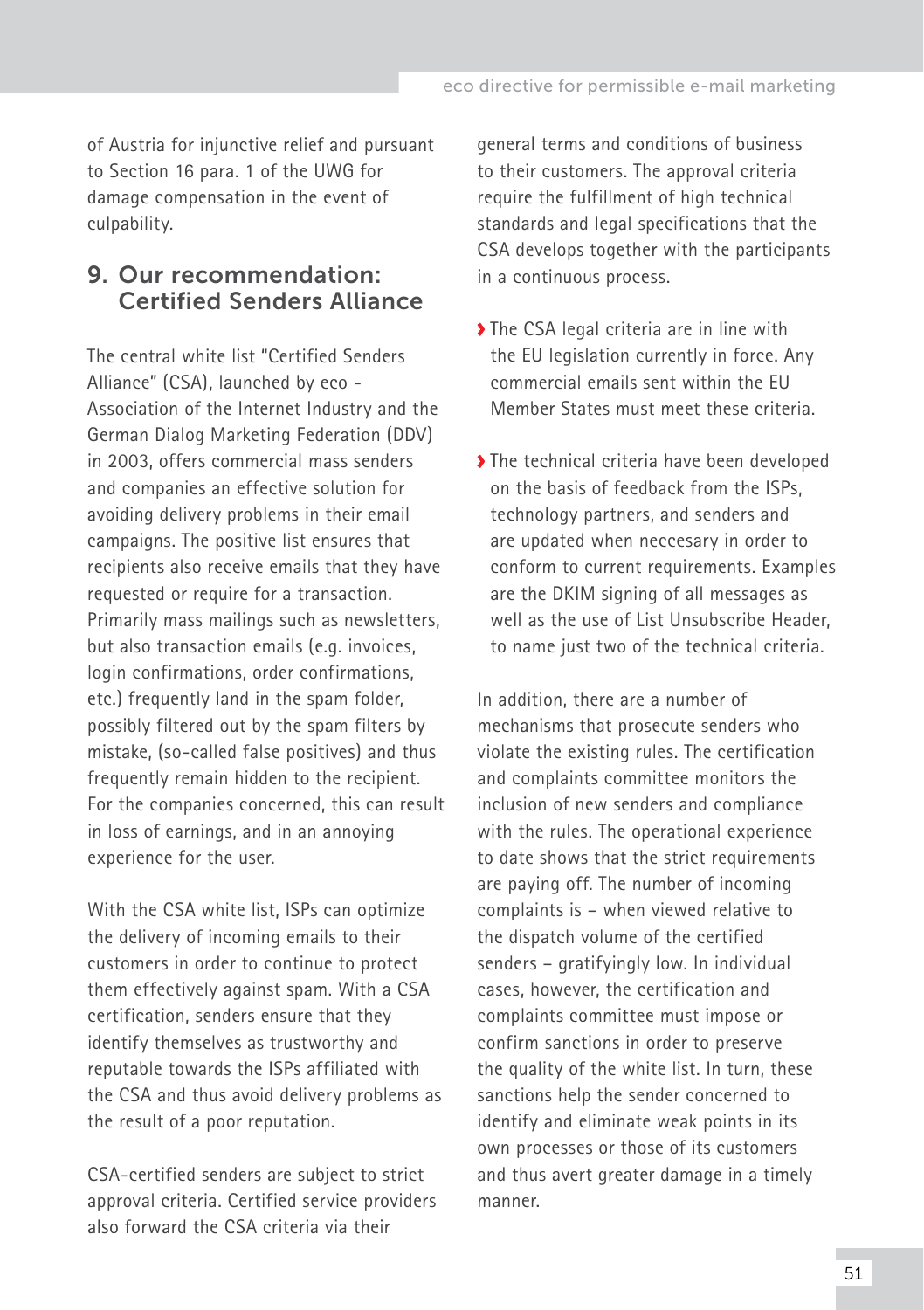of Austria for injunctive relief and pursuant to Section 16 para. 1 of the UWG for damage compensation in the event of culpability.

## 9. Our recommendation: Certified Senders Alliance

The central white list "Certified Senders Alliance" (CSA), launched by eco - Association of the Internet Industry and the German Dialog Marketing Federation (DDV) in 2003, offers commercial mass senders and companies an effective solution for avoiding delivery problems in their email campaigns. The positive list ensures that recipients also receive emails that they have requested or require for a transaction. Primarily mass mailings such as newsletters, but also transaction emails (e.g. invoices, login confirmations, order confirmations, etc.) frequently land in the spam folder, possibly filtered out by the spam filters by mistake, (so-called false positives) and thus frequently remain hidden to the recipient. For the companies concerned, this can result in loss of earnings, and in an annoying experience for the user.

With the CSA white list, ISPs can optimize the delivery of incoming emails to their customers in order to continue to protect them effectively against spam. With a CSA certification, senders ensure that they identify themselves as trustworthy and reputable towards the ISPs affiliated with the CSA and thus avoid delivery problems as the result of a poor reputation.

CSA-certified senders are subject to strict approval criteria. Certified service providers also forward the CSA criteria via their general terms and conditions of business to their customers. The approval criteria require the fulfillment of high technical standards and legal specifications that the CSA develops together with the participants in a continuous process.

- The CSA legal criteria are in line with the EU legislation currently in force. Any commercial emails sent within the EU Member States must meet these criteria.
- The technical criteria have been developed on the basis of feedback from the ISPs, technology partners, and senders and are updated when neccesary in order to conform to current requirements. Examples are the DKIM signing of all messages as well as the use of List Unsubscribe Header, to name just two of the technical criteria.

In addition, there are a number of mechanisms that prosecute senders who violate the existing rules. The certification and complaints committee monitors the inclusion of new senders and compliance with the rules. The operational experience to date shows that the strict requirements are paying off. The number of incoming complaints is – when viewed relative to the dispatch volume of the certified senders – gratifyingly low. In individual cases, however, the certification and complaints committee must impose or confirm sanctions in order to preserve the quality of the white list. In turn, these sanctions help the sender concerned to identify and eliminate weak points in its own processes or those of its customers and thus avert greater damage in a timely manner.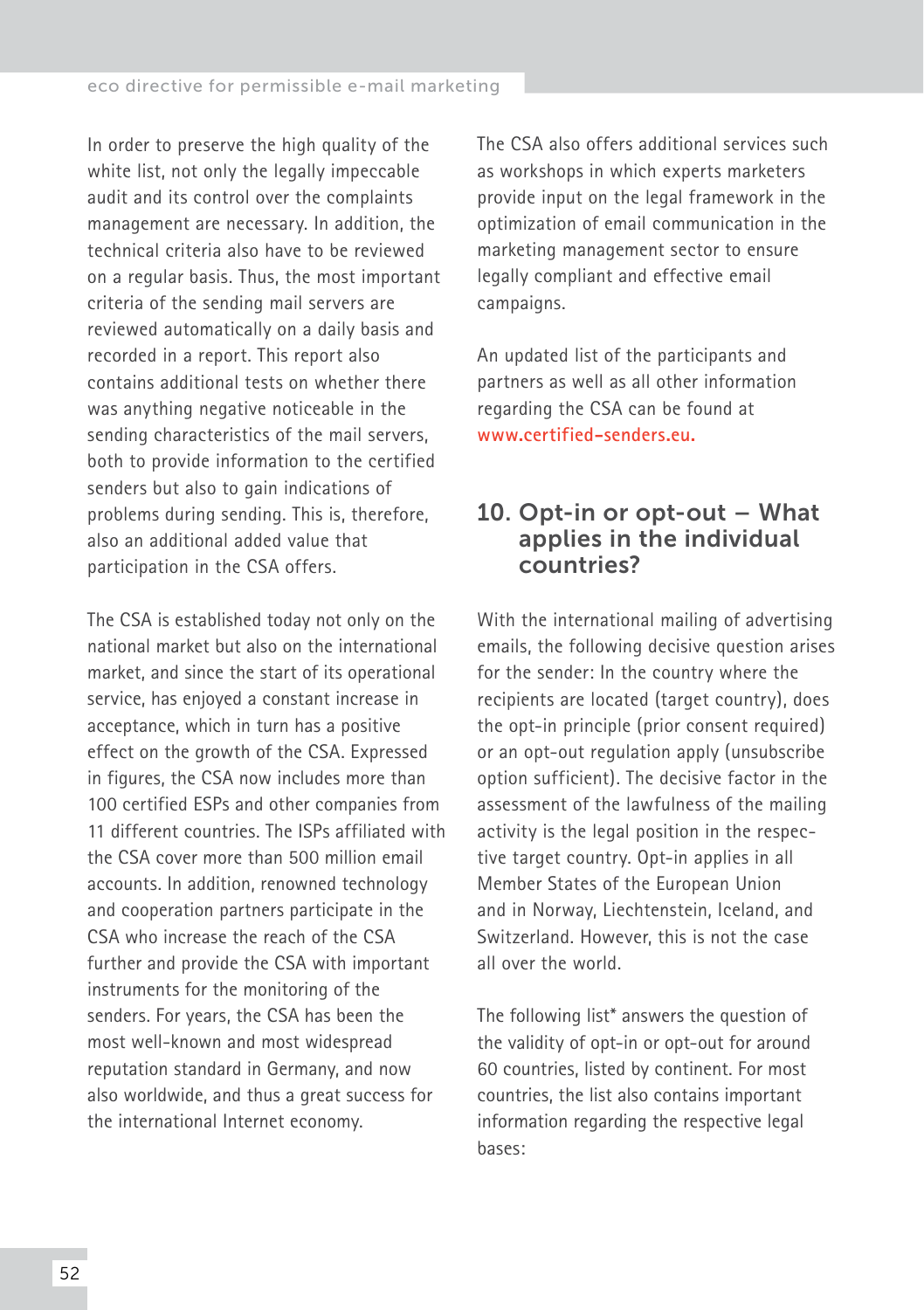In order to preserve the high quality of the white list, not only the legally impeccable audit and its control over the complaints management are necessary. In addition, the technical criteria also have to be reviewed on a regular basis. Thus, the most important criteria of the sending mail servers are reviewed automatically on a daily basis and recorded in a report. This report also contains additional tests on whether there was anything negative noticeable in the sending characteristics of the mail servers, both to provide information to the certified senders but also to gain indications of problems during sending. This is, therefore, also an additional added value that participation in the CSA offers.

The CSA is established today not only on the national market but also on the international market, and since the start of its operational service, has enjoyed a constant increase in acceptance, which in turn has a positive effect on the growth of the CSA. Expressed in figures, the CSA now includes more than 100 certified ESPs and other companies from 11 different countries. The ISPs affiliated with the CSA cover more than 500 million email accounts. In addition, renowned technology and cooperation partners participate in the CSA who increase the reach of the CSA further and provide the CSA with important instruments for the monitoring of the senders. For years, the CSA has been the most well-known and most widespread reputation standard in Germany, and now also worldwide, and thus a great success for the international Internet economy.

The CSA also offers additional services such as workshops in which experts marketers provide input on the legal framework in the optimization of email communication in the marketing management sector to ensure legally compliant and effective email campaigns.

An updated list of the participants and partners as well as all other information regarding the CSA can be found at **www.certified-senders.eu.**

## 10. Opt-in or opt-out – What applies in the individual countries?

With the international mailing of advertising emails, the following decisive question arises for the sender: In the country where the recipients are located (target country), does the opt-in principle (prior consent required) or an opt-out regulation apply (unsubscribe option sufficient). The decisive factor in the assessment of the lawfulness of the mailing activity is the legal position in the respective target country. Opt-in applies in all Member States of the European Union and in Norway, Liechtenstein, Iceland, and Switzerland. However, this is not the case all over the world.

The following list* answers the question of the validity of opt-in or opt-out for around 60 countries, listed by continent. For most countries, the list also contains important information regarding the respective legal bases: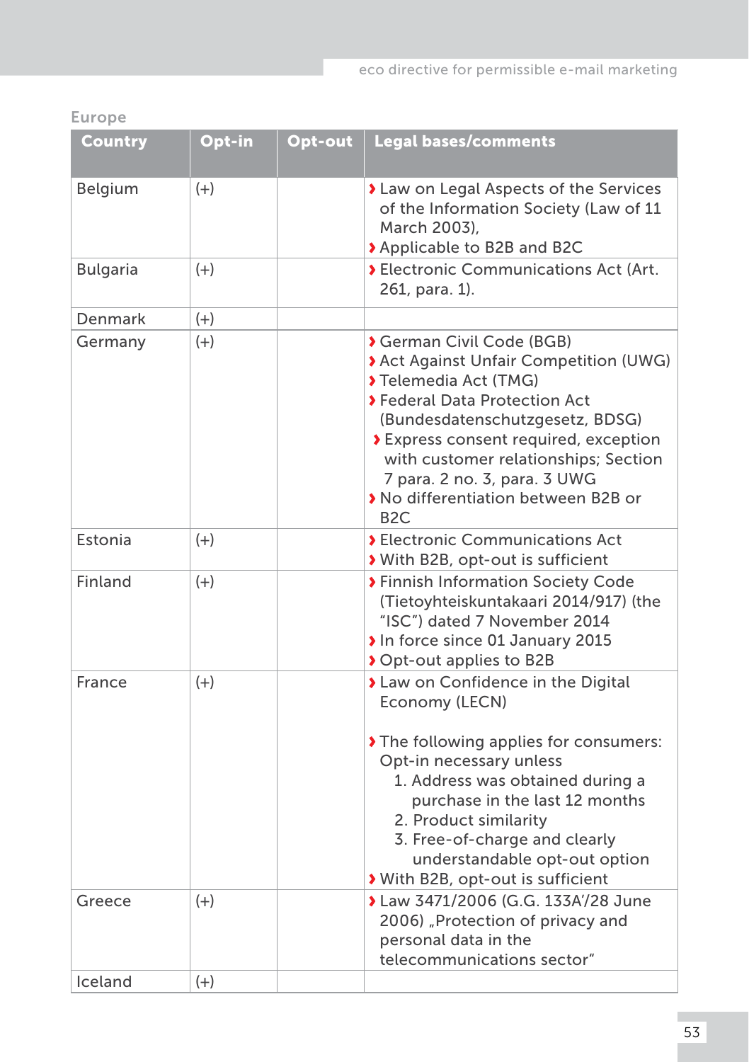Europe

| Country | Opt-in | Opt-out | Legal bases/comments |
|---|---|---|---|
| Belgium | (+) | | › Law on Legal Aspects of the Services of the Information Society (Law of 11 March 2003),<br>› Applicable to B2B and B2C |
| Bulgaria | (+) | | › Electronic Communications Act (Art. 261, para. 1). |
| Denmark | (+) | | |
| Germany | (+) | | › German Civil Code (BGB)<br>› Act Against Unfair Competition (UWG)<br>› Telemedia Act (TMG)<br>› Federal Data Protection Act (Bundesdatenschutzgesetz, BDSG)<br>› Express consent required, exception with customer relationships; Section 7 para. 2 no. 3, para. 3 UWG<br>› No differentiation between B2B or B2C |
| Estonia | (+) | | › Electronic Communications Act<br>› With B2B, opt-out is sufficient |
| Finland | (+) | | › Finnish Information Society Code (Tietoyhteiskuntakaari 2014/917) (the "ISC") dated 7 November 2014<br>› In force since 01 January 2015<br>› Opt-out applies to B2B |
| France | (+) | | › Law on Confidence in the Digital Economy (LECN)<br><br>› The following applies for consumers: Opt-in necessary unless<br>1. Address was obtained during a purchase in the last 12 months<br>2. Product similarity<br>3. Free-of-charge and clearly understandable opt-out option<br>› With B2B, opt-out is sufficient |
| Greece | (+) | | › Law 3471/2006 (G.G. 133A'/28 June 2006) „Protection of privacy and personal data in the telecommunications sector" |
| Iceland | (+) | | |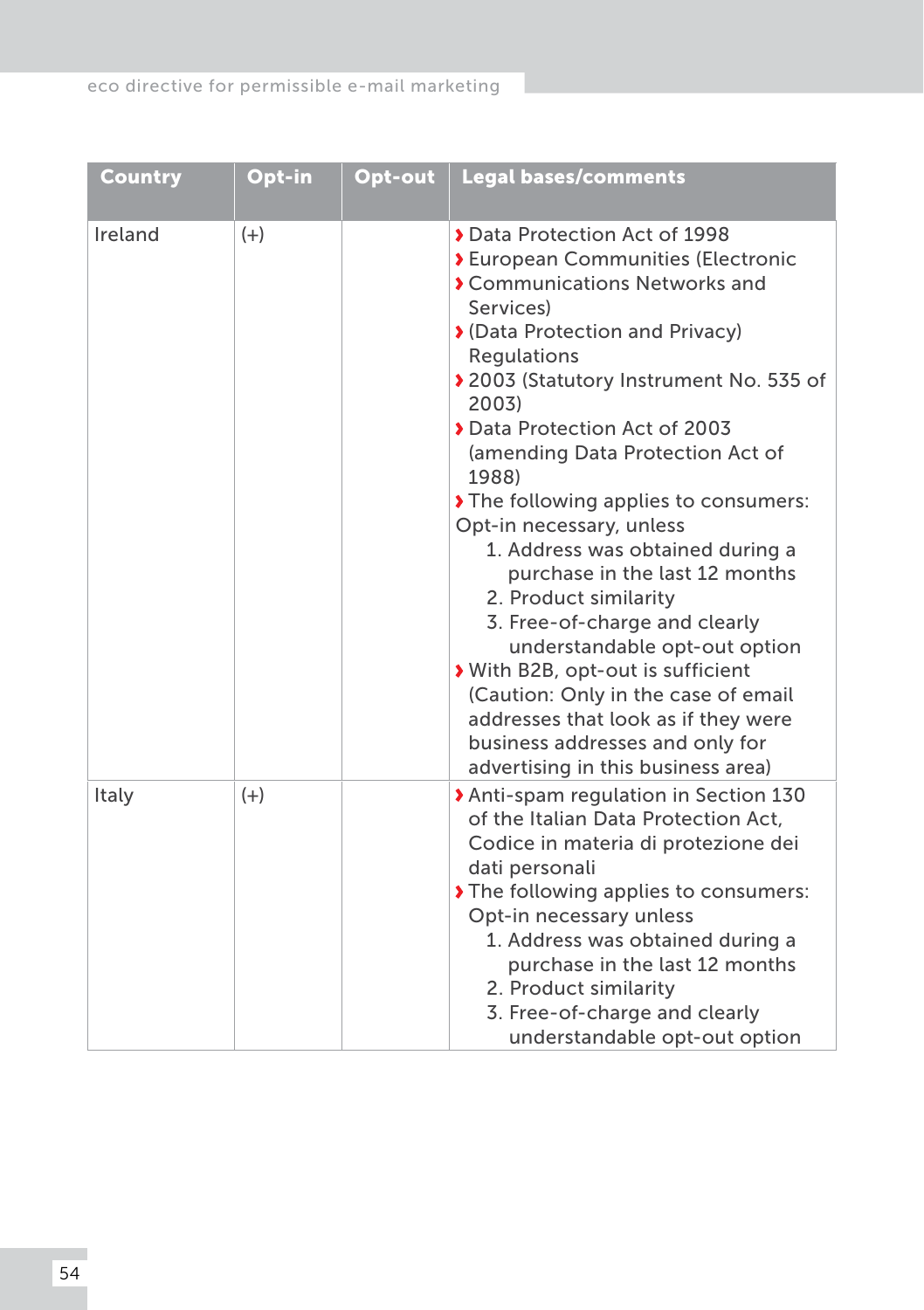| Country | Opt-in | Opt-out | Legal bases/comments |
|---|---|---|---|
| Ireland | (+) | | › Data Protection Act of 1998<br>› European Communities (Electronic<br>› Communications Networks and Services)<br>› (Data Protection and Privacy) Regulations<br>› 2003 (Statutory Instrument No. 535 of 2003)<br>› Data Protection Act of 2003 (amending Data Protection Act of 1988)<br>› The following applies to consumers: Opt-in necessary, unless<br>1. Address was obtained during a purchase in the last 12 months<br>2. Product similarity<br>3. Free-of-charge and clearly understandable opt-out option<br>› With B2B, opt-out is sufficient (Caution: Only in the case of email addresses that look as if they were business addresses and only for advertising in this business area) |
| Italy | (+) | | › Anti-spam regulation in Section 130 of the Italian Data Protection Act, Codice in materia di protezione dei dati personali<br>› The following applies to consumers: Opt-in necessary unless<br>1. Address was obtained during a purchase in the last 12 months<br>2. Product similarity<br>3. Free-of-charge and clearly understandable opt-out option |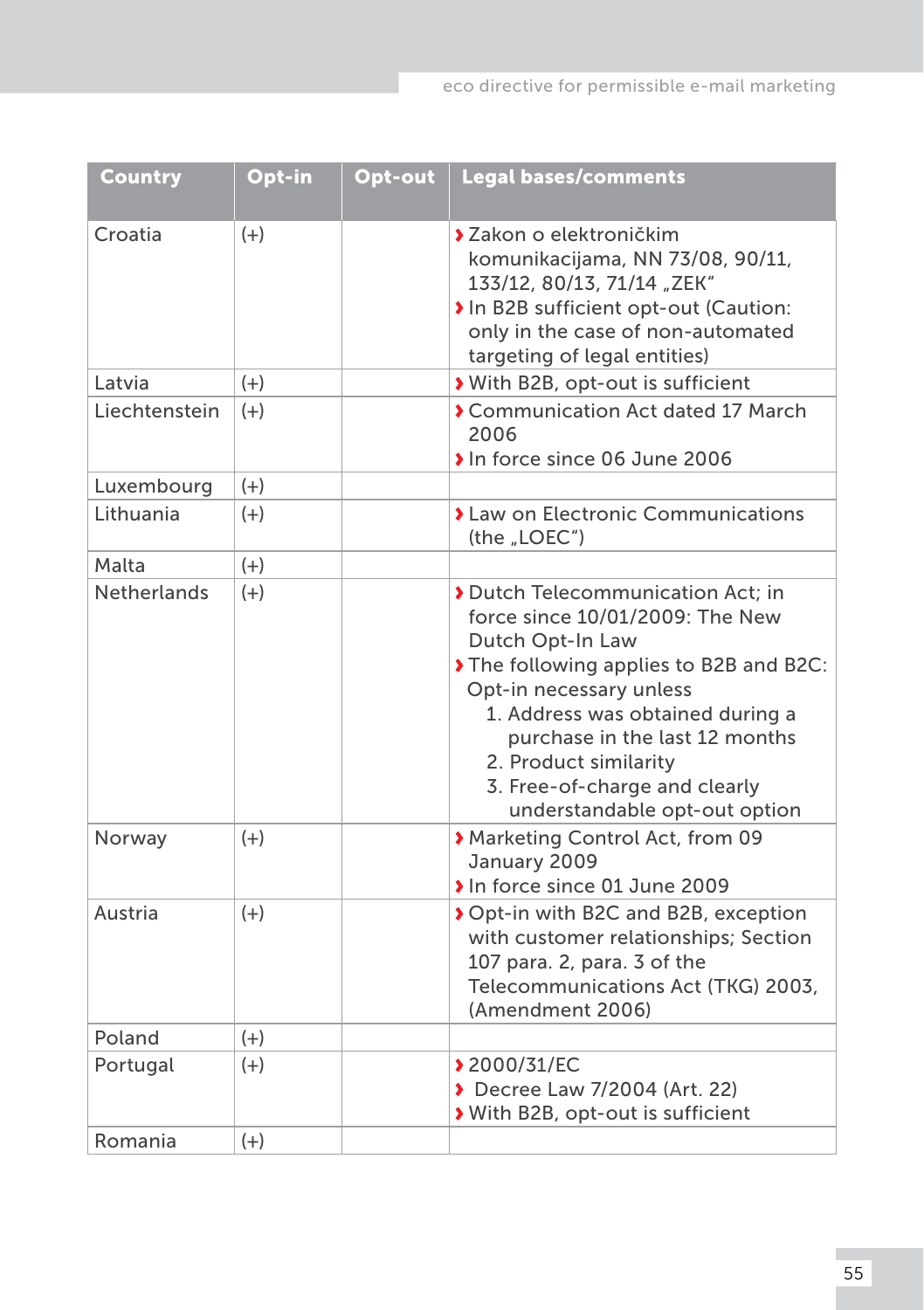| Country | Opt-in | Opt-out | Legal bases/comments |
|---|---|---|---|
| Croatia | (+) | | › Zakon o elektroničkim komunikacijama, NN 73/08, 90/11, 133/12, 80/13, 71/14 „ZEK“<br>› In B2B sufficient opt-out (Caution: only in the case of non-automated targeting of legal entities) |
| Latvia | (+) | | › With B2B, opt-out is sufficient |
| Liechtenstein | (+) | | › Communication Act dated 17 March 2006<br>› In force since 06 June 2006 |
| Luxembourg | (+) | | |
| Lithuania | (+) | | › Law on Electronic Communications (the „LOEC“) |
| Malta | (+) | | |
| Netherlands | (+) | | › Dutch Telecommunication Act; in force since 10/01/2009: The New Dutch Opt-In Law<br>› The following applies to B2B and B2C: Opt-in necessary unless<br>1. Address was obtained during a purchase in the last 12 months<br>2. Product similarity<br>3. Free-of-charge and clearly understandable opt-out option |
| Norway | (+) | | › Marketing Control Act, from 09 January 2009<br>› In force since 01 June 2009 |
| Austria | (+) | | › Opt-in with B2C and B2B, exception with customer relationships; Section 107 para. 2, para. 3 of the Telecommunications Act (TKG) 2003, (Amendment 2006) |
| Poland | (+) | | |
| Portugal | (+) | | › 2000/31/EC<br>› Decree Law 7/2004 (Art. 22)<br>› With B2B, opt-out is sufficient |
| Romania | (+) | | |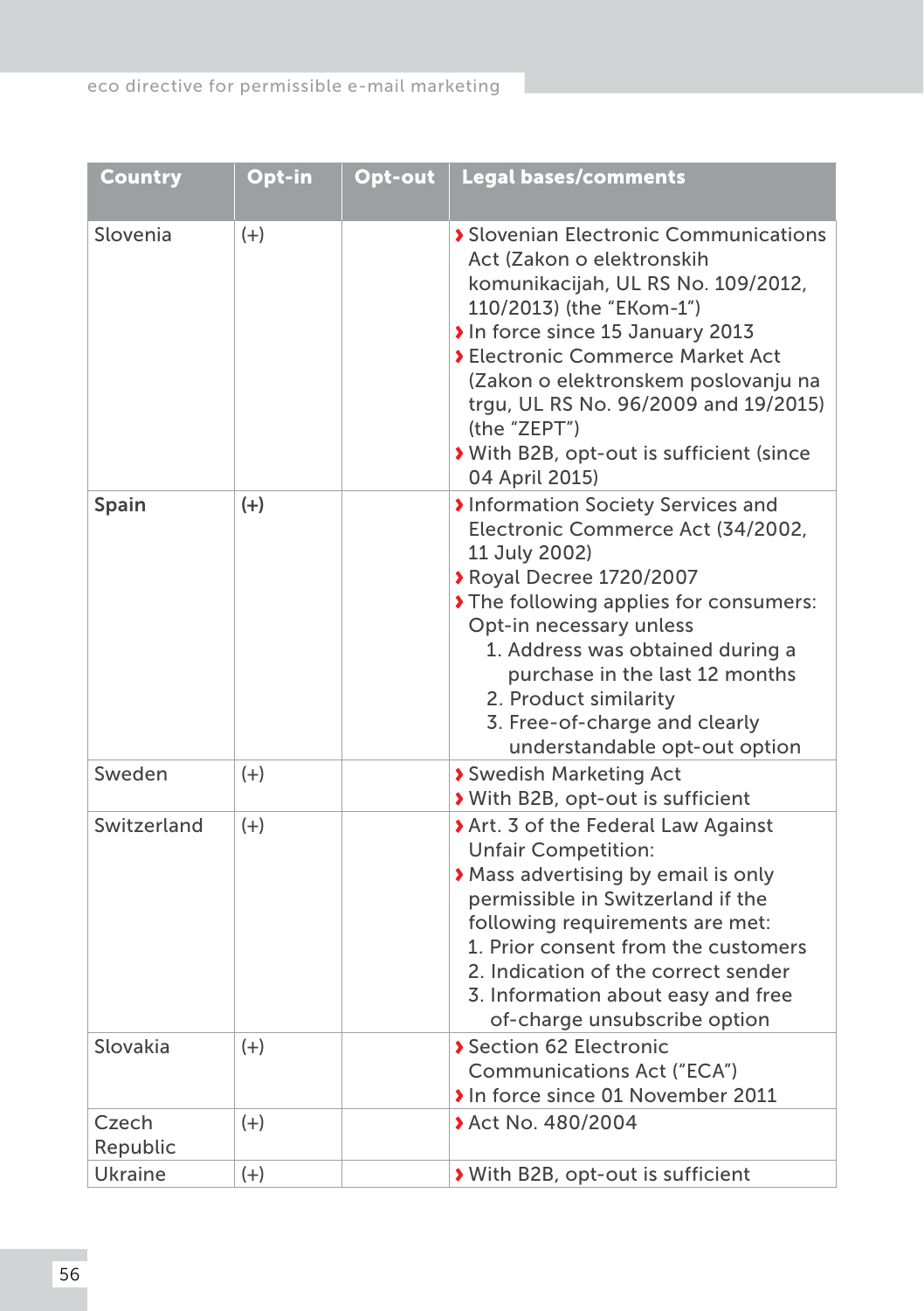| Country | Opt-in | Opt-out | Legal bases/comments |
|---|---|---|---|
| Slovenia | (+) | | › Slovenian Electronic Communications Act (Zakon o elektronskih komunikacijah, UL RS No. 109/2012, 110/2013) (the "EKom-1")<br>› In force since 15 January 2013<br>› Electronic Commerce Market Act (Zakon o elektronskem poslovanju na trgu, UL RS No. 96/2009 and 19/2015) (the "ZEPT")<br>› With B2B, opt-out is sufficient (since 04 April 2015) |
| **Spain** | **(+)** | | › Information Society Services and Electronic Commerce Act (34/2002, 11 July 2002)<br>› Royal Decree 1720/2007<br>› The following applies for consumers: Opt-in necessary unless<br>1. Address was obtained during a purchase in the last 12 months<br>2. Product similarity<br>3. Free-of-charge and clearly understandable opt-out option |
| Sweden | (+) | | › Swedish Marketing Act<br>› With B2B, opt-out is sufficient |
| Switzerland | (+) | | › Art. 3 of the Federal Law Against Unfair Competition:<br>› Mass advertising by email is only permissible in Switzerland if the following requirements are met:<br>1. Prior consent from the customers<br>2. Indication of the correct sender<br>3. Information about easy and free of-charge unsubscribe option |
| Slovakia | (+) | | › Section 62 Electronic Communications Act ("ECA")<br>› In force since 01 November 2011 |
| Czech Republic | (+) | | › Act No. 480/2004 |
| Ukraine | (+) | | › With B2B, opt-out is sufficient |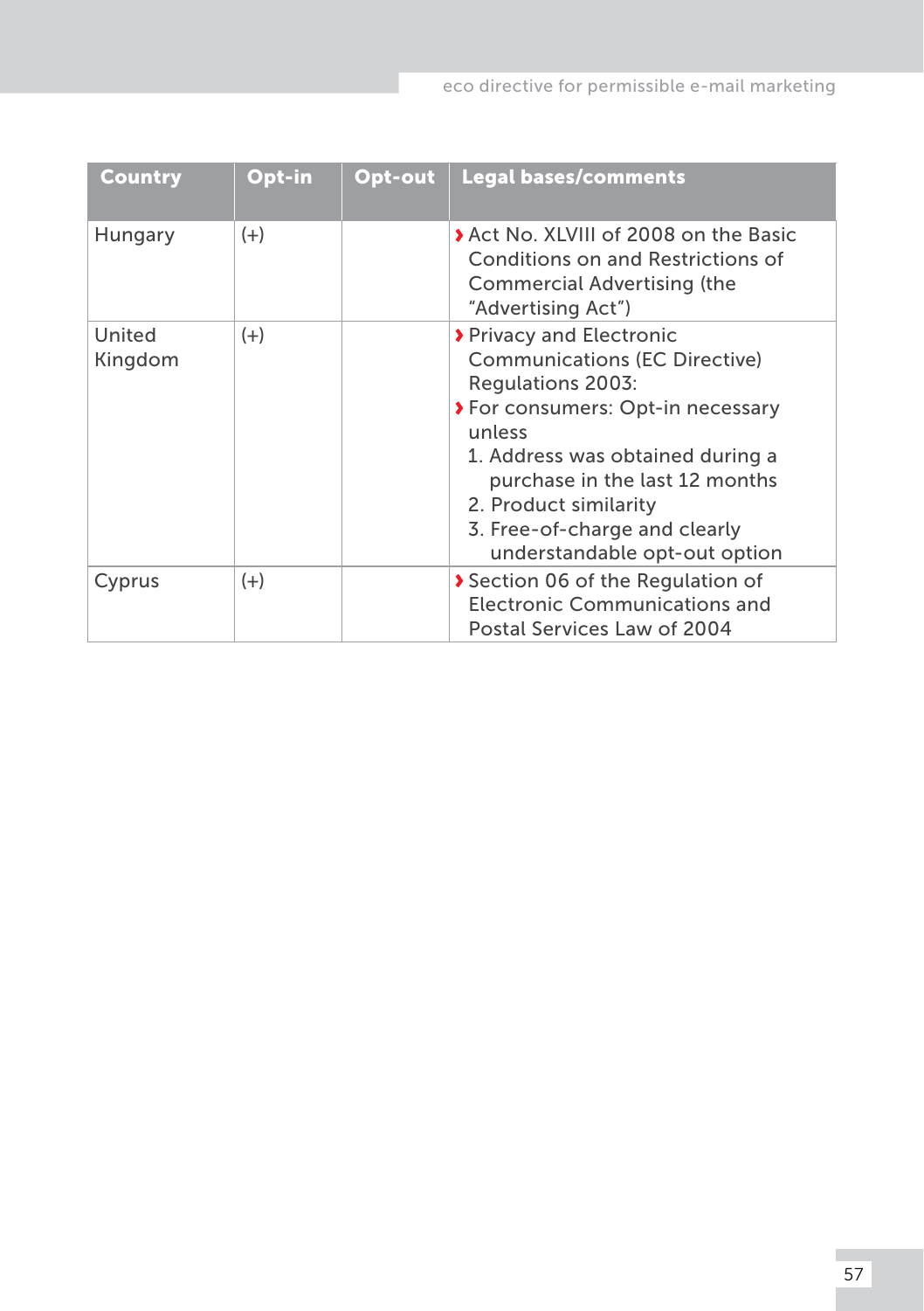| Country | Opt-in | Opt-out | Legal bases/comments |
|---|---|---|---|
| Hungary | (+) | | › Act No. XLVIII of 2008 on the Basic Conditions on and Restrictions of Commercial Advertising (the "Advertising Act") |
| United Kingdom | (+) | | › Privacy and Electronic Communications (EC Directive) Regulations 2003:<br>› For consumers: Opt-in necessary unless<br>1. Address was obtained during a purchase in the last 12 months<br>2. Product similarity<br>3. Free-of-charge and clearly understandable opt-out option |
| Cyprus | (+) | | › Section 06 of the Regulation of Electronic Communications and Postal Services Law of 2004 |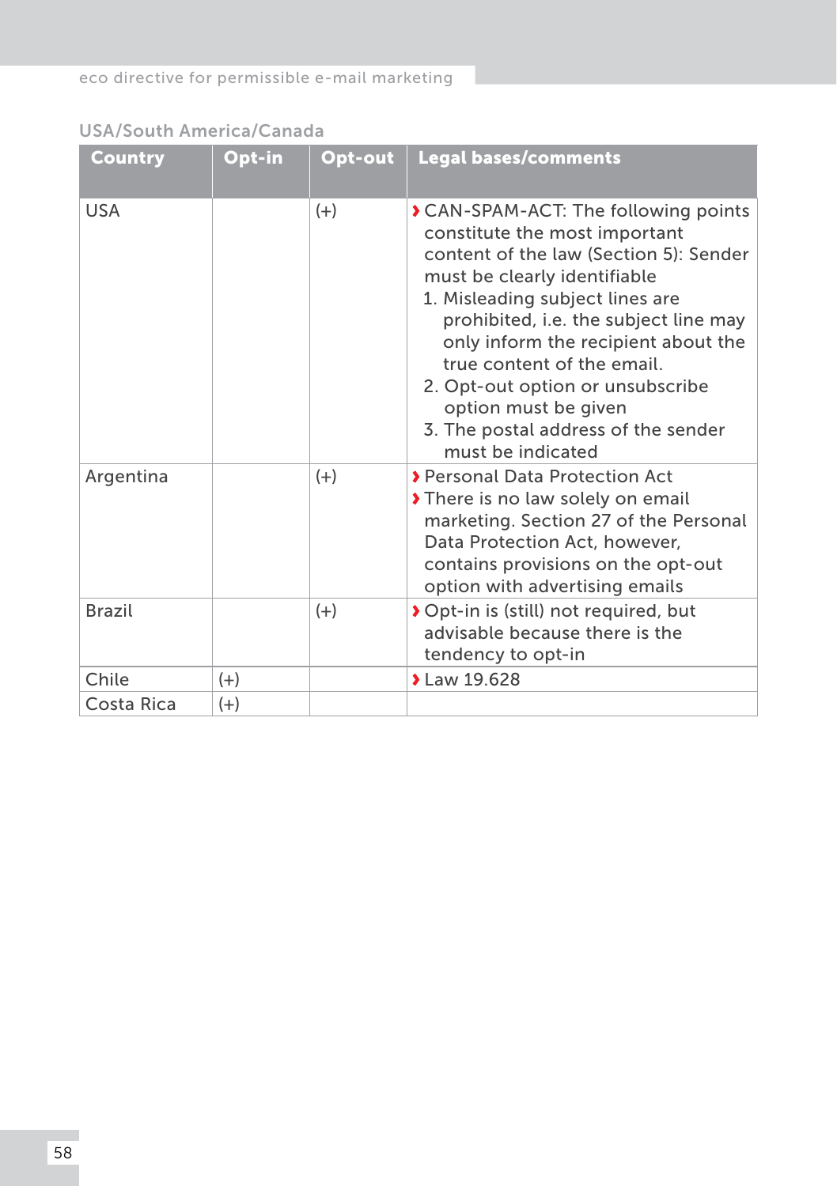### USA/South America/Canada

| Country | Opt-in | Opt-out | Legal bases/comments |
|---|---|---|---|
| USA | | (+) | › CAN-SPAM-ACT: The following points constitute the most important content of the law (Section 5): Sender must be clearly identifiable<br>1. Misleading subject lines are prohibited, i.e. the subject line may only inform the recipient about the true content of the email.<br>2. Opt-out option or unsubscribe option must be given<br>3. The postal address of the sender must be indicated |
| Argentina | | (+) | › Personal Data Protection Act<br>› There is no law solely on email marketing. Section 27 of the Personal Data Protection Act, however, contains provisions on the opt-out option with advertising emails |
| Brazil | | (+) | › Opt-in is (still) not required, but advisable because there is the tendency to opt-in |
| Chile | (+) | | › Law 19.628 |
| Costa Rica | (+) | | |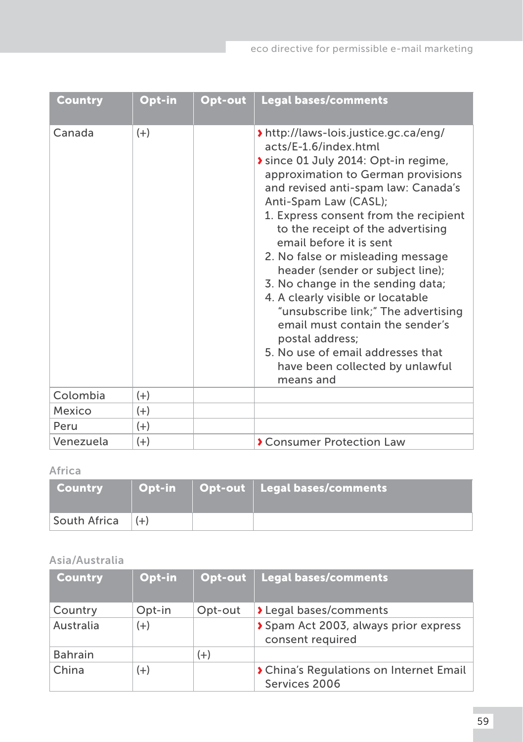| Country | Opt-in | Opt-out | Legal bases/comments |
|---|---|---|---|
| Canada | (+) | | › http://laws-lois.justice.gc.ca/eng/acts/E-1.6/index.html<br>› since 01 July 2014: Opt-in regime, approximation to German provisions and revised anti-spam law: Canada's Anti-Spam Law (CASL);<br>1. Express consent from the recipient to the receipt of the advertising email before it is sent<br>2. No false or misleading message header (sender or subject line);<br>3. No change in the sending data;<br>4. A clearly visible or locatable "unsubscribe link;" The advertising email must contain the sender's postal address;<br>5. No use of email addresses that have been collected by unlawful means and |
| Colombia | (+) | | |
| Mexico | (+) | | |
| Peru | (+) | | |
| Venezuela | (+) | | › Consumer Protection Law |

### Africa

| Country | Opt-in | Opt-out | Legal bases/comments |
|---|---|---|---|
| South Africa | (+) | | |

### Asia/Australia

| Country | Opt-in | Opt-out | Legal bases/comments |
|---|---|---|---|
| Country | Opt-in | Opt-out | › Legal bases/comments |
| Australia | (+) | | › Spam Act 2003, always prior express consent required |
| Bahrain | | (+) | |
| China | (+) | | › China's Regulations on Internet Email Services 2006 |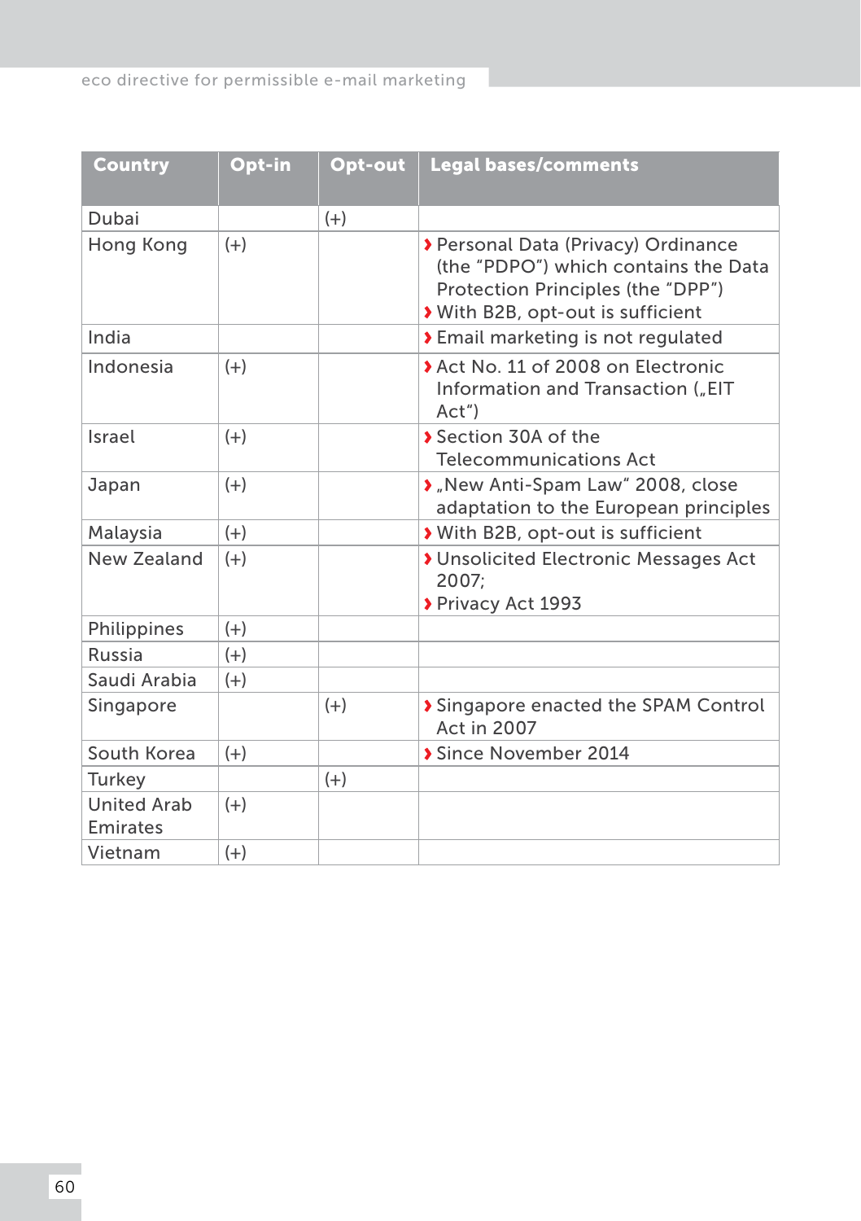| Country | Opt-in | Opt-out | Legal bases/comments |
|---|---|---|---|
| Dubai | | (+) | |
| Hong Kong | (+) | | › Personal Data (Privacy) Ordinance (the “PDPO”) which contains the Data Protection Principles (the “DPP”)<br>› With B2B, opt-out is sufficient |
| India | | | › Email marketing is not regulated |
| Indonesia | (+) | | › Act No. 11 of 2008 on Electronic Information and Transaction („EIT Act“) |
| Israel | (+) | | › Section 30A of the Telecommunications Act |
| Japan | (+) | | › „New Anti-Spam Law“ 2008, close adaptation to the European principles |
| Malaysia | (+) | | › With B2B, opt-out is sufficient |
| New Zealand | (+) | | › Unsolicited Electronic Messages Act 2007;<br>› Privacy Act 1993 |
| Philippines | (+) | | |
| Russia | (+) | | |
| Saudi Arabia | (+) | | |
| Singapore | | (+) | › Singapore enacted the SPAM Control Act in 2007 |
| South Korea | (+) | | › Since November 2014 |
| Turkey | | (+) | |
| United Arab Emirates | (+) | | |
| Vietnam | (+) | | |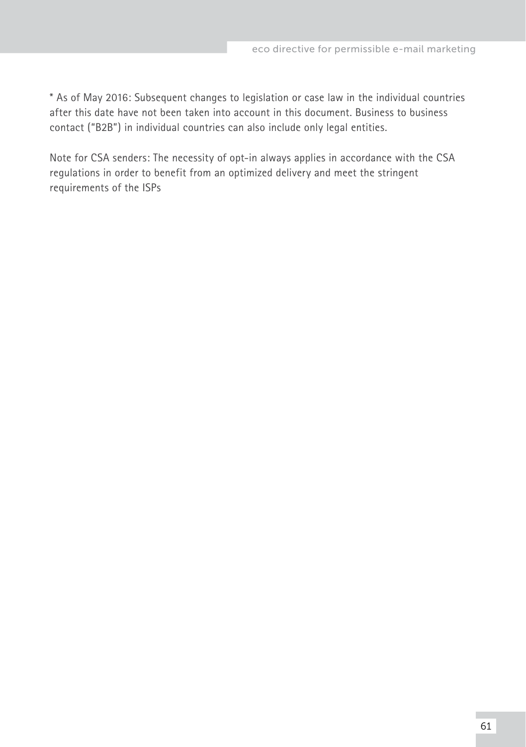* As of May 2016: Subsequent changes to legislation or case law in the individual countries after this date have not been taken into account in this document. Business to business contact ("B2B") in individual countries can also include only legal entities.

Note for CSA senders: The necessity of opt-in always applies in accordance with the CSA regulations in order to benefit from an optimized delivery and meet the stringent requirements of the ISPs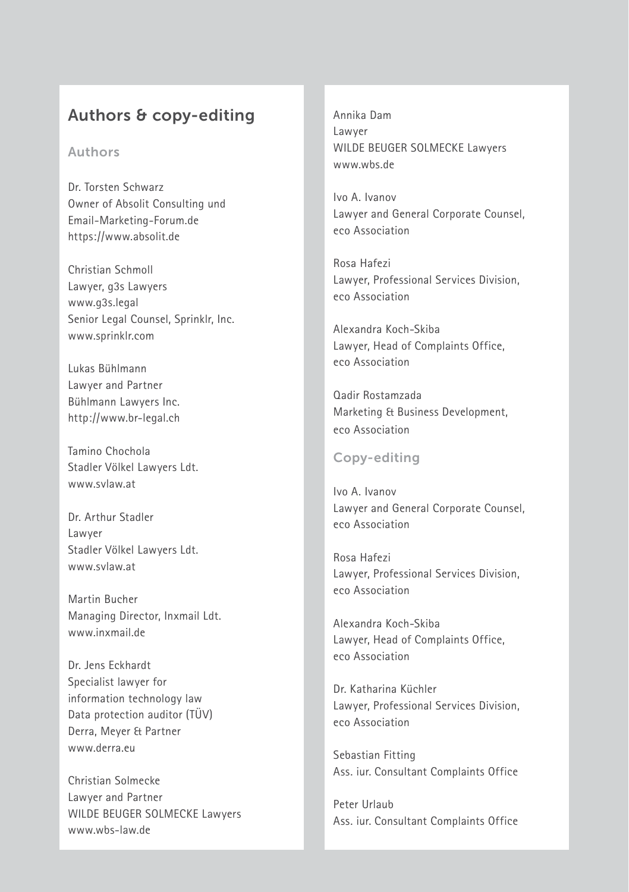## Authors & copy-editing

### Authors

Dr. Torsten Schwarz
Owner of Absolit Consulting und Email-Marketing-Forum.de
https://www.absolit.de

Christian Schmoll
Lawyer, g3s Lawyers
www.g3s.legal
Senior Legal Counsel, Sprinklr, Inc.
www.sprinklr.com

Lukas Bühlmann
Lawyer and Partner
Bühlmann Lawyers Inc.
http://www.br-legal.ch

Tamino Chochola
Stadler Völkel Lawyers Ldt.
www.svlaw.at

Dr. Arthur Stadler
Lawyer
Stadler Völkel Lawyers Ldt.
www.svlaw.at

Martin Bucher
Managing Director, Inxmail Ldt.
www.inxmail.de

Dr. Jens Eckhardt
Specialist lawyer for information technology law
Data protection auditor (TÜV)
Derra, Meyer & Partner
www.derra.eu

Christian Solmecke
Lawyer and Partner
WILDE BEUGER SOLMECKE Lawyers
www.wbs-law.de

Annika Dam
Lawyer
WILDE BEUGER SOLMECKE Lawyers
www.wbs.de

Ivo A. Ivanov
Lawyer and General Corporate Counsel, eco Association

Rosa Hafezi
Lawyer, Professional Services Division, eco Association

Alexandra Koch-Skiba
Lawyer, Head of Complaints Office, eco Association

Qadir Rostamzada
Marketing & Business Development, eco Association

### Copy-editing

Ivo A. Ivanov
Lawyer and General Corporate Counsel, eco Association

Rosa Hafezi
Lawyer, Professional Services Division, eco Association

Alexandra Koch-Skiba
Lawyer, Head of Complaints Office, eco Association

Dr. Katharina Küchler
Lawyer, Professional Services Division, eco Association

Sebastian Fitting
Ass. iur. Consultant Complaints Office

Peter Urlaub
Ass. iur. Consultant Complaints Office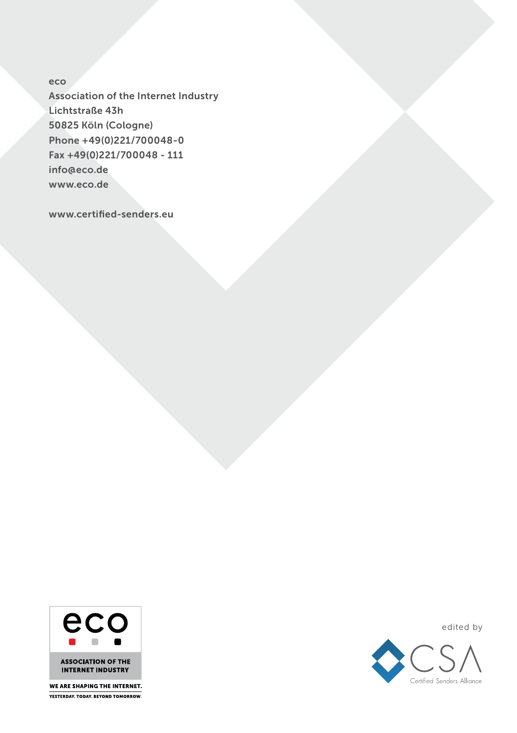eco
Association of the Internet Industry
Lichtstraße 43h
50825 Köln (Cologne)
Phone +49(0)221/700048-0
Fax +49(0)221/700048 - 111
info@eco.de
www.eco.de

www.certified-senders.eu

eco

ASSOCIATION OF THE INTERNET INDUSTRY

WE ARE SHAPING THE INTERNET.
YESTERDAY. TODAY. BEYOND TOMORROW.

edited by

CSA
Certified Senders Alliance